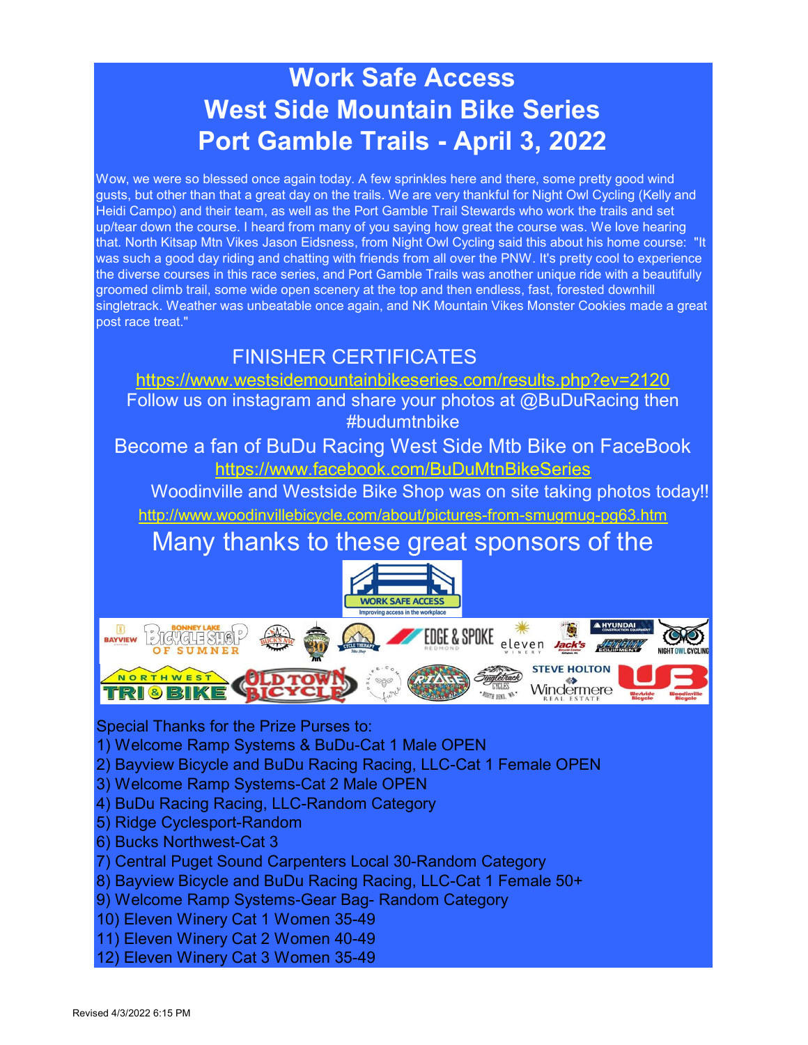# Work Safe Access
# West Side Mountain Bike Series
# Port Gamble Trails - April 3, 2022

Wow, we were so blessed once again today. A few sprinkles here and there, some pretty good wind gusts, but other than that a great day on the trails. We are very thankful for Night Owl Cycling (Kelly and Heidi Campo) and their team, as well as the Port Gamble Trail Stewards who work the trails and set up/tear down the course. I heard from many of you saying how great the course was. We love hearing that. North Kitsap Mtn Vikes Jason Eidsness, from Night Owl Cycling said this about his home course: "It was such a good day riding and chatting with friends from all over the PNW. It's pretty cool to experience the diverse courses in this race series, and Port Gamble Trails was another unique ride with a beautifully groomed climb trail, some wide open scenery at the top and then endless, fast, forested downhill singletrack. Weather was unbeatable once again, and NK Mountain Vikes Monster Cookies made a great post race treat."

FINISHER CERTIFICATES

https://www.westsidemountainbikeseries.com/results.php?ev=2120

Follow us on instagram and share your photos at @BuDuRacing then #budumtnbike

Become a fan of BuDu Racing West Side Mtb Bike on FaceBook

https://www.facebook.com/BuDuMtnBikeSeries

Woodinville and Westside Bike Shop was on site taking photos today!!

http://www.woodinvillebicycle.com/about/pictures-from-smugmug-pg63.htm

Many thanks to these great sponsors of the

Special Thanks for the Prize Purses to:

1) Welcome Ramp Systems & BuDu-Cat 1 Male OPEN
2) Bayview Bicycle and BuDu Racing Racing, LLC-Cat 1 Female OPEN
3) Welcome Ramp Systems-Cat 2 Male OPEN
4) BuDu Racing Racing, LLC-Random Category
5) Ridge Cyclesport-Random
6) Bucks Northwest-Cat 3
7) Central Puget Sound Carpenters Local 30-Random Category
8) Bayview Bicycle and BuDu Racing Racing, LLC-Cat 1 Female 50+
9) Welcome Ramp Systems-Gear Bag- Random Category
10) Eleven Winery Cat 1 Women 35-49
11) Eleven Winery Cat 2 Women 40-49
12) Eleven Winery Cat 3 Women 35-49

Revised 4/3/2022 6:15 PM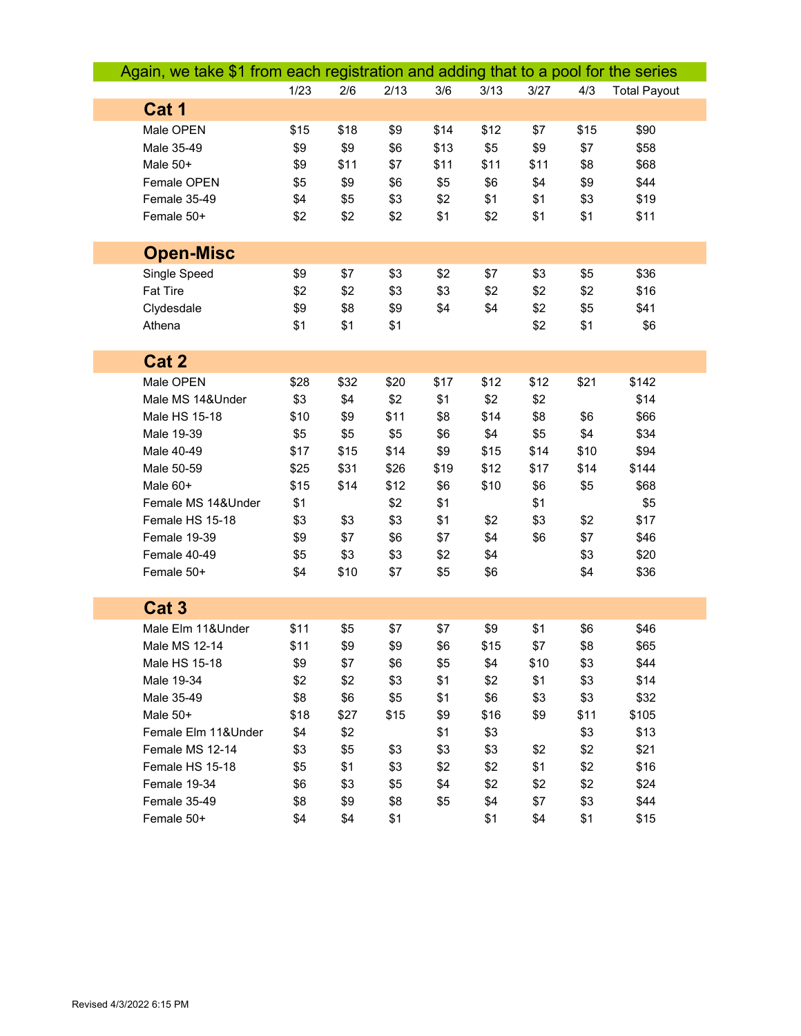Again, we take $1 from each registration and adding that to a pool for the series

| | 1/23 | 2/6 | 2/13 | 3/6 | 3/13 | 3/27 | 4/3 | Total Payout |
|---|---|---|---|---|---|---|---|---|
| **Cat 1** | | | | | | | | |
| Male OPEN | $15 | $18 | $9 | $14 | $12 | $7 | $15 | $90 |
| Male 35-49 | $9 | $9 | $6 | $13 | $5 | $9 | $7 | $58 |
| Male 50+ | $9 | $11 | $7 | $11 | $11 | $11 | $8 | $68 |
| Female OPEN | $5 | $9 | $6 | $5 | $6 | $4 | $9 | $44 |
| Female 35-49 | $4 | $5 | $3 | $2 | $1 | $1 | $3 | $19 |
| Female 50+ | $2 | $2 | $2 | $1 | $2 | $1 | $1 | $11 |
| **Open-Misc** | | | | | | | | |
| Single Speed | $9 | $7 | $3 | $2 | $7 | $3 | $5 | $36 |
| Fat Tire | $2 | $2 | $3 | $3 | $2 | $2 | $2 | $16 |
| Clydesdale | $9 | $8 | $9 | $4 | $4 | $2 | $5 | $41 |
| Athena | $1 | $1 | $1 | | | $2 | $1 | $6 |
| **Cat 2** | | | | | | | | |
| Male OPEN | $28 | $32 | $20 | $17 | $12 | $12 | $21 | $142 |
| Male MS 14&Under | $3 | $4 | $2 | $1 | $2 | $2 | | $14 |
| Male HS 15-18 | $10 | $9 | $11 | $8 | $14 | $8 | $6 | $66 |
| Male 19-39 | $5 | $5 | $5 | $6 | $4 | $5 | $4 | $34 |
| Male 40-49 | $17 | $15 | $14 | $9 | $15 | $14 | $10 | $94 |
| Male 50-59 | $25 | $31 | $26 | $19 | $12 | $17 | $14 | $144 |
| Male 60+ | $15 | $14 | $12 | $6 | $10 | $6 | $5 | $68 |
| Female MS 14&Under | $1 | | $2 | $1 | | $1 | | $5 |
| Female HS 15-18 | $3 | $3 | $3 | $1 | $2 | $3 | $2 | $17 |
| Female 19-39 | $9 | $7 | $6 | $7 | $4 | $6 | $7 | $46 |
| Female 40-49 | $5 | $3 | $3 | $2 | $4 | | $3 | $20 |
| Female 50+ | $4 | $10 | $7 | $5 | $6 | | $4 | $36 |
| **Cat 3** | | | | | | | | |
| Male Elm 11&Under | $11 | $5 | $7 | $7 | $9 | $1 | $6 | $46 |
| Male MS 12-14 | $11 | $9 | $9 | $6 | $15 | $7 | $8 | $65 |
| Male HS 15-18 | $9 | $7 | $6 | $5 | $4 | $10 | $3 | $44 |
| Male 19-34 | $2 | $2 | $3 | $1 | $2 | $1 | $3 | $14 |
| Male 35-49 | $8 | $6 | $5 | $1 | $6 | $3 | $3 | $32 |
| Male 50+ | $18 | $27 | $15 | $9 | $16 | $9 | $11 | $105 |
| Female Elm 11&Under | $4 | $2 | | $1 | $3 | | $3 | $13 |
| Female MS 12-14 | $3 | $5 | $3 | $3 | $3 | $2 | $2 | $21 |
| Female HS 15-18 | $5 | $1 | $3 | $2 | $2 | $1 | $2 | $16 |
| Female 19-34 | $6 | $3 | $5 | $4 | $2 | $2 | $2 | $24 |
| Female 35-49 | $8 | $9 | $8 | $5 | $4 | $7 | $3 | $44 |
| Female 50+ | $4 | $4 | $1 | | $1 | $4 | $1 | $15 |

Revised 4/3/2022 6:15 PM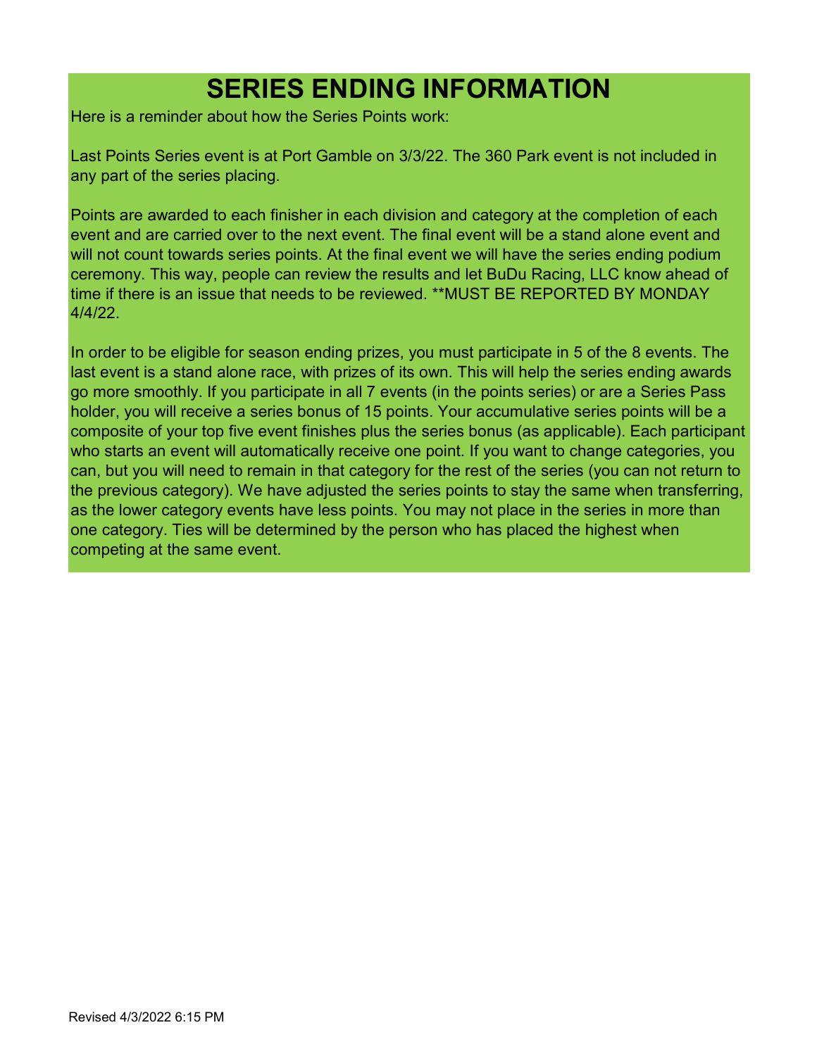# SERIES ENDING INFORMATION

Here is a reminder about how the Series Points work:

Last Points Series event is at Port Gamble on 3/3/22. The 360 Park event is not included in any part of the series placing.

Points are awarded to each finisher in each division and category at the completion of each event and are carried over to the next event. The final event will be a stand alone event and will not count towards series points. At the final event we will have the series ending podium ceremony. This way, people can review the results and let BuDu Racing, LLC know ahead of time if there is an issue that needs to be reviewed. **MUST BE REPORTED BY MONDAY 4/4/22.

In order to be eligible for season ending prizes, you must participate in 5 of the 8 events. The last event is a stand alone race, with prizes of its own. This will help the series ending awards go more smoothly. If you participate in all 7 events (in the points series) or are a Series Pass holder, you will receive a series bonus of 15 points. Your accumulative series points will be a composite of your top five event finishes plus the series bonus (as applicable). Each participant who starts an event will automatically receive one point. If you want to change categories, you can, but you will need to remain in that category for the rest of the series (you can not return to the previous category). We have adjusted the series points to stay the same when transferring, as the lower category events have less points. You may not place in the series in more than one category. Ties will be determined by the person who has placed the highest when competing at the same event.

Revised 4/3/2022 6:15 PM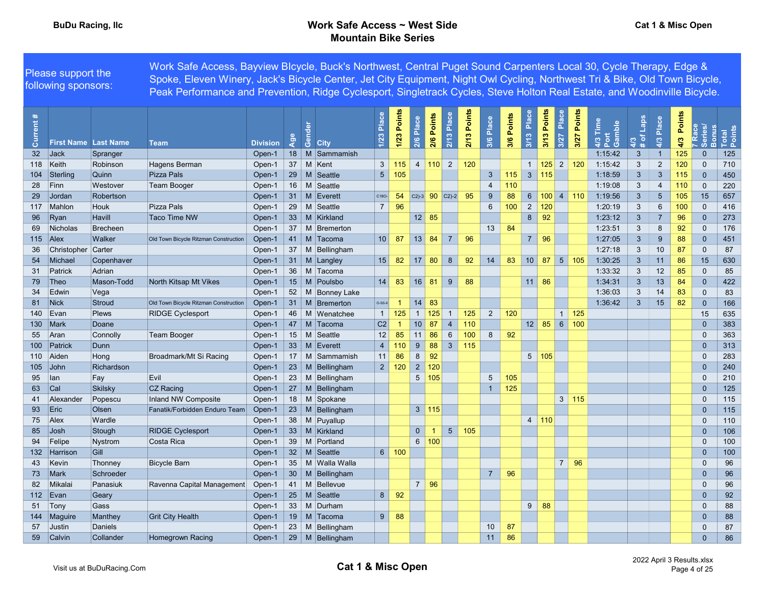BuDu Racing, llc

# Work Safe Access ~ West Side Mountain Bike Series

Cat 1 & Misc Open

Please support the following sponsors: Work Safe Access, Bayview BIcycle, Buck's Northwest, Central Puget Sound Carpenters Local 30, Cycle Therapy, Edge & Spoke, Eleven Winery, Jack's Bicycle Center, Jet City Equipment, Night Owl Cycling, Northwest Tri & Bike, Old Town Bicycle, Peak Performance and Prevention, Ridge Cyclesport, Singletrack Cycles, Steve Holton Real Estate, and Woodinville Bicycle.

| Current # | First Name | Last Name | Team | Division | Age | Gender | City | 1/23 Place | 1/23 Points | 2/6 Place | 2/6 Points | 2/13 Place | 2/13 Points | 3/6 Place | 3/6 Points | 3/13 Place | 3/13 Points | 3/27 Place | 3/27 Points | 4/3 Time Port Gamble | 4/3 # of Laps | 4/3 Place | 4/3 Points | 7 Race Series/ Bonus | Total Points |
|---|---|---|---|---|---|---|---|---|---|---|---|---|---|---|---|---|---|---|---|---|---|---|---|---|---|
| 32 | Jack | Spranger | | Open-1 | 18 | M | Sammamish | | | | | | | | | | | | | 1:15:42 | 3 | 1 | 125 | 0 | 125 |
| 118 | Keith | Robinson | Hagens Berman | Open-1 | 37 | M | Kent | 3 | 115 | 4 | 110 | 2 | 120 | | | 1 | 125 | 2 | 120 | 1:15:42 | 3 | 2 | 120 | 0 | 710 |
| 104 | Sterling | Quinn | Pizza Pals | Open-1 | 29 | M | Seattle | 5 | 105 | | | | | 3 | 115 | 3 | 115 | | | 1:18:59 | 3 | 3 | 115 | 0 | 450 |
| 28 | Finn | Westover | Team Booger | Open-1 | 16 | M | Seattle | | | | | | | 4 | 110 | | | | | 1:19:08 | 3 | 4 | 110 | 0 | 220 |
| 29 | Jordan | Robertson | | Open-1 | 31 | M | Everett | C18O- | 54 | C2)-3 | 90 | C2)-2 | 95 | 9 | 88 | 6 | 100 | 4 | 110 | 1:19:56 | 3 | 5 | 105 | 15 | 657 |
| 117 | Mahlon | Houk | Pizza Pals | Open-1 | 29 | M | Seattle | 7 | 96 | | | | | 6 | 100 | 2 | 120 | | | 1:20:19 | 3 | 6 | 100 | 0 | 416 |
| 96 | Ryan | Havill | Taco Time NW | Open-1 | 33 | M | Kirkland | | | 12 | 85 | | | | | 8 | 92 | | | 1:23:12 | 3 | 7 | 96 | 0 | 273 |
| 69 | Nicholas | Brecheen | | Open-1 | 37 | M | Bremerton | | | | | | | 13 | 84 | | | | | 1:23:51 | 3 | 8 | 92 | 0 | 176 |
| 115 | Alex | Walker | Old Town Bicycle Ritzman Construction | Open-1 | 41 | M | Tacoma | 10 | 87 | 13 | 84 | 7 | 96 | | | 7 | 96 | | | 1:27:05 | 3 | 9 | 88 | 0 | 451 |
| 36 | Christopher | Carter | | Open-1 | 37 | M | Bellingham | | | | | | | | | | | | | 1:27:18 | 3 | 10 | 87 | 0 | 87 |
| 54 | Michael | Copenhaver | | Open-1 | 31 | M | Langley | 15 | 82 | 17 | 80 | 8 | 92 | 14 | 83 | 10 | 87 | 5 | 105 | 1:30:25 | 3 | 11 | 86 | 15 | 630 |
| 31 | Patrick | Adrian | | Open-1 | 36 | M | Tacoma | | | | | | | | | | | | | 1:33:32 | 3 | 12 | 85 | 0 | 85 |
| 79 | Theo | Mason-Todd | North Kitsap Mt Vikes | Open-1 | 15 | M | Poulsbo | 14 | 83 | 16 | 81 | 9 | 88 | | | 11 | 86 | | | 1:34:31 | 3 | 13 | 84 | 0 | 422 |
| 34 | Edwin | Vega | | Open-1 | 52 | M | Bonney Lake | | | | | | | | | | | | | 1:36:03 | 3 | 14 | 83 | 0 | 83 |
| 81 | Nick | Stroud | Old Town Bicycle Ritzman Construction | Open-1 | 31 | M | Bremerton | O-SS-6 | 1 | 14 | 83 | | | | | | | | | 1:36:42 | 3 | 15 | 82 | 0 | 166 |
| 140 | Evan | Plews | RIDGE Cyclesport | Open-1 | 46 | M | Wenatchee | 1 | 125 | 1 | 125 | 1 | 125 | 2 | 120 | | | 1 | 125 | | | | | 15 | 635 |
| 130 | Mark | Doane | | Open-1 | 47 | M | Tacoma | C2 | 1 | 10 | 87 | 4 | 110 | | | 12 | 85 | 6 | 100 | | | | | 0 | 383 |
| 55 | Aran | Connolly | Team Booger | Open-1 | 15 | M | Seattle | 12 | 85 | 11 | 86 | 6 | 100 | 8 | 92 | | | | | | | | | 0 | 363 |
| 100 | Patrick | Dunn | | Open-1 | 33 | M | Everett | 4 | 110 | 9 | 88 | 3 | 115 | | | | | | | | | | | 0 | 313 |
| 110 | Aiden | Hong | Broadmark/Mt Si Racing | Open-1 | 17 | M | Sammamish | 11 | 86 | 8 | 92 | | | | | 5 | 105 | | | | | | | 0 | 283 |
| 105 | John | Richardson | | Open-1 | 23 | M | Bellingham | 2 | 120 | 2 | 120 | | | | | | | | | | | | | 0 | 240 |
| 95 | Ian | Fay | Evil | Open-1 | 23 | M | Bellingham | | | 5 | 105 | | | 5 | 105 | | | | | | | | | 0 | 210 |
| 63 | Cal | Skilsky | CZ Racing | Open-1 | 27 | M | Bellingham | | | | | | | 1 | 125 | | | | | | | | | 0 | 125 |
| 41 | Alexander | Popescu | Inland NW Composite | Open-1 | 18 | M | Spokane | | | | | | | | | | | 3 | 115 | | | | | 0 | 115 |
| 93 | Eric | Olsen | Fanatik/Forbidden Enduro Team | Open-1 | 23 | M | Bellingham | | | 3 | 115 | | | | | | | | | | | | | 0 | 115 |
| 75 | Alex | Wardle | | Open-1 | 38 | M | Puyallup | | | | | | | | | 4 | 110 | | | | | | | 0 | 110 |
| 85 | Josh | Stough | RIDGE Cyclesport | Open-1 | 33 | M | Kirkland | | | 0 | 1 | 5 | 105 | | | | | | | | | | | 0 | 106 |
| 94 | Felipe | Nystrom | Costa Rica | Open-1 | 39 | M | Portland | | | 6 | 100 | | | | | | | | | | | | | 0 | 100 |
| 132 | Harrison | Gill | | Open-1 | 32 | M | Seattle | 6 | 100 | | | | | | | | | | | | | | | 0 | 100 |
| 43 | Kevin | Thonney | Bicycle Barn | Open-1 | 35 | M | Walla Walla | | | | | | | | | | | 7 | 96 | | | | | 0 | 96 |
| 73 | Mark | Schroeder | | Open-1 | 30 | M | Bellingham | | | | | | | 7 | 96 | | | | | | | | | 0 | 96 |
| 82 | Mikalai | Panasiuk | Ravenna Capital Management | Open-1 | 41 | M | Bellevue | | | 7 | 96 | | | | | | | | | | | | | 0 | 96 |
| 112 | Evan | Geary | | Open-1 | 25 | M | Seattle | 8 | 92 | | | | | | | | | | | | | | | 0 | 92 |
| 51 | Tony | Gass | | Open-1 | 33 | M | Durham | | | | | | | | | 9 | 88 | | | | | | | 0 | 88 |
| 144 | Maguire | Manthey | Grit City Health | Open-1 | 19 | M | Tacoma | 9 | 88 | | | | | | | | | | | | | | | 0 | 88 |
| 57 | Justin | Daniels | | Open-1 | 23 | M | Bellingham | | | | | | | 10 | 87 | | | | | | | | | 0 | 87 |
| 59 | Calvin | Collander | Homegrown Racing | Open-1 | 29 | M | Bellingham | | | | | | | 11 | 86 | | | | | | | | | 0 | 86 |

Visit us at BuDuRacing.Com

Cat 1 & Misc Open

2022 April 3 Results.xlsx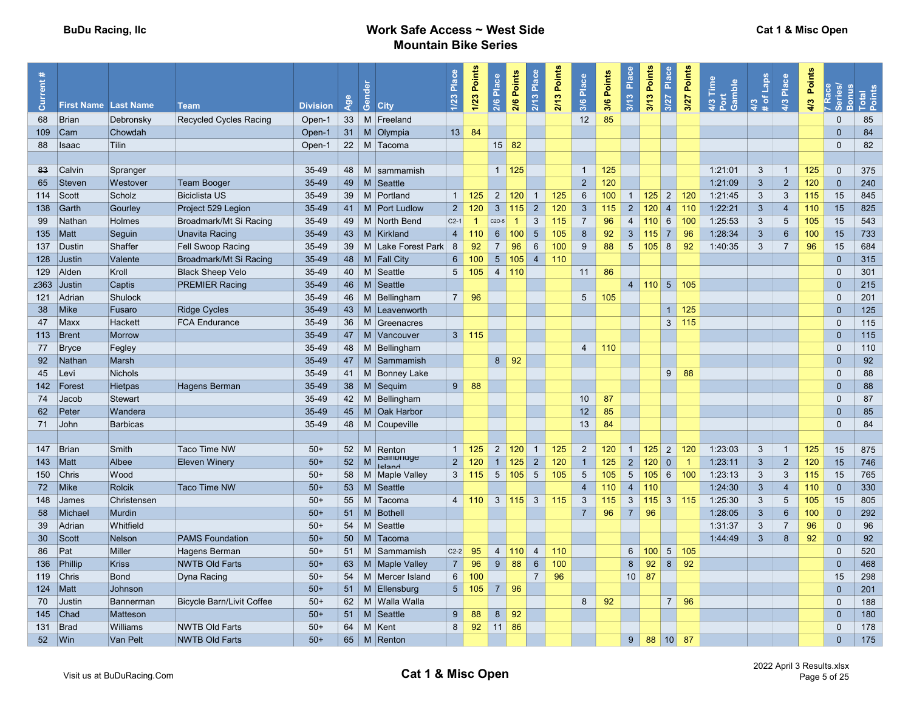BuDu Racing, llc

# Work Safe Access ~ West Side Mountain Bike Series

Cat 1 & Misc Open

| Current # | First Name | Last Name | Team | Division | Age | Gender | City | 1/23 Place | 1/23 Points | 2/6 Place | 2/6 Points | 2/13 Place | 2/13 Points | 3/6 Place | 3/6 Points | 3/13 Place | 3/13 Points | 3/27 Place | 3/27 Points | 4/3 Time Port Gamble | 4/3 # of Laps | 4/3 Place | 4/3 Points | 7 Race Series/ Bonus | Total Points |
|---|---|---|---|---|---|---|---|---|---|---|---|---|---|---|---|---|---|---|---|---|---|---|---|---|---|
| 68 | Brian | Debronsky | Recycled Cycles Racing | Open-1 | 33 | M | Freeland | | | | | | | 12 | 85 | | | | | | | | | 0 | 85 |
| 109 | Cam | Chowdah | | Open-1 | 31 | M | Olympia | 13 | 84 | | | | | | | | | | | | | | | 0 | 84 |
| 88 | Isaac | Tilin | | Open-1 | 22 | M | Tacoma | | | 15 | 82 | | | | | | | | | | | | | 0 | 82 |
| | | | | | | | | | | | | | | | | | | | | | | | | | |
| ~~83~~ | Calvin | Spranger | | 35-49 | 48 | M | sammamish | | | 1 | 125 | | | 1 | 125 | | | | | 1:21:01 | 3 | 1 | 125 | 0 | 375 |
| 65 | Steven | Westover | Team Booger | 35-49 | 49 | M | Seattle | | | | | | | 2 | 120 | | | | | 1:21:09 | 3 | 2 | 120 | 0 | 240 |
| 114 | Scott | Scholz | Biciclista US | 35-49 | 39 | M | Portland | 1 | 125 | 2 | 120 | 1 | 125 | 6 | 100 | 1 | 125 | 2 | 120 | 1:21:45 | 3 | 3 | 115 | 15 | 845 |
| 138 | Garth | Gourley | Project 529 Legion | 35-49 | 41 | M | Port Ludlow | 2 | 120 | 3 | 115 | 2 | 120 | 3 | 115 | 2 | 120 | 4 | 110 | 1:22:21 | 3 | 4 | 110 | 15 | 825 |
| 99 | Nathan | Holmes | Broadmark/Mt Si Racing | 35-49 | 49 | M | North Bend | C2-1 | 1 | C2O-5 | 1 | 3 | 115 | 7 | 96 | 4 | 110 | 6 | 100 | 1:25:53 | 3 | 5 | 105 | 15 | 543 |
| 135 | Matt | Seguin | Unavita Racing | 35-49 | 43 | M | Kirkland | 4 | 110 | 6 | 100 | 5 | 105 | 8 | 92 | 3 | 115 | 7 | 96 | 1:28:34 | 3 | 6 | 100 | 15 | 733 |
| 137 | Dustin | Shaffer | Fell Swoop Racing | 35-49 | 39 | M | Lake Forest Park | 8 | 92 | 7 | 96 | 6 | 100 | 9 | 88 | 5 | 105 | 8 | 92 | 1:40:35 | 3 | 7 | 96 | 15 | 684 |
| 128 | Justin | Valente | Broadmark/Mt Si Racing | 35-49 | 48 | M | Fall City | 6 | 100 | 5 | 105 | 4 | 110 | | | | | | | | | | | 0 | 315 |
| 129 | Alden | Kroll | Black Sheep Velo | 35-49 | 40 | M | Seattle | 5 | 105 | 4 | 110 | | | 11 | 86 | | | | | | | | | 0 | 301 |
| z363 | Justin | Captis | PREMIER Racing | 35-49 | 46 | M | Seattle | | | | | | | | | 4 | 110 | 5 | 105 | | | | | 0 | 215 |
| 121 | Adrian | Shulock | | 35-49 | 46 | M | Bellingham | 7 | 96 | | | | | 5 | 105 | | | | | | | | | 0 | 201 |
| 38 | Mike | Fusaro | Ridge Cycles | 35-49 | 43 | M | Leavenworth | | | | | | | | | | | 1 | 125 | | | | | 0 | 125 |
| 47 | Maxx | Hackett | FCA Endurance | 35-49 | 36 | M | Greenacres | | | | | | | | | | | 3 | 115 | | | | | 0 | 115 |
| 113 | Brent | Morrow | | 35-49 | 47 | M | Vancouver | 3 | 115 | | | | | | | | | | | | | | | 0 | 115 |
| 77 | Bryce | Fegley | | 35-49 | 48 | M | Bellingham | | | | | | | 4 | 110 | | | | | | | | | 0 | 110 |
| 92 | Nathan | Marsh | | 35-49 | 47 | M | Sammamish | | | 8 | 92 | | | | | | | | | | | | | 0 | 92 |
| 45 | Levi | Nichols | | 35-49 | 41 | M | Bonney Lake | | | | | | | | | | | 9 | 88 | | | | | 0 | 88 |
| 142 | Forest | Hietpas | Hagens Berman | 35-49 | 38 | M | Sequim | 9 | 88 | | | | | | | | | | | | | | | 0 | 88 |
| 74 | Jacob | Stewart | | 35-49 | 42 | M | Bellingham | | | | | | | 10 | 87 | | | | | | | | | 0 | 87 |
| 62 | Peter | Wandera | | 35-49 | 45 | M | Oak Harbor | | | | | | | 12 | 85 | | | | | | | | | 0 | 85 |
| 71 | John | Barbicas | | 35-49 | 48 | M | Coupeville | | | | | | | 13 | 84 | | | | | | | | | 0 | 84 |
| | | | | | | | | | | | | | | | | | | | | | | | | | |
| 147 | Brian | Smith | Taco Time NW | 50+ | 52 | M | Renton | 1 | 125 | 2 | 120 | 1 | 125 | 2 | 120 | 1 | 125 | 2 | 120 | 1:23:03 | 3 | 1 | 125 | 15 | 875 |
| 143 | Matt | Albee | Eleven Winery | 50+ | 52 | M | Bainbridge Island | 2 | 120 | 1 | 125 | 2 | 120 | 1 | 125 | 2 | 120 | 0 | 1 | 1:23:11 | 3 | 2 | 120 | 15 | 746 |
| 150 | Chris | Wood | | 50+ | 58 | M | Maple Valley | 3 | 115 | 5 | 105 | 5 | 105 | 5 | 105 | 5 | 105 | 6 | 100 | 1:23:13 | 3 | 3 | 115 | 15 | 765 |
| 72 | Mike | Rolcik | Taco Time NW | 50+ | 53 | M | Seattle | | | | | | | 4 | 110 | 4 | 110 | | | 1:24:30 | 3 | 4 | 110 | 0 | 330 |
| 148 | James | Christensen | | 50+ | 55 | M | Tacoma | 4 | 110 | 3 | 115 | 3 | 115 | 3 | 115 | 3 | 115 | 3 | 115 | 1:25:30 | 3 | 5 | 105 | 15 | 805 |
| 58 | Michael | Murdin | | 50+ | 51 | M | Bothell | | | | | | | 7 | 96 | 7 | 96 | | | 1:28:05 | 3 | 6 | 100 | 0 | 292 |
| 39 | Adrian | Whitfield | | 50+ | 54 | M | Seattle | | | | | | | | | | | | | 1:31:37 | 3 | 7 | 96 | 0 | 96 |
| 30 | Scott | Nelson | PAMS Foundation | 50+ | 50 | M | Tacoma | | | | | | | | | | | | | 1:44:49 | 3 | 8 | 92 | 0 | 92 |
| 86 | Pat | Miller | Hagens Berman | 50+ | 51 | M | Sammamish | C2-2 | 95 | 4 | 110 | 4 | 110 | | | 6 | 100 | 5 | 105 | | | | | 0 | 520 |
| 136 | Phillip | Kriss | NWTB Old Farts | 50+ | 63 | M | Maple Valley | 7 | 96 | 9 | 88 | 6 | 100 | | | 8 | 92 | 8 | 92 | | | | | 0 | 468 |
| 119 | Chris | Bond | Dyna Racing | 50+ | 54 | M | Mercer Island | 6 | 100 | | | 7 | 96 | | | 10 | 87 | | | | | | | 15 | 298 |
| 124 | Matt | Johnson | | 50+ | 51 | M | Ellensburg | 5 | 105 | 7 | 96 | | | | | | | | | | | | | 0 | 201 |
| 70 | Justin | Bannerman | Bicycle Barn/Livit Coffee | 50+ | 62 | M | Walla Walla | | | | | | | 8 | 92 | | | 7 | 96 | | | | | 0 | 188 |
| 145 | Chad | Matteson | | 50+ | 51 | M | Seattle | 9 | 88 | 8 | 92 | | | | | | | | | | | | | 0 | 180 |
| 131 | Brad | Williams | NWTB Old Farts | 50+ | 64 | M | Kent | 8 | 92 | 11 | 86 | | | | | | | | | | | | | 0 | 178 |
| 52 | Win | Van Pelt | NWTB Old Farts | 50+ | 65 | M | Renton | | | | | | | | | 9 | 88 | 10 | 87 | | | | | 0 | 175 |

Visit us at BuDuRacing.Com

Cat 1 & Misc Open

2022 April 3 Results.xlsx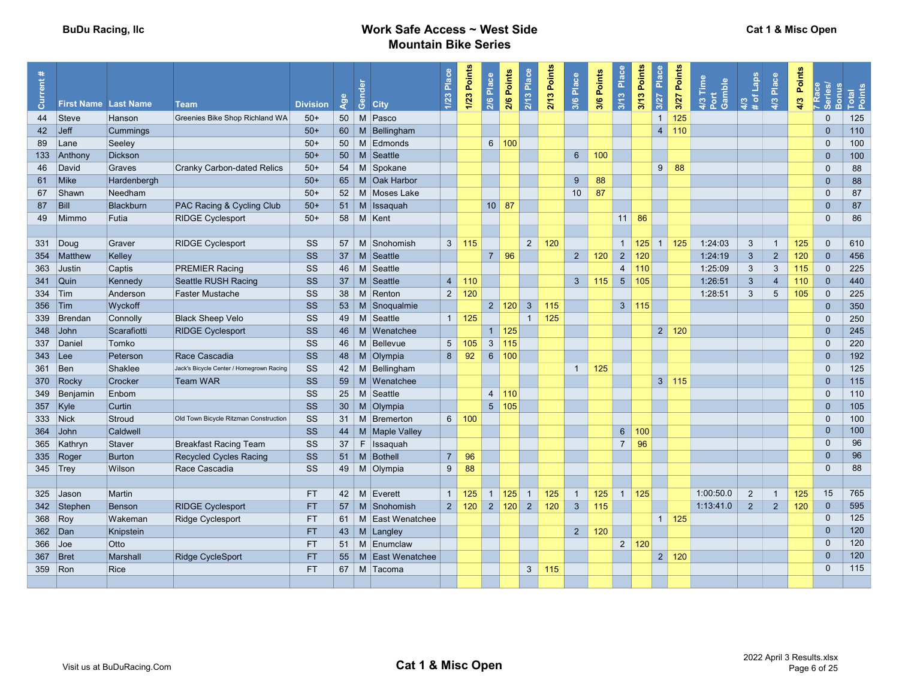BuDu Racing, llc

# Work Safe Access ~ West Side Mountain Bike Series

Cat 1 & Misc Open

| Current # | First Name | Last Name | Team | Division | Age | Gender | City | 1/23 Place | 1/23 Points | 2/6 Place | 2/6 Points | 2/13 Place | 2/13 Points | 3/6 Place | 3/6 Points | 3/13 Place | 3/13 Points | 3/27 Place | 3/27 Points | 4/3 Time Port Gamble | 4/3 # of Laps | 4/3 Place | 4/3 Points | 7 Race Series/ Bonus | Total Points |
|---|---|---|---|---|---|---|---|---|---|---|---|---|---|---|---|---|---|---|---|---|---|---|---|---|---|
| 44 | Steve | Hanson | Greenies Bike Shop Richland WA | 50+ | 50 | M | Pasco | | | | | | | | | | | 1 | 125 | | | | | 0 | 125 |
| 42 | Jeff | Cummings | | 50+ | 60 | M | Bellingham | | | | | | | | | | | 4 | 110 | | | | | 0 | 110 |
| 89 | Lane | Seeley | | 50+ | 50 | M | Edmonds | | | 6 | 100 | | | | | | | | | | | | | 0 | 100 |
| 133 | Anthony | Dickson | | 50+ | 50 | M | Seattle | | | | | | | 6 | 100 | | | | | | | | | 0 | 100 |
| 46 | David | Graves | Cranky Carbon-dated Relics | 50+ | 54 | M | Spokane | | | | | | | | | | | 9 | 88 | | | | | 0 | 88 |
| 61 | Mike | Hardenbergh | | 50+ | 65 | M | Oak Harbor | | | | | | | 9 | 88 | | | | | | | | | 0 | 88 |
| 67 | Shawn | Needham | | 50+ | 52 | M | Moses Lake | | | | | | | 10 | 87 | | | | | | | | | 0 | 87 |
| 87 | Bill | Blackburn | PAC Racing & Cycling Club | 50+ | 51 | M | Issaquah | | | 10 | 87 | | | | | | | | | | | | | 0 | 87 |
| 49 | Mimmo | Futia | RIDGE Cyclesport | 50+ | 58 | M | Kent | | | | | | | | | 11 | 86 | | | | | | | 0 | 86 |
| | | | | | | | | | | | | | | | | | | | | | | | | | |
| 331 | Doug | Graver | RIDGE Cyclesport | SS | 57 | M | Snohomish | 3 | 115 | | | 2 | 120 | | | 1 | 125 | 1 | 125 | 1:24:03 | 3 | 1 | 125 | 0 | 610 |
| 354 | Matthew | Kelley | | SS | 37 | M | Seattle | | | 7 | 96 | | | 2 | 120 | 2 | 120 | | | 1:24:19 | 3 | 2 | 120 | 0 | 456 |
| 363 | Justin | Captis | PREMIER Racing | SS | 46 | M | Seattle | | | | | | | | | 4 | 110 | | | 1:25:09 | 3 | 3 | 115 | 0 | 225 |
| 341 | Quin | Kennedy | Seattle RUSH Racing | SS | 37 | M | Seattle | 4 | 110 | | | | | 3 | 115 | 5 | 105 | | | 1:26:51 | 3 | 4 | 110 | 0 | 440 |
| 334 | Tim | Anderson | Faster Mustache | SS | 38 | M | Renton | 2 | 120 | | | | | | | | | | | 1:28:51 | 3 | 5 | 105 | 0 | 225 |
| 356 | Tim | Wyckoff | | SS | 53 | M | Snoqualmie | | | 2 | 120 | 3 | 115 | | | 3 | 115 | | | | | | | 0 | 350 |
| 339 | Brendan | Connolly | Black Sheep Velo | SS | 49 | M | Seattle | 1 | 125 | | | 1 | 125 | | | | | | | | | | | 0 | 250 |
| 348 | John | Scarafiotti | RIDGE Cyclesport | SS | 46 | M | Wenatchee | | | 1 | 125 | | | | | | | 2 | 120 | | | | | 0 | 245 |
| 337 | Daniel | Tomko | | SS | 46 | M | Bellevue | 5 | 105 | 3 | 115 | | | | | | | | | | | | | 0 | 220 |
| 343 | Lee | Peterson | Race Cascadia | SS | 48 | M | Olympia | 8 | 92 | 6 | 100 | | | | | | | | | | | | | 0 | 192 |
| 361 | Ben | Shaklee | Jack's Bicycle Center / Homegrown Racing | SS | 42 | M | Bellingham | | | | | | | 1 | 125 | | | | | | | | | 0 | 125 |
| 370 | Rocky | Crocker | Team WAR | SS | 59 | M | Wenatchee | | | | | | | | | | | 3 | 115 | | | | | 0 | 115 |
| 349 | Benjamin | Enbom | | SS | 25 | M | Seattle | | | 4 | 110 | | | | | | | | | | | | | 0 | 110 |
| 357 | Kyle | Curtin | | SS | 30 | M | Olympia | | | 5 | 105 | | | | | | | | | | | | | 0 | 105 |
| 333 | Nick | Stroud | Old Town Bicycle Ritzman Construction | SS | 31 | M | Bremerton | 6 | 100 | | | | | | | | | | | | | | | 0 | 100 |
| 364 | John | Caldwell | | SS | 44 | M | Maple Valley | | | | | | | | | 6 | 100 | | | | | | | 0 | 100 |
| 365 | Kathryn | Staver | Breakfast Racing Team | SS | 37 | F | Issaquah | | | | | | | | | 7 | 96 | | | | | | | 0 | 96 |
| 335 | Roger | Burton | Recycled Cycles Racing | SS | 51 | M | Bothell | 7 | 96 | | | | | | | | | | | | | | | 0 | 96 |
| 345 | Trey | Wilson | Race Cascadia | SS | 49 | M | Olympia | 9 | 88 | | | | | | | | | | | | | | | 0 | 88 |
| | | | | | | | | | | | | | | | | | | | | | | | | | |
| 325 | Jason | Martin | | FT | 42 | M | Everett | 1 | 125 | 1 | 125 | 1 | 125 | 1 | 125 | 1 | 125 | | | 1:00:50.0 | 2 | 1 | 125 | 15 | 765 |
| 342 | Stephen | Benson | RIDGE Cyclesport | FT | 57 | M | Snohomish | 2 | 120 | 2 | 120 | 2 | 120 | 3 | 115 | | | | | 1:13:41.0 | 2 | 2 | 120 | 0 | 595 |
| 368 | Roy | Wakeman | Ridge Cyclesport | FT | 61 | M | East Wenatchee | | | | | | | | | | | 1 | 125 | | | | | 0 | 125 |
| 362 | Dan | Knipstein | | FT | 43 | M | Langley | | | | | | | 2 | 120 | | | | | | | | | 0 | 120 |
| 366 | Joe | Otto | | FT | 51 | M | Enumclaw | | | | | | | | | 2 | 120 | | | | | | | 0 | 120 |
| 367 | Bret | Marshall | Ridge CycleSport | FT | 55 | M | East Wenatchee | | | | | | | | | | | 2 | 120 | | | | | 0 | 120 |
| 359 | Ron | Rice | | FT | 67 | M | Tacoma | | | | | 3 | 115 | | | | | | | | | | | 0 | 115 |

Visit us at BuDuRacing.Com

Cat 1 & Misc Open

2022 April 3 Results.xlsx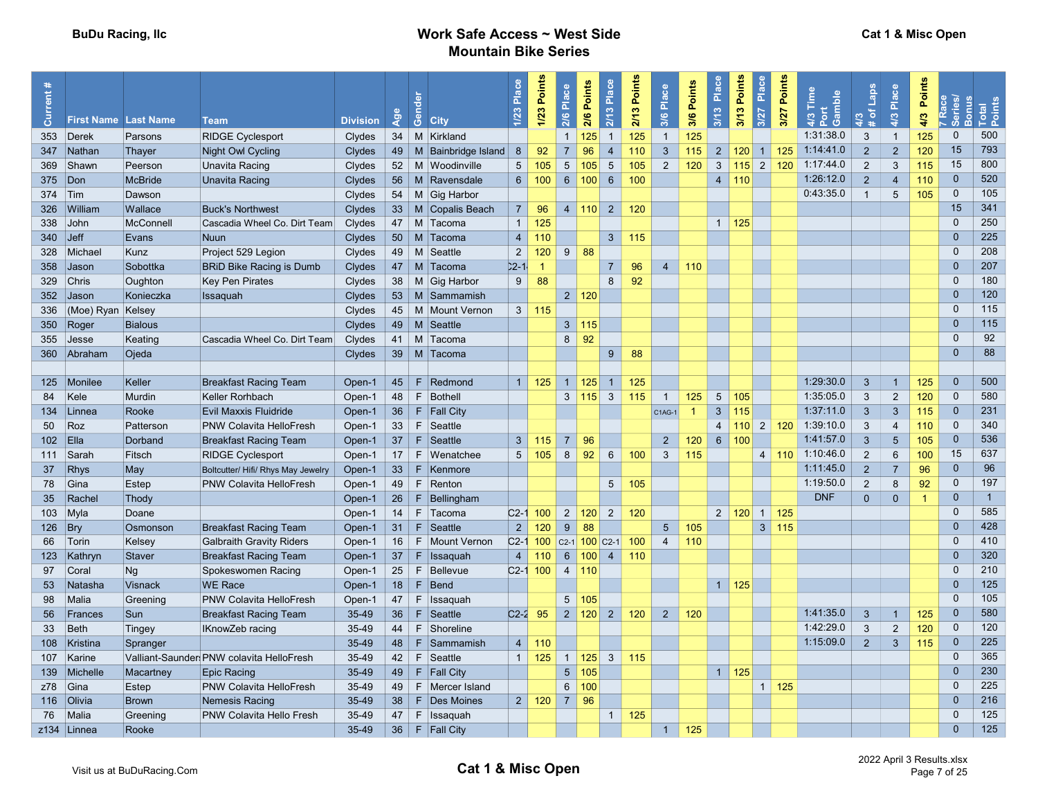BuDu Racing, llc

# Work Safe Access ~ West Side Mountain Bike Series

Cat 1 & Misc Open

| Current # | First Name | Last Name | Team | Division | Age | Gender | City | 1/23 Place | 1/23 Points | 2/6 Place | 2/6 Points | 2/13 Place | 2/13 Points | 3/6 Place | 3/6 Points | 3/13 Place | 3/13 Points | 3/27 Place | 3/27 Points | 4/3 Time Port Gamble | 4/3 # of Laps | 4/3 Place | 4/3 Points | 7 Race Series/ Bonus | Total Points |
|---|---|---|---|---|---|---|---|---|---|---|---|---|---|---|---|---|---|---|---|---|---|---|---|---|---|
| 353 | Derek | Parsons | RIDGE Cyclesport | Clydes | 34 | M | Kirkland | | | 1 | 125 | 1 | 125 | 1 | 125 | | | | | 1:31:38.0 | 3 | 1 | 125 | 0 | 500 |
| 347 | Nathan | Thayer | Night Owl Cycling | Clydes | 49 | M | Bainbridge Island | 8 | 92 | 7 | 96 | 4 | 110 | 3 | 115 | 2 | 120 | 1 | 125 | 1:14:41.0 | 2 | 2 | 120 | 15 | 793 |
| 369 | Shawn | Peerson | Unavita Racing | Clydes | 52 | M | Woodinville | 5 | 105 | 5 | 105 | 5 | 105 | 2 | 120 | 3 | 115 | 2 | 120 | 1:17:44.0 | 2 | 3 | 115 | 15 | 800 |
| 375 | Don | McBride | Unavita Racing | Clydes | 56 | M | Ravensdale | 6 | 100 | 6 | 100 | 6 | 100 | | | 4 | 110 | | | 1:26:12.0 | 2 | 4 | 110 | 0 | 520 |
| 374 | Tim | Dawson | | Clydes | 54 | M | Gig Harbor | | | | | | | | | | | | | 0:43:35.0 | 1 | 5 | 105 | 0 | 105 |
| 326 | William | Wallace | Buck's Northwest | Clydes | 33 | M | Copalis Beach | 7 | 96 | 4 | 110 | 2 | 120 | | | | | | | | | | | 15 | 341 |
| 338 | John | McConnell | Cascadia Wheel Co. Dirt Team | Clydes | 47 | M | Tacoma | 1 | 125 | | | | | | | 1 | 125 | | | | | | | 0 | 250 |
| 340 | Jeff | Evans | Nuun | Clydes | 50 | M | Tacoma | 4 | 110 | | | 3 | 115 | | | | | | | | | | | 0 | 225 |
| 328 | Michael | Kunz | Project 529 Legion | Clydes | 49 | M | Seattle | 2 | 120 | 9 | 88 | | | | | | | | | | | | | 0 | 208 |
| 358 | Jason | Sobottka | BRiD Bike Racing is Dumb | Clydes | 47 | M | Tacoma | C2-1 | 1 | | | 7 | 96 | 4 | 110 | | | | | | | | | 0 | 207 |
| 329 | Chris | Oughton | Key Pen Pirates | Clydes | 38 | M | Gig Harbor | 9 | 88 | | | 8 | 92 | | | | | | | | | | | 0 | 180 |
| 352 | Jason | Konieczka | Issaquah | Clydes | 53 | M | Sammamish | | | 2 | 120 | | | | | | | | | | | | | 0 | 120 |
| 336 | (Moe) Ryan | Kelsey | | Clydes | 45 | M | Mount Vernon | 3 | 115 | | | | | | | | | | | | | | | 0 | 115 |
| 350 | Roger | Bialous | | Clydes | 49 | M | Seattle | | | 3 | 115 | | | | | | | | | | | | | 0 | 115 |
| 355 | Jesse | Keating | Cascadia Wheel Co. Dirt Team | Clydes | 41 | M | Tacoma | | | 8 | 92 | | | | | | | | | | | | | 0 | 92 |
| 360 | Abraham | Ojeda | | Clydes | 39 | M | Tacoma | | | | | 9 | 88 | | | | | | | | | | | 0 | 88 |
| | | | | | | | | | | | | | | | | | | | | | | | | | |
| 125 | Monilee | Keller | Breakfast Racing Team | Open-1 | 45 | F | Redmond | 1 | 125 | 1 | 125 | 1 | 125 | | | | | | | 1:29:30.0 | 3 | 1 | 125 | 0 | 500 |
| 84 | Kele | Murdin | Keller Rorhbach | Open-1 | 48 | F | Bothell | | | 3 | 115 | 3 | 115 | 1 | 125 | 5 | 105 | | | 1:35:05.0 | 3 | 2 | 120 | 0 | 580 |
| 134 | Linnea | Rooke | Evil Maxxis Fluidride | Open-1 | 36 | F | Fall City | | | | | | | C1AG-1 | 1 | 3 | 115 | | | 1:37:11.0 | 3 | 3 | 115 | 0 | 231 |
| 50 | Roz | Patterson | PNW Colavita HelloFresh | Open-1 | 33 | F | Seattle | | | | | | | | | 4 | 110 | 2 | 120 | 1:39:10.0 | 3 | 4 | 110 | 0 | 340 |
| 102 | Ella | Dorband | Breakfast Racing Team | Open-1 | 37 | F | Seattle | 3 | 115 | 7 | 96 | | | 2 | 120 | 6 | 100 | | | 1:41:57.0 | 3 | 5 | 105 | 0 | 536 |
| 111 | Sarah | Fitsch | RIDGE Cyclesport | Open-1 | 17 | F | Wenatchee | 5 | 105 | 8 | 92 | 6 | 100 | 3 | 115 | | | 4 | 110 | 1:10:46.0 | 2 | 6 | 100 | 15 | 637 |
| 37 | Rhys | May | Boltcutter/ Hifi/ Rhys May Jewelry | Open-1 | 33 | F | Kenmore | | | | | | | | | | | | | 1:11:45.0 | 2 | 7 | 96 | 0 | 96 |
| 78 | Gina | Estep | PNW Colavita HelloFresh | Open-1 | 49 | F | Renton | | | | | 5 | 105 | | | | | | | 1:19:50.0 | 2 | 8 | 92 | 0 | 197 |
| 35 | Rachel | Thody | | Open-1 | 26 | F | Bellingham | | | | | | | | | | | | | DNF | 0 | 0 | 1 | 0 | 1 |
| 103 | Myla | Doane | | Open-1 | 14 | F | Tacoma | C2-1 | 100 | 2 | 120 | 2 | 120 | | | 2 | 120 | 1 | 125 | | | | | 0 | 585 |
| 126 | Bry | Osmonson | Breakfast Racing Team | Open-1 | 31 | F | Seattle | 2 | 120 | 9 | 88 | | | 5 | 105 | | | 3 | 115 | | | | | 0 | 428 |
| 66 | Torin | Kelsey | Galbraith Gravity Riders | Open-1 | 16 | F | Mount Vernon | C2-1 | 100 | C2-1 | 100 | C2-1 | 100 | 4 | 110 | | | | | | | | | 0 | 410 |
| 123 | Kathryn | Staver | Breakfast Racing Team | Open-1 | 37 | F | Issaquah | 4 | 110 | 6 | 100 | 4 | 110 | | | | | | | | | | | 0 | 320 |
| 97 | Coral | Ng | Spokeswomen Racing | Open-1 | 25 | F | Bellevue | C2-1 | 100 | 4 | 110 | | | | | | | | | | | | | 0 | 210 |
| 53 | Natasha | Visnack | WE Race | Open-1 | 18 | F | Bend | | | | | | | | | 1 | 125 | | | | | | | 0 | 125 |
| 98 | Malia | Greening | PNW Colavita HelloFresh | Open-1 | 47 | F | Issaquah | | | 5 | 105 | | | | | | | | | | | | | 0 | 105 |
| 56 | Frances | Sun | Breakfast Racing Team | 35-49 | 36 | F | Seattle | C2-2 | 95 | 2 | 120 | 2 | 120 | 2 | 120 | | | | | 1:41:35.0 | 3 | 1 | 125 | 0 | 580 |
| 33 | Beth | Tingey | IKnowZeb racing | 35-49 | 44 | F | Shoreline | | | | | | | | | | | | | 1:42:29.0 | 3 | 2 | 120 | 0 | 120 |
| 108 | Kristina | Spranger | | 35-49 | 48 | F | Sammamish | 4 | 110 | | | | | | | | | | | 1:15:09.0 | 2 | 3 | 115 | 0 | 225 |
| 107 | Karine | Valliant-Saunders | PNW colavita HelloFresh | 35-49 | 42 | F | Seattle | 1 | 125 | 1 | 125 | 3 | 115 | | | | | | | | | | | 0 | 365 |
| 139 | Michelle | Macartney | Epic Racing | 35-49 | 49 | F | Fall City | | | 5 | 105 | | | | | 1 | 125 | | | | | | | 0 | 230 |
| z78 | Gina | Estep | PNW Colavita HelloFresh | 35-49 | 49 | F | Mercer Island | | | 6 | 100 | | | | | | | 1 | 125 | | | | | 0 | 225 |
| 116 | Olivia | Brown | Nemesis Racing | 35-49 | 38 | F | Des Moines | 2 | 120 | 7 | 96 | | | | | | | | | | | | | 0 | 216 |
| 76 | Malia | Greening | PNW Colavita Hello Fresh | 35-49 | 47 | F | Issaquah | | | | | 1 | 125 | | | | | | | | | | | 0 | 125 |
| z134 | Linnea | Rooke | | 35-49 | 36 | F | Fall City | | | | | | | 1 | 125 | | | | | | | | | 0 | 125 |

Visit us at BuDuRacing.Com

**Cat 1 & Misc Open**

2022 April 3 Results.xlsx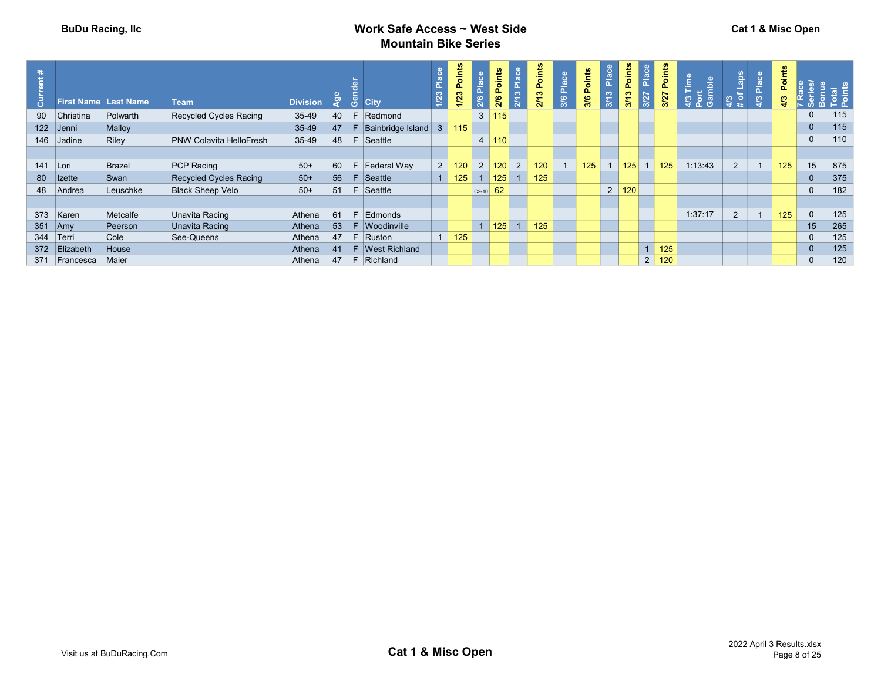BuDu Racing, llc

# Work Safe Access ~ West Side Mountain Bike Series

Cat 1 & Misc Open

| Current # | First Name | Last Name | Team | Division | Age | Gender | City | 1/23 Place | 1/23 Points | 2/6 Place | 2/6 Points | 2/13 Place | 2/13 Points | 3/6 Place | 3/6 Points | 3/13 Place | 3/13 Points | 3/27 Place | 3/27 Points | 4/3 Time Port Gamble | 4/3 # of Laps | 4/3 Place | 4/3 Points | 7 Race Series/ Bonus | Total Points |
|---|---|---|---|---|---|---|---|---|---|---|---|---|---|---|---|---|---|---|---|---|---|---|---|---|---|
| 90 | Christina | Polwarth | Recycled Cycles Racing | 35-49 | 40 | F | Redmond | | | 3 | 115 | | | | | | | | | | | | | 0 | 115 |
| 122 | Jenni | Malloy | | 35-49 | 47 | F | Bainbridge Island | 3 | 115 | | | | | | | | | | | | | | | 0 | 115 |
| 146 | Jadine | Riley | PNW Colavita HelloFresh | 35-49 | 48 | F | Seattle | | | 4 | 110 | | | | | | | | | | | | | 0 | 110 |
| | | | | | | | | | | | | | | | | | | | | | | | | | |
| 141 | Lori | Brazel | PCP Racing | 50+ | 60 | F | Federal Way | 2 | 120 | 2 | 120 | 2 | 120 | 1 | 125 | 1 | 125 | 1 | 125 | 1:13:43 | 2 | 1 | 125 | 15 | 875 |
| 80 | Izette | Swan | Recycled Cycles Racing | 50+ | 56 | F | Seattle | 1 | 125 | 1 | 125 | 1 | 125 | | | | | | | | | | | 0 | 375 |
| 48 | Andrea | Leuschke | Black Sheep Velo | 50+ | 51 | F | Seattle | | | C2-10 | 62 | | | | | 2 | 120 | | | | | | | 0 | 182 |
| | | | | | | | | | | | | | | | | | | | | | | | | | |
| 373 | Karen | Metcalfe | Unavita Racing | Athena | 61 | F | Edmonds | | | | | | | | | | | | | 1:37:17 | 2 | 1 | 125 | 0 | 125 |
| 351 | Amy | Peerson | Unavita Racing | Athena | 53 | F | Woodinville | | | 1 | 125 | 1 | 125 | | | | | | | | | | | 15 | 265 |
| 344 | Terri | Cole | See-Queens | Athena | 47 | F | Ruston | 1 | 125 | | | | | | | | | | | | | | | 0 | 125 |
| 372 | Elizabeth | House | | Athena | 41 | F | West Richland | | | | | | | | | | | 1 | 125 | | | | | 0 | 125 |
| 371 | Francesca | Maier | | Athena | 47 | F | Richland | | | | | | | | | | | 2 | 120 | | | | | 0 | 120 |

Visit us at BuDuRacing.Com

Cat 1 & Misc Open

2022 April 3 Results.xlsx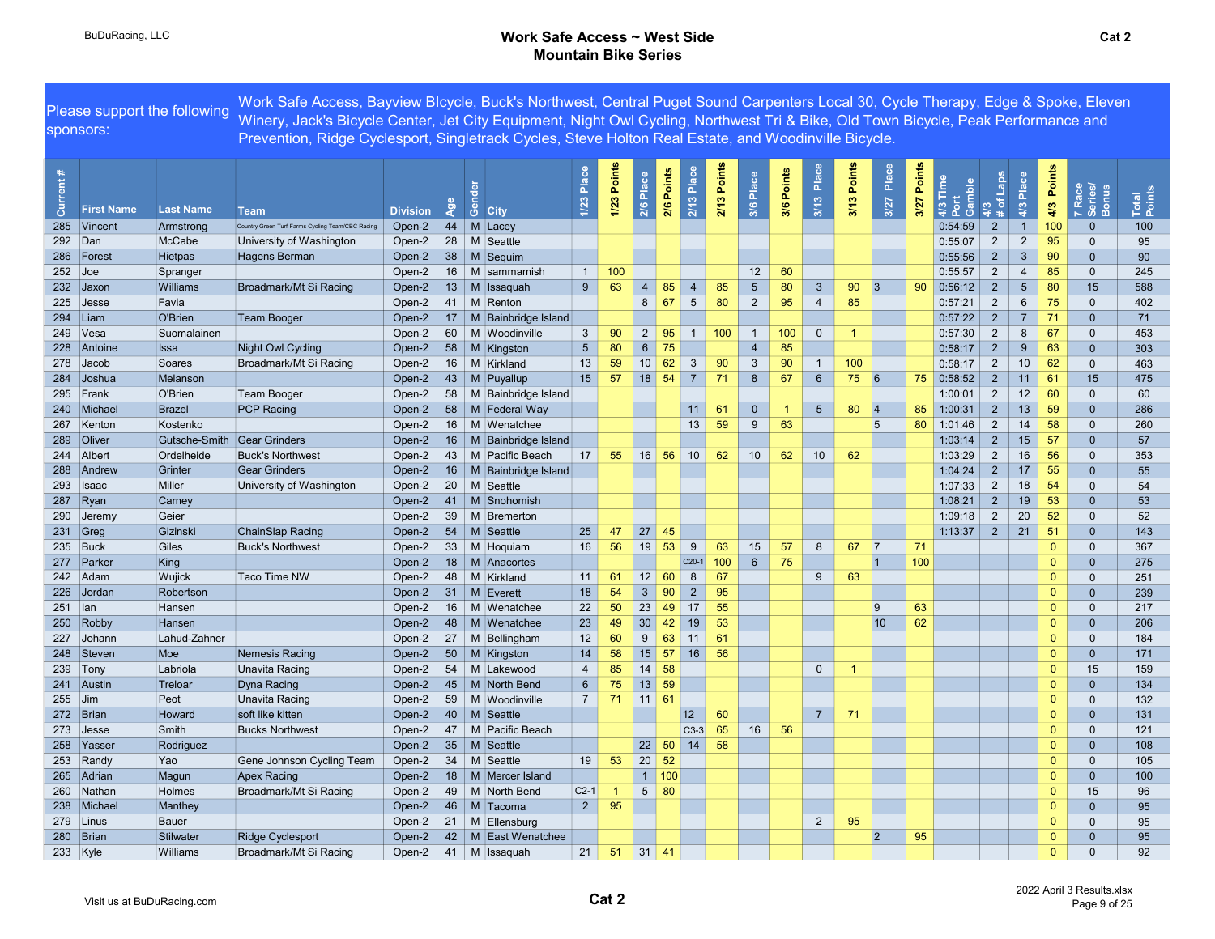BuDuRacing, LLC

# Work Safe Access ~ West Side Mountain Bike Series

Cat 2

Please support the following sponsors: Work Safe Access, Bayview BIcycle, Buck's Northwest, Central Puget Sound Carpenters Local 30, Cycle Therapy, Edge & Spoke, Eleven Winery, Jack's Bicycle Center, Jet City Equipment, Night Owl Cycling, Northwest Tri & Bike, Old Town Bicycle, Peak Performance and Prevention, Ridge Cyclesport, Singletrack Cycles, Steve Holton Real Estate, and Woodinville Bicycle.

| Current # | First Name | Last Name | Team | Division | Age | Gender | City | 1/23 Place | 1/23 Points | 2/6 Place | 2/6 Points | 2/13 Place | 2/13 Points | 3/6 Place | 3/6 Points | 3/13 Place | 3/13 Points | 3/27 Place | 3/27 Points | 4/3 Time Port Gamble | 4/3 # of Laps | 4/3 Place | 4/3 Points | 7 Race Series/ Bonus | Total Points |
|---|---|---|---|---|---|---|---|---|---|---|---|---|---|---|---|---|---|---|---|---|---|---|---|---|---|
| 285 | Vincent | Armstrong | Country Green Turf Farms Cycling Team/CBC Racing | Open-2 | 44 | M | Lacey | | | | | | | | | | | | | 0:54:59 | 2 | 1 | 100 | 0 | 100 |
| 292 | Dan | McCabe | University of Washington | Open-2 | 28 | M | Seattle | | | | | | | | | | | | | 0:55:07 | 2 | 2 | 95 | 0 | 95 |
| 286 | Forest | Hietpas | Hagens Berman | Open-2 | 38 | M | Sequim | | | | | | | | | | | | | 0:55:56 | 2 | 3 | 90 | 0 | 90 |
| 252 | Joe | Spranger | | Open-2 | 16 | M | sammamish | 1 | 100 | | | | | 12 | 60 | | | | | 0:55:57 | 2 | 4 | 85 | 0 | 245 |
| 232 | Jaxon | Williams | Broadmark/Mt Si Racing | Open-2 | 13 | M | Issaquah | 9 | 63 | 4 | 85 | 4 | 85 | 5 | 80 | 3 | 90 | 3 | 90 | 0:56:12 | 2 | 5 | 80 | 15 | 588 |
| 225 | Jesse | Favia | | Open-2 | 41 | M | Renton | | | 8 | 67 | 5 | 80 | 2 | 95 | 4 | 85 | | | 0:57:21 | 2 | 6 | 75 | 0 | 402 |
| 294 | Liam | O'Brien | Team Booger | Open-2 | 17 | M | Bainbridge Island | | | | | | | | | | | | | 0:57:22 | 2 | 7 | 71 | 0 | 71 |
| 249 | Vesa | Suomalainen | | Open-2 | 60 | M | Woodinville | 3 | 90 | 2 | 95 | 1 | 100 | 1 | 100 | 0 | 1 | | | 0:57:30 | 2 | 8 | 67 | 0 | 453 |
| 228 | Antoine | Issa | Night Owl Cycling | Open-2 | 58 | M | Kingston | 5 | 80 | 6 | 75 | | | 4 | 85 | | | | | 0:58:17 | 2 | 9 | 63 | 0 | 303 |
| 278 | Jacob | Soares | Broadmark/Mt Si Racing | Open-2 | 16 | M | Kirkland | 13 | 59 | 10 | 62 | 3 | 90 | 3 | 90 | 1 | 100 | | | 0:58:17 | 2 | 10 | 62 | 0 | 463 |
| 284 | Joshua | Melanson | | Open-2 | 43 | M | Puyallup | 15 | 57 | 18 | 54 | 7 | 71 | 8 | 67 | 6 | 75 | 6 | 75 | 0:58:52 | 2 | 11 | 61 | 15 | 475 |
| 295 | Frank | O'Brien | Team Booger | Open-2 | 58 | M | Bainbridge Island | | | | | | | | | | | | | 1:00:01 | 2 | 12 | 60 | 0 | 60 |
| 240 | Michael | Brazel | PCP Racing | Open-2 | 58 | M | Federal Way | | | | | 11 | 61 | 0 | 1 | 5 | 80 | 4 | 85 | 1:00:31 | 2 | 13 | 59 | 0 | 286 |
| 267 | Kenton | Kostenko | | Open-2 | 16 | M | Wenatchee | | | | | 13 | 59 | 9 | 63 | | | 5 | 80 | 1:01:46 | 2 | 14 | 58 | 0 | 260 |
| 289 | Oliver | Gutsche-Smith | Gear Grinders | Open-2 | 16 | M | Bainbridge Island | | | | | | | | | | | | | 1:03:14 | 2 | 15 | 57 | 0 | 57 |
| 244 | Albert | Ordelheide | Buck's Northwest | Open-2 | 43 | M | Pacific Beach | 17 | 55 | 16 | 56 | 10 | 62 | 10 | 62 | 10 | 62 | | | 1:03:29 | 2 | 16 | 56 | 0 | 353 |
| 288 | Andrew | Grinter | Gear Grinders | Open-2 | 16 | M | Bainbridge Island | | | | | | | | | | | | | 1:04:24 | 2 | 17 | 55 | 0 | 55 |
| 293 | Isaac | Miller | University of Washington | Open-2 | 20 | M | Seattle | | | | | | | | | | | | | 1:07:33 | 2 | 18 | 54 | 0 | 54 |
| 287 | Ryan | Carney | | Open-2 | 41 | M | Snohomish | | | | | | | | | | | | | 1:08:21 | 2 | 19 | 53 | 0 | 53 |
| 290 | Jeremy | Geier | | Open-2 | 39 | M | Bremerton | | | | | | | | | | | | | 1:09:18 | 2 | 20 | 52 | 0 | 52 |
| 231 | Greg | Gizinski | ChainSlap Racing | Open-2 | 54 | M | Seattle | 25 | 47 | 27 | 45 | | | | | | | | | 1:13:37 | 2 | 21 | 51 | 0 | 143 |
| 235 | Buck | Giles | Buck's Northwest | Open-2 | 33 | M | Hoquiam | 16 | 56 | 19 | 53 | 9 | 63 | 15 | 57 | 8 | 67 | 7 | 71 | | | | 0 | 0 | 367 |
| 277 | Parker | King | | Open-2 | 18 | M | Anacortes | | | | | C20-1 | 100 | 6 | 75 | | | 1 | 100 | | | | 0 | 0 | 275 |
| 242 | Adam | Wujick | Taco Time NW | Open-2 | 48 | M | Kirkland | 11 | 61 | 12 | 60 | 8 | 67 | | | 9 | 63 | | | | | | 0 | 0 | 251 |
| 226 | Jordan | Robertson | | Open-2 | 31 | M | Everett | 18 | 54 | 3 | 90 | 2 | 95 | | | | | | | | | | 0 | 0 | 239 |
| 251 | Ian | Hansen | | Open-2 | 16 | M | Wenatchee | 22 | 50 | 23 | 49 | 17 | 55 | | | | | 9 | 63 | | | | 0 | 0 | 217 |
| 250 | Robby | Hansen | | Open-2 | 48 | M | Wenatchee | 23 | 49 | 30 | 42 | 19 | 53 | | | | | 10 | 62 | | | | 0 | 0 | 206 |
| 227 | Johann | Lahud-Zahner | | Open-2 | 27 | M | Bellingham | 12 | 60 | 9 | 63 | 11 | 61 | | | | | | | | | | 0 | 0 | 184 |
| 248 | Steven | Moe | Nemesis Racing | Open-2 | 50 | M | Kingston | 14 | 58 | 15 | 57 | 16 | 56 | | | | | | | | | | 0 | 0 | 171 |
| 239 | Tony | Labriola | Unavita Racing | Open-2 | 54 | M | Lakewood | 4 | 85 | 14 | 58 | | | | | 0 | 1 | | | | | | 0 | 15 | 159 |
| 241 | Austin | Treloar | Dyna Racing | Open-2 | 45 | M | North Bend | 6 | 75 | 13 | 59 | | | | | | | | | | | | 0 | 0 | 134 |
| 255 | Jim | Peot | Unavita Racing | Open-2 | 59 | M | Woodinville | 7 | 71 | 11 | 61 | | | | | | | | | | | | 0 | 0 | 132 |
| 272 | Brian | Howard | soft like kitten | Open-2 | 40 | M | Seattle | | | | | 12 | 60 | | | 7 | 71 | | | | | | 0 | 0 | 131 |
| 273 | Jesse | Smith | Bucks Northwest | Open-2 | 47 | M | Pacific Beach | | | | | C3-3 | 65 | 16 | 56 | | | | | | | | 0 | 0 | 121 |
| 258 | Yasser | Rodriguez | | Open-2 | 35 | M | Seattle | | | 22 | 50 | 14 | 58 | | | | | | | | | | 0 | 0 | 108 |
| 253 | Randy | Yao | Gene Johnson Cycling Team | Open-2 | 34 | M | Seattle | 19 | 53 | 20 | 52 | | | | | | | | | | | | 0 | 0 | 105 |
| 265 | Adrian | Magun | Apex Racing | Open-2 | 18 | M | Mercer Island | | | 1 | 100 | | | | | | | | | | | | 0 | 0 | 100 |
| 260 | Nathan | Holmes | Broadmark/Mt Si Racing | Open-2 | 49 | M | North Bend | C2-1 | 1 | 5 | 80 | | | | | | | | | | | | 0 | 15 | 96 |
| 238 | Michael | Manthey | | Open-2 | 46 | M | Tacoma | 2 | 95 | | | | | | | | | | | | | | 0 | 0 | 95 |
| 279 | Linus | Bauer | | Open-2 | 21 | M | Ellensburg | | | | | | | | | 2 | 95 | | | | | | 0 | 0 | 95 |
| 280 | Brian | Stilwater | Ridge Cyclesport | Open-2 | 42 | M | East Wenatchee | | | | | | | | | | | 2 | 95 | | | | 0 | 0 | 95 |
| 233 | Kyle | Williams | Broadmark/Mt Si Racing | Open-2 | 41 | M | Issaquah | 21 | 51 | 31 | 41 | | | | | | | | | | | | 0 | 0 | 92 |

Visit us at BuDuRacing.com

Cat 2

2022 April 3 Results.xlsx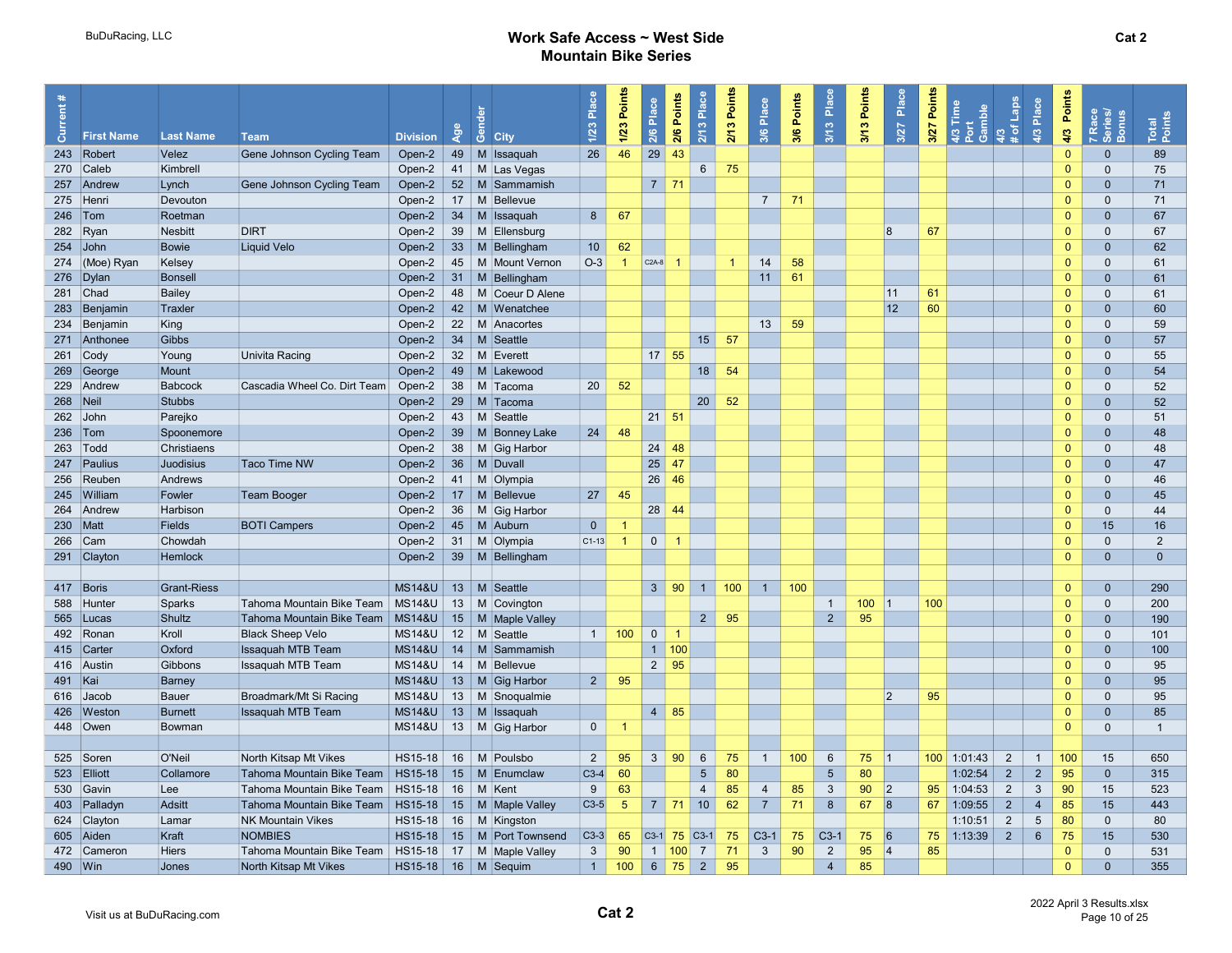BuDuRacing, LLC

# Work Safe Access ~ West Side Mountain Bike Series

**Cat 2**

| Current # | First Name | Last Name | Team | Division | Age | Gender | City | 1/23 Place | 1/23 Points | 2/6 Place | 2/6 Points | 2/13 Place | 2/13 Points | 3/6 Place | 3/6 Points | 3/13 Place | 3/13 Points | 3/27 Place | 3/27 Points | 4/3 Time Port Gamble | 4/3 # of Laps | 4/3 Place | 4/3 Points | 7 Race Series/ Bonus | Total Points |
|---|---|---|---|---|---|---|---|---|---|---|---|---|---|---|---|---|---|---|---|---|---|---|---|---|---|
| 243 | Robert | Velez | Gene Johnson Cycling Team | Open-2 | 49 | M | Issaquah | 26 | 46 | 29 | 43 | | | | | | | | | | | | 0 | 0 | 89 |
| 270 | Caleb | Kimbrell | | Open-2 | 41 | M | Las Vegas | | | | | 6 | 75 | | | | | | | | | | 0 | 0 | 75 |
| 257 | Andrew | Lynch | Gene Johnson Cycling Team | Open-2 | 52 | M | Sammamish | | | 7 | 71 | | | | | | | | | | | | 0 | 0 | 71 |
| 275 | Henri | Devouton | | Open-2 | 17 | M | Bellevue | | | | | | | 7 | 71 | | | | | | | | 0 | 0 | 71 |
| 246 | Tom | Roetman | | Open-2 | 34 | M | Issaquah | 8 | 67 | | | | | | | | | | | | | | 0 | 0 | 67 |
| 282 | Ryan | Nesbitt | DIRT | Open-2 | 39 | M | Ellensburg | | | | | | | | | | | 8 | 67 | | | | 0 | 0 | 67 |
| 254 | John | Bowie | Liquid Velo | Open-2 | 33 | M | Bellingham | 10 | 62 | | | | | | | | | | | | | | 0 | 0 | 62 |
| 274 | (Moe) Ryan | Kelsey | | Open-2 | 45 | M | Mount Vernon | O-3 | 1 | C2A-8 | 1 | | 1 | 14 | 58 | | | | | | | | 0 | 0 | 61 |
| 276 | Dylan | Bonsell | | Open-2 | 31 | M | Bellingham | | | | | | | 11 | 61 | | | | | | | | 0 | 0 | 61 |
| 281 | Chad | Bailey | | Open-2 | 48 | M | Coeur D Alene | | | | | | | | | | | 11 | 61 | | | | 0 | 0 | 61 |
| 283 | Benjamin | Traxler | | Open-2 | 42 | M | Wenatchee | | | | | | | | | | | 12 | 60 | | | | 0 | 0 | 60 |
| 234 | Benjamin | King | | Open-2 | 22 | M | Anacortes | | | | | | | 13 | 59 | | | | | | | | 0 | 0 | 59 |
| 271 | Anthonee | Gibbs | | Open-2 | 34 | M | Seattle | | | | | 15 | 57 | | | | | | | | | | 0 | 0 | 57 |
| 261 | Cody | Young | Univita Racing | Open-2 | 32 | M | Everett | | | 17 | 55 | | | | | | | | | | | | 0 | 0 | 55 |
| 269 | George | Mount | | Open-2 | 49 | M | Lakewood | | | | | 18 | 54 | | | | | | | | | | 0 | 0 | 54 |
| 229 | Andrew | Babcock | Cascadia Wheel Co. Dirt Team | Open-2 | 38 | M | Tacoma | 20 | 52 | | | | | | | | | | | | | | 0 | 0 | 52 |
| 268 | Neil | Stubbs | | Open-2 | 29 | M | Tacoma | | | | | 20 | 52 | | | | | | | | | | 0 | 0 | 52 |
| 262 | John | Parejko | | Open-2 | 43 | M | Seattle | | | 21 | 51 | | | | | | | | | | | | 0 | 0 | 51 |
| 236 | Tom | Spoonemore | | Open-2 | 39 | M | Bonney Lake | 24 | 48 | | | | | | | | | | | | | | 0 | 0 | 48 |
| 263 | Todd | Christiaens | | Open-2 | 38 | M | Gig Harbor | | | 24 | 48 | | | | | | | | | | | | 0 | 0 | 48 |
| 247 | Paulius | Juodisius | Taco Time NW | Open-2 | 36 | M | Duvall | | | 25 | 47 | | | | | | | | | | | | 0 | 0 | 47 |
| 256 | Reuben | Andrews | | Open-2 | 41 | M | Olympia | | | 26 | 46 | | | | | | | | | | | | 0 | 0 | 46 |
| 245 | William | Fowler | Team Booger | Open-2 | 17 | M | Bellevue | 27 | 45 | | | | | | | | | | | | | | 0 | 0 | 45 |
| 264 | Andrew | Harbison | | Open-2 | 36 | M | Gig Harbor | | | 28 | 44 | | | | | | | | | | | | 0 | 0 | 44 |
| 230 | Matt | Fields | BOTI Campers | Open-2 | 45 | M | Auburn | 0 | 1 | | | | | | | | | | | | | | 0 | 15 | 16 |
| 266 | Cam | Chowdah | | Open-2 | 31 | M | Olympia | C1-13 | 1 | 0 | 1 | | | | | | | | | | | | 0 | 0 | 2 |
| 291 | Clayton | Hemlock | | Open-2 | 39 | M | Bellingham | | | | | | | | | | | | | | | | 0 | 0 | 0 |
| | | | | | | | | | | | | | | | | | | | | | | | | | |
| 417 | Boris | Grant-Riess | | MS14&U | 13 | M | Seattle | | | 3 | 90 | 1 | 100 | 1 | 100 | | | | | | | | 0 | 0 | 290 |
| 588 | Hunter | Sparks | Tahoma Mountain Bike Team | MS14&U | 13 | M | Covington | | | | | | | | | 1 | 100 | 1 | 100 | | | | 0 | 0 | 200 |
| 565 | Lucas | Shultz | Tahoma Mountain Bike Team | MS14&U | 15 | M | Maple Valley | | | | | 2 | 95 | | | 2 | 95 | | | | | | 0 | 0 | 190 |
| 492 | Ronan | Kroll | Black Sheep Velo | MS14&U | 12 | M | Seattle | 1 | 100 | 0 | 1 | | | | | | | | | | | | 0 | 0 | 101 |
| 415 | Carter | Oxford | Issaquah MTB Team | MS14&U | 14 | M | Sammamish | | | 1 | 100 | | | | | | | | | | | | 0 | 0 | 100 |
| 416 | Austin | Gibbons | Issaquah MTB Team | MS14&U | 14 | M | Bellevue | | | 2 | 95 | | | | | | | | | | | | 0 | 0 | 95 |
| 491 | Kai | Barney | | MS14&U | 13 | M | Gig Harbor | 2 | 95 | | | | | | | | | | | | | | 0 | 0 | 95 |
| 616 | Jacob | Bauer | Broadmark/Mt Si Racing | MS14&U | 13 | M | Snoqualmie | | | | | | | | | | | 2 | 95 | | | | 0 | 0 | 95 |
| 426 | Weston | Burnett | Issaquah MTB Team | MS14&U | 13 | M | Issaquah | | | 4 | 85 | | | | | | | | | | | | 0 | 0 | 85 |
| 448 | Owen | Bowman | | MS14&U | 13 | M | Gig Harbor | 0 | 1 | | | | | | | | | | | | | | 0 | 0 | 1 |
| | | | | | | | | | | | | | | | | | | | | | | | | | |
| 525 | Soren | O'Neil | North Kitsap Mt Vikes | HS15-18 | 16 | M | Poulsbo | 2 | 95 | 3 | 90 | 6 | 75 | 1 | 100 | 6 | 75 | 1 | 100 | 1:01:43 | 2 | 1 | 100 | 15 | 650 |
| 523 | Elliott | Collamore | Tahoma Mountain Bike Team | HS15-18 | 15 | M | Enumclaw | C3-4 | 60 | | | 5 | 80 | | | 5 | 80 | | | 1:02:54 | 2 | 2 | 95 | 0 | 315 |
| 530 | Gavin | Lee | Tahoma Mountain Bike Team | HS15-18 | 16 | M | Kent | 9 | 63 | | | 4 | 85 | 4 | 85 | 3 | 90 | 2 | 95 | 1:04:53 | 2 | 3 | 90 | 15 | 523 |
| 403 | Palladyn | Adsitt | Tahoma Mountain Bike Team | HS15-18 | 15 | M | Maple Valley | C3-5 | 5 | 7 | 71 | 10 | 62 | 7 | 71 | 8 | 67 | 8 | 67 | 1:09:55 | 2 | 4 | 85 | 15 | 443 |
| 624 | Clayton | Lamar | NK Mountain Vikes | HS15-18 | 16 | M | Kingston | | | | | | | | | | | | | 1:10:51 | 2 | 5 | 80 | 0 | 80 |
| 605 | Aiden | Kraft | NOMBIES | HS15-18 | 15 | M | Port Townsend | C3-3 | 65 | C3-1 | 75 | C3-1 | 75 | C3-1 | 75 | C3-1 | 75 | 6 | 75 | 1:13:39 | 2 | 6 | 75 | 15 | 530 |
| 472 | Cameron | Hiers | Tahoma Mountain Bike Team | HS15-18 | 17 | M | Maple Valley | 3 | 90 | 1 | 100 | 7 | 71 | 3 | 90 | 2 | 95 | 4 | 85 | | | | 0 | 0 | 531 |
| 490 | Win | Jones | North Kitsap Mt Vikes | HS15-18 | 16 | M | Sequim | 1 | 100 | 6 | 75 | 2 | 95 | | | 4 | 85 | | | | | | 0 | 0 | 355 |

Visit us at BuDuRacing.com

2022 April 3 Results.xlsx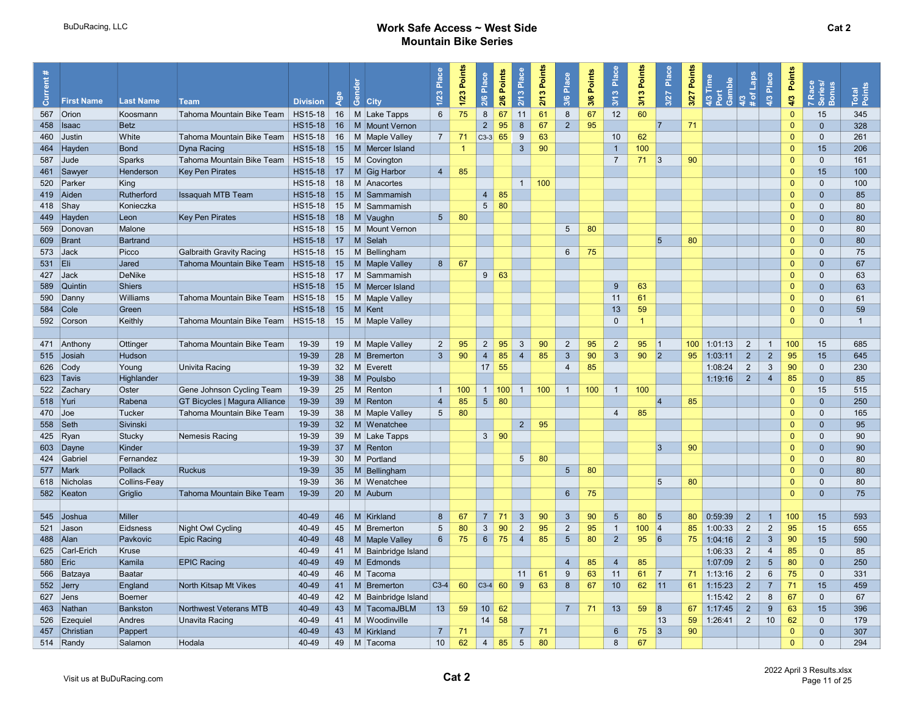BuDuRacing, LLC

# Work Safe Access ~ West Side Mountain Bike Series

**Cat 2**

| Current # | First Name | Last Name | Team | Division | Age | Gender | City | 1/23 Place | 1/23 Points | 2/6 Place | 2/6 Points | 2/13 Place | 2/13 Points | 3/6 Place | 3/6 Points | 3/13 Place | 3/13 Points | 3/27 Place | 3/27 Points | 4/3 Time Port Gamble | 4/3 # of Laps | 4/3 Place | 4/3 Points | 7 Race Series/ Bonus | Total Points |
|---|---|---|---|---|---|---|---|---|---|---|---|---|---|---|---|---|---|---|---|---|---|---|---|---|---|
| 567 | Orion | Koosmann | Tahoma Mountain Bike Team | HS15-18 | 16 | M | Lake Tapps | 6 | 75 | 8 | 67 | 11 | 61 | 8 | 67 | 12 | 60 | | | | | | 0 | 15 | 345 |
| 458 | Isaac | Betz | | HS15-18 | 16 | M | Mount Vernon | | | 2 | 95 | 8 | 67 | 2 | 95 | | | 7 | 71 | | | | 0 | 0 | 328 |
| 460 | Justin | White | Tahoma Mountain Bike Team | HS15-18 | 16 | M | Maple Valley | 7 | 71 | C3-3 | 65 | 9 | 63 | | | 10 | 62 | | | | | | 0 | 0 | 261 |
| 464 | Hayden | Bond | Dyna Racing | HS15-18 | 15 | M | Mercer Island | | 1 | | | 3 | 90 | | | 1 | 100 | | | | | | 0 | 15 | 206 |
| 587 | Jude | Sparks | Tahoma Mountain Bike Team | HS15-18 | 15 | M | Covington | | | | | | | | | 7 | 71 | 3 | 90 | | | | 0 | 0 | 161 |
| 461 | Sawyer | Henderson | Key Pen Pirates | HS15-18 | 17 | M | Gig Harbor | 4 | 85 | | | | | | | | | | | | | | 0 | 15 | 100 |
| 520 | Parker | King | | HS15-18 | 18 | M | Anacortes | | | | | 1 | 100 | | | | | | | | | | 0 | 0 | 100 |
| 419 | Aiden | Rutherford | Issaquah MTB Team | HS15-18 | 15 | M | Sammamish | | | 4 | 85 | | | | | | | | | | | | 0 | 0 | 85 |
| 418 | Shay | Konieczka | | HS15-18 | 15 | M | Sammamish | | | 5 | 80 | | | | | | | | | | | | 0 | 0 | 80 |
| 449 | Hayden | Leon | Key Pen Pirates | HS15-18 | 18 | M | Vaughn | 5 | 80 | | | | | | | | | | | | | | 0 | 0 | 80 |
| 569 | Donovan | Malone | | HS15-18 | 15 | M | Mount Vernon | | | | | | | 5 | 80 | | | | | | | | 0 | 0 | 80 |
| 609 | Brant | Bartrand | | HS15-18 | 17 | M | Selah | | | | | | | | | | | 5 | 80 | | | | 0 | 0 | 80 |
| 573 | Jack | Picco | Galbraith Gravity Racing | HS15-18 | 15 | M | Bellingham | | | | | | | 6 | 75 | | | | | | | | 0 | 0 | 75 |
| 531 | Eli | Jared | Tahoma Mountain Bike Team | HS15-18 | 15 | M | Maple Valley | 8 | 67 | | | | | | | | | | | | | | 0 | 0 | 67 |
| 427 | Jack | DeNike | | HS15-18 | 17 | M | Sammamish | | | 9 | 63 | | | | | | | | | | | | 0 | 0 | 63 |
| 589 | Quintin | Shiers | | HS15-18 | 15 | M | Mercer Island | | | | | | | | | 9 | 63 | | | | | | 0 | 0 | 63 |
| 590 | Danny | Williams | Tahoma Mountain Bike Team | HS15-18 | 15 | M | Maple Valley | | | | | | | | | 11 | 61 | | | | | | 0 | 0 | 61 |
| 584 | Cole | Green | | HS15-18 | 15 | M | Kent | | | | | | | | | 13 | 59 | | | | | | 0 | 0 | 59 |
| 592 | Corson | Keithly | Tahoma Mountain Bike Team | HS15-18 | 15 | M | Maple Valley | | | | | | | | | 0 | 1 | | | | | | 0 | 0 | 1 |
| | | | | | | | | | | | | | | | | | | | | | | | | | |
| 471 | Anthony | Ottinger | Tahoma Mountain Bike Team | 19-39 | 19 | M | Maple Valley | 2 | 95 | 2 | 95 | 3 | 90 | 2 | 95 | 2 | 95 | 1 | 100 | 1:01:13 | 2 | 1 | 100 | 15 | 685 |
| 515 | Josiah | Hudson | | 19-39 | 28 | M | Bremerton | 3 | 90 | 4 | 85 | 4 | 85 | 3 | 90 | 3 | 90 | 2 | 95 | 1:03:11 | 2 | 2 | 95 | 15 | 645 |
| 626 | Cody | Young | Univita Racing | 19-39 | 32 | M | Everett | | | 17 | 55 | | | 4 | 85 | | | | | 1:08:24 | 2 | 3 | 90 | 0 | 230 |
| 623 | Tavis | Highlander | | 19-39 | 38 | M | Poulsbo | | | | | | | | | | | | | 1:19:16 | 2 | 4 | 85 | 0 | 85 |
| 522 | Zachary | Oster | Gene Johnson Cycling Team | 19-39 | 25 | M | Renton | 1 | 100 | 1 | 100 | 1 | 100 | 1 | 100 | 1 | 100 | | | | | | 0 | 15 | 515 |
| 518 | Yuri | Rabena | GT Bicycles \| Magura Alliance | 19-39 | 39 | M | Renton | 4 | 85 | 5 | 80 | | | | | | | 4 | 85 | | | | 0 | 0 | 250 |
| 470 | Joe | Tucker | Tahoma Mountain Bike Team | 19-39 | 38 | M | Maple Valley | 5 | 80 | | | | | | | 4 | 85 | | | | | | 0 | 0 | 165 |
| 558 | Seth | Sivinski | | 19-39 | 32 | M | Wenatchee | | | | | 2 | 95 | | | | | | | | | | 0 | 0 | 95 |
| 425 | Ryan | Stucky | Nemesis Racing | 19-39 | 39 | M | Lake Tapps | | | 3 | 90 | | | | | | | | | | | | 0 | 0 | 90 |
| 603 | Dayne | Kinder | | 19-39 | 37 | M | Renton | | | | | | | | | | | 3 | 90 | | | | 0 | 0 | 90 |
| 424 | Gabriel | Fernandez | | 19-39 | 30 | M | Portland | | | | | 5 | 80 | | | | | | | | | | 0 | 0 | 80 |
| 577 | Mark | Pollack | Ruckus | 19-39 | 35 | M | Bellingham | | | | | | | 5 | 80 | | | | | | | | 0 | 0 | 80 |
| 618 | Nicholas | Collins-Feay | | 19-39 | 36 | M | Wenatchee | | | | | | | | | | | 5 | 80 | | | | 0 | 0 | 80 |
| 582 | Keaton | Griglio | Tahoma Mountain Bike Team | 19-39 | 20 | M | Auburn | | | | | | | 6 | 75 | | | | | | | | 0 | 0 | 75 |
| | | | | | | | | | | | | | | | | | | | | | | | | | |
| 545 | Joshua | Miller | | 40-49 | 46 | M | Kirkland | 8 | 67 | 7 | 71 | 3 | 90 | 3 | 90 | 5 | 80 | 5 | 80 | 0:59:39 | 2 | 1 | 100 | 15 | 593 |
| 521 | Jason | Eidsness | Night Owl Cycling | 40-49 | 45 | M | Bremerton | 5 | 80 | 3 | 90 | 2 | 95 | 2 | 95 | 1 | 100 | 4 | 85 | 1:00:33 | 2 | 2 | 95 | 15 | 655 |
| 488 | Alan | Pavkovic | Epic Racing | 40-49 | 48 | M | Maple Valley | 6 | 75 | 6 | 75 | 4 | 85 | 5 | 80 | 2 | 95 | 6 | 75 | 1:04:16 | 2 | 3 | 90 | 15 | 590 |
| 625 | Carl-Erich | Kruse | | 40-49 | 41 | M | Bainbridge Island | | | | | | | | | | | | | 1:06:33 | 2 | 4 | 85 | 0 | 85 |
| 580 | Eric | Kamila | EPIC Racing | 40-49 | 49 | M | Edmonds | | | | | | | 4 | 85 | 4 | 85 | | | 1:07:09 | 2 | 5 | 80 | 0 | 250 |
| 566 | Batzaya | Baatar | | 40-49 | 46 | M | Tacoma | | | | | 11 | 61 | 9 | 63 | 11 | 61 | 7 | 71 | 1:13:16 | 2 | 6 | 75 | 0 | 331 |
| 552 | Jerry | England | North Kitsap Mt Vikes | 40-49 | 41 | M | Bremerton | C3-4 | 60 | C3-4 | 60 | 9 | 63 | 8 | 67 | 10 | 62 | 11 | 61 | 1:15:23 | 2 | 7 | 71 | 15 | 459 |
| 627 | Jens | Boemer | | 40-49 | 42 | M | Bainbridge Island | | | | | | | | | | | | | 1:15:42 | 2 | 8 | 67 | 0 | 67 |
| 463 | Nathan | Bankston | Northwest Veterans MTB | 40-49 | 43 | M | TacomaJBLM | 13 | 59 | 10 | 62 | | | 7 | 71 | 13 | 59 | 8 | 67 | 1:17:45 | 2 | 9 | 63 | 15 | 396 |
| 526 | Ezequiel | Andres | Unavita Racing | 40-49 | 41 | M | Woodinville | | | 14 | 58 | | | | | | | 13 | 59 | 1:26:41 | 2 | 10 | 62 | 0 | 179 |
| 457 | Christian | Pappert | | 40-49 | 43 | M | Kirkland | 7 | 71 | | | 7 | 71 | | | 6 | 75 | 3 | 90 | | | | 0 | 0 | 307 |
| 514 | Randy | Salamon | Hodala | 40-49 | 49 | M | Tacoma | 10 | 62 | 4 | 85 | 5 | 80 | | | 8 | 67 | | | | | | 0 | 0 | 294 |

Visit us at BuDuRacing.com

2022 April 3 Results.xlsx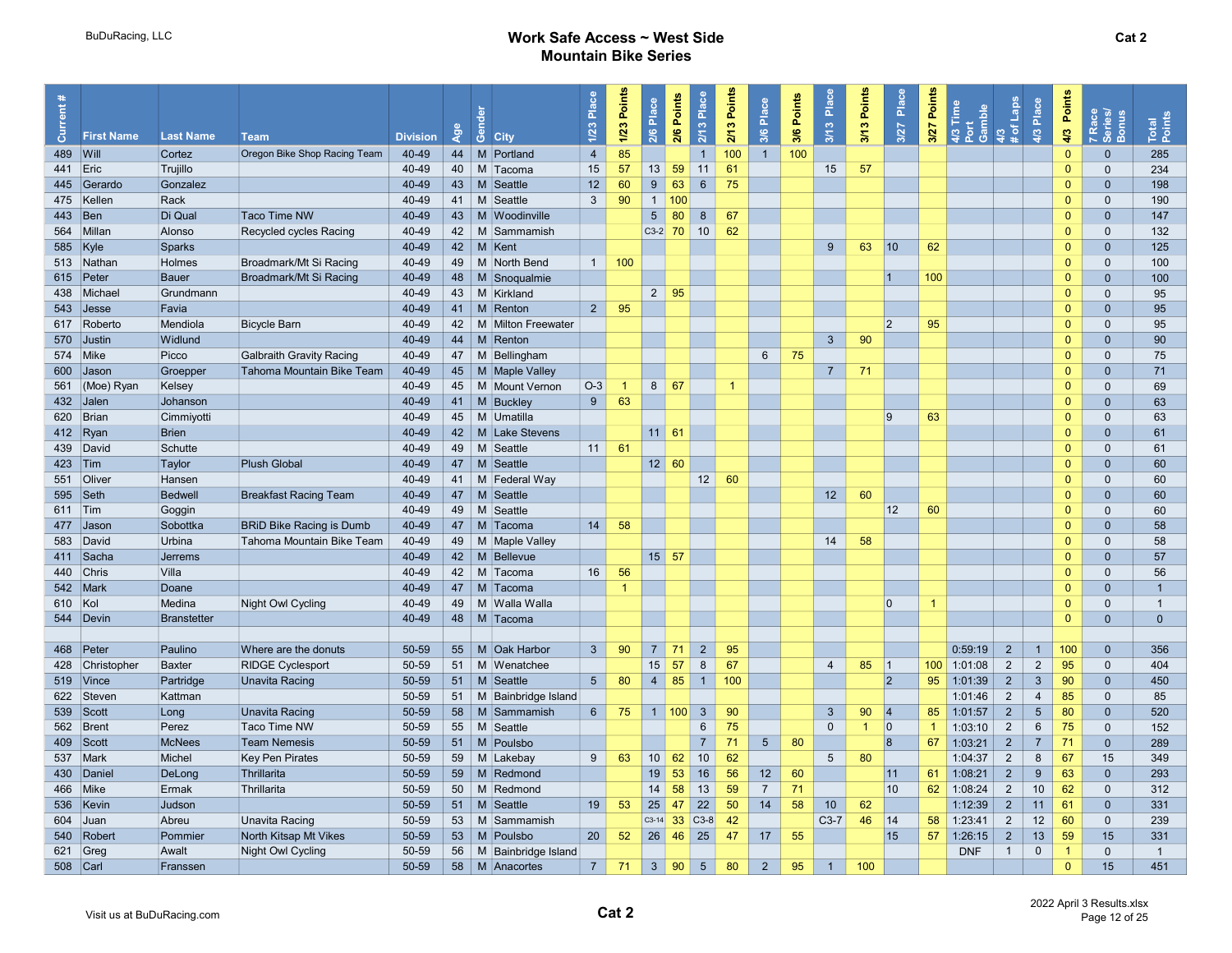BuDuRacing, LLC

# Work Safe Access ~ West Side Mountain Bike Series

**Cat 2**

| Current # | First Name | Last Name | Team | Division | Age | Gender | City | 1/23 Place | 1/23 Points | 2/6 Place | 2/6 Points | 2/13 Place | 2/13 Points | 3/6 Place | 3/6 Points | 3/13 Place | 3/13 Points | 3/27 Place | 3/27 Points | 4/3 Time Port Gamble | 4/3 # of Laps | 4/3 Place | 4/3 Points | 7 Race Series/ Bonus | Total Points |
|---|---|---|---|---|---|---|---|---|---|---|---|---|---|---|---|---|---|---|---|---|---|---|---|---|---|
| 489 | Will | Cortez | Oregon Bike Shop Racing Team | 40-49 | 44 | M | Portland | 4 | 85 | | | 1 | 100 | 1 | 100 | | | | | | | | 0 | 0 | 285 |
| 441 | Eric | Trujillo | | 40-49 | 40 | M | Tacoma | 15 | 57 | 13 | 59 | 11 | 61 | | | 15 | 57 | | | | | | 0 | 0 | 234 |
| 445 | Gerardo | Gonzalez | | 40-49 | 43 | M | Seattle | 12 | 60 | 9 | 63 | 6 | 75 | | | | | | | | | | 0 | 0 | 198 |
| 475 | Kellen | Rack | | 40-49 | 41 | M | Seattle | 3 | 90 | 1 | 100 | | | | | | | | | | | | 0 | 0 | 190 |
| 443 | Ben | Di Qual | Taco Time NW | 40-49 | 43 | M | Woodinville | | | 5 | 80 | 8 | 67 | | | | | | | | | | 0 | 0 | 147 |
| 564 | Millan | Alonso | Recycled cycles Racing | 40-49 | 42 | M | Sammamish | | | C3-2 | 70 | 10 | 62 | | | | | | | | | | 0 | 0 | 132 |
| 585 | Kyle | Sparks | | 40-49 | 42 | M | Kent | | | | | | | | | 9 | 63 | 10 | 62 | | | | 0 | 0 | 125 |
| 513 | Nathan | Holmes | Broadmark/Mt Si Racing | 40-49 | 49 | M | North Bend | 1 | 100 | | | | | | | | | | | | | | 0 | 0 | 100 |
| 615 | Peter | Bauer | Broadmark/Mt Si Racing | 40-49 | 48 | M | Snoqualmie | | | | | | | | | | | 1 | 100 | | | | 0 | 0 | 100 |
| 438 | Michael | Grundmann | | 40-49 | 43 | M | Kirkland | | | 2 | 95 | | | | | | | | | | | | 0 | 0 | 95 |
| 543 | Jesse | Favia | | 40-49 | 41 | M | Renton | 2 | 95 | | | | | | | | | | | | | | 0 | 0 | 95 |
| 617 | Roberto | Mendiola | Bicycle Barn | 40-49 | 42 | M | Milton Freewater | | | | | | | | | | | 2 | 95 | | | | 0 | 0 | 95 |
| 570 | Justin | Widlund | | 40-49 | 44 | M | Renton | | | | | | | | | 3 | 90 | | | | | | 0 | 0 | 90 |
| 574 | Mike | Picco | Galbraith Gravity Racing | 40-49 | 47 | M | Bellingham | | | | | | | 6 | 75 | | | | | | | | 0 | 0 | 75 |
| 600 | Jason | Groepper | Tahoma Mountain Bike Team | 40-49 | 45 | M | Maple Valley | | | | | | | | | 7 | 71 | | | | | | 0 | 0 | 71 |
| 561 | (Moe) Ryan | Kelsey | | 40-49 | 45 | M | Mount Vernon | O-3 | 1 | 8 | 67 | | 1 | | | | | | | | | | 0 | 0 | 69 |
| 432 | Jalen | Johanson | | 40-49 | 41 | M | Buckley | 9 | 63 | | | | | | | | | | | | | | 0 | 0 | 63 |
| 620 | Brian | Cimmiyotti | | 40-49 | 45 | M | Umatilla | | | | | | | | | | | 9 | 63 | | | | 0 | 0 | 63 |
| 412 | Ryan | Brien | | 40-49 | 42 | M | Lake Stevens | | | 11 | 61 | | | | | | | | | | | | 0 | 0 | 61 |
| 439 | David | Schutte | | 40-49 | 49 | M | Seattle | 11 | 61 | | | | | | | | | | | | | | 0 | 0 | 61 |
| 423 | Tim | Taylor | Plush Global | 40-49 | 47 | M | Seattle | | | 12 | 60 | | | | | | | | | | | | 0 | 0 | 60 |
| 551 | Oliver | Hansen | | 40-49 | 41 | M | Federal Way | | | | | 12 | 60 | | | | | | | | | | 0 | 0 | 60 |
| 595 | Seth | Bedwell | Breakfast Racing Team | 40-49 | 47 | M | Seattle | | | | | | | | | 12 | 60 | | | | | | 0 | 0 | 60 |
| 611 | Tim | Goggin | | 40-49 | 49 | M | Seattle | | | | | | | | | | | 12 | 60 | | | | 0 | 0 | 60 |
| 477 | Jason | Sobottka | BRiD Bike Racing is Dumb | 40-49 | 47 | M | Tacoma | 14 | 58 | | | | | | | | | | | | | | 0 | 0 | 58 |
| 583 | David | Urbina | Tahoma Mountain Bike Team | 40-49 | 49 | M | Maple Valley | | | | | | | | | 14 | 58 | | | | | | 0 | 0 | 58 |
| 411 | Sacha | Jerrems | | 40-49 | 42 | M | Bellevue | | | 15 | 57 | | | | | | | | | | | | 0 | 0 | 57 |
| 440 | Chris | Villa | | 40-49 | 42 | M | Tacoma | 16 | 56 | | | | | | | | | | | | | | 0 | 0 | 56 |
| 542 | Mark | Doane | | 40-49 | 47 | M | Tacoma | | 1 | | | | | | | | | | | | | | 0 | 0 | 1 |
| 610 | Kol | Medina | Night Owl Cycling | 40-49 | 49 | M | Walla Walla | | | | | | | | | | | 0 | 1 | | | | 0 | 0 | 1 |
| 544 | Devin | Branstetter | | 40-49 | 48 | M | Tacoma | | | | | | | | | | | | | | | | 0 | 0 | 0 |
| | | | | | | | | | | | | | | | | | | | | | | | | | |
| 468 | Peter | Paulino | Where are the donuts | 50-59 | 55 | M | Oak Harbor | 3 | 90 | 7 | 71 | 2 | 95 | | | | | | | 0:59:19 | 2 | 1 | 100 | 0 | 356 |
| 428 | Christopher | Baxter | RIDGE Cyclesport | 50-59 | 51 | M | Wenatchee | | | 15 | 57 | 8 | 67 | | | 4 | 85 | 1 | 100 | 1:01:08 | 2 | 2 | 95 | 0 | 404 |
| 519 | Vince | Partridge | Unavita Racing | 50-59 | 51 | M | Seattle | 5 | 80 | 4 | 85 | 1 | 100 | | | | | 2 | 95 | 1:01:39 | 2 | 3 | 90 | 0 | 450 |
| 622 | Steven | Kattman | | 50-59 | 51 | M | Bainbridge Island | | | | | | | | | | | | | 1:01:46 | 2 | 4 | 85 | 0 | 85 |
| 539 | Scott | Long | Unavita Racing | 50-59 | 58 | M | Sammamish | 6 | 75 | 1 | 100 | 3 | 90 | | | 3 | 90 | 4 | 85 | 1:01:57 | 2 | 5 | 80 | 0 | 520 |
| 562 | Brent | Perez | Taco Time NW | 50-59 | 55 | M | Seattle | | | | | 6 | 75 | | | 0 | 1 | 0 | 1 | 1:03:10 | 2 | 6 | 75 | 0 | 152 |
| 409 | Scott | McNees | Team Nemesis | 50-59 | 51 | M | Poulsbo | | | | | 7 | 71 | 5 | 80 | | | 8 | 67 | 1:03:21 | 2 | 7 | 71 | 0 | 289 |
| 537 | Mark | Michel | Key Pen Pirates | 50-59 | 59 | M | Lakebay | 9 | 63 | 10 | 62 | 10 | 62 | | | 5 | 80 | | | 1:04:37 | 2 | 8 | 67 | 15 | 349 |
| 430 | Daniel | DeLong | Thrillarita | 50-59 | 59 | M | Redmond | | | 19 | 53 | 16 | 56 | 12 | 60 | | | 11 | 61 | 1:08:21 | 2 | 9 | 63 | 0 | 293 |
| 466 | Mike | Ermak | Thrillarita | 50-59 | 50 | M | Redmond | | | 14 | 58 | 13 | 59 | 7 | 71 | | | 10 | 62 | 1:08:24 | 2 | 10 | 62 | 0 | 312 |
| 536 | Kevin | Judson | | 50-59 | 51 | M | Seattle | 19 | 53 | 25 | 47 | 22 | 50 | 14 | 58 | 10 | 62 | | | 1:12:39 | 2 | 11 | 61 | 0 | 331 |
| 604 | Juan | Abreu | Unavita Racing | 50-59 | 53 | M | Sammamish | | | C3-14 | 33 | C3-8 | 42 | | | C3-7 | 46 | 14 | 58 | 1:23:41 | 2 | 12 | 60 | 0 | 239 |
| 540 | Robert | Pommier | North Kitsap Mt Vikes | 50-59 | 53 | M | Poulsbo | 20 | 52 | 26 | 46 | 25 | 47 | 17 | 55 | | | 15 | 57 | 1:26:15 | 2 | 13 | 59 | 15 | 331 |
| 621 | Greg | Awalt | Night Owl Cycling | 50-59 | 56 | M | Bainbridge Island | | | | | | | | | | | | | DNF | 1 | 0 | 1 | 0 | 1 |
| 508 | Carl | Franssen | | 50-59 | 58 | M | Anacortes | 7 | 71 | 3 | 90 | 5 | 80 | 2 | 95 | 1 | 100 | | | | | | 0 | 15 | 451 |

Visit us at BuDuRacing.com

**Cat 2**

2022 April 3 Results.xlsx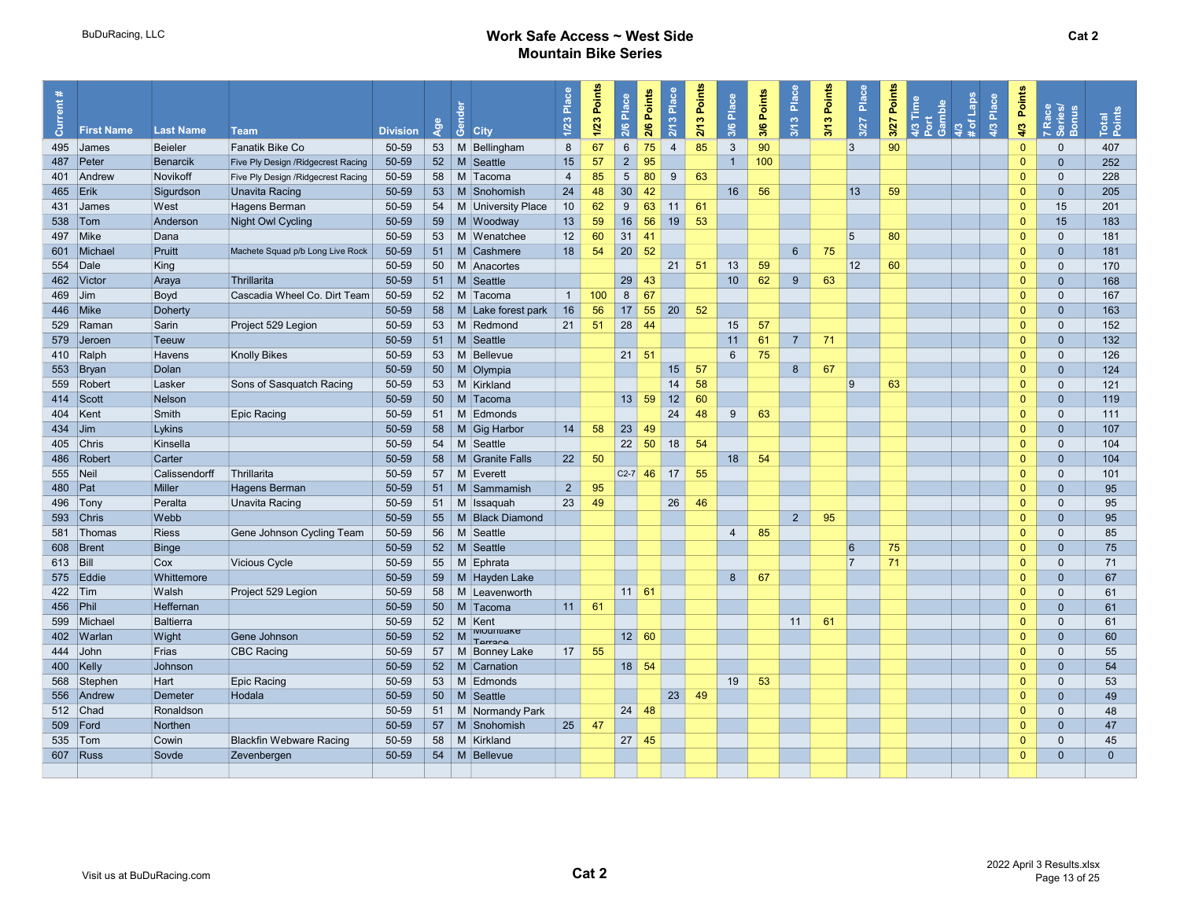BuDuRacing, LLC

# Work Safe Access ~ West Side
## Mountain Bike Series

**Cat 2**

| Current # | First Name | Last Name | Team | Division | Age | Gender | City | 1/23 Place | 1/23 Points | 2/6 Place | 2/6 Points | 2/13 Place | 2/13 Points | 3/6 Place | 3/6 Points | 3/13 Place | 3/13 Points | 3/27 Place | 3/27 Points | 4/3 Time Port Gamble | 4/3 # of Laps | 4/3 Place | 4/3 Points | 7 Race Series/ Bonus | Total Points |
|---|---|---|---|---|---|---|---|---|---|---|---|---|---|---|---|---|---|---|---|---|---|---|---|---|---|
| 495 | James | Beieler | Fanatik Bike Co | 50-59 | 53 | M | Bellingham | 8 | 67 | 6 | 75 | 4 | 85 | 3 | 90 | | | 3 | 90 | | | | 0 | 0 | 407 |
| 487 | Peter | Benarcik | Five Ply Design /Ridgecrest Racing | 50-59 | 52 | M | Seattle | 15 | 57 | 2 | 95 | | | 1 | 100 | | | | | | | | 0 | 0 | 252 |
| 401 | Andrew | Novikoff | Five Ply Design /Ridgecrest Racing | 50-59 | 58 | M | Tacoma | 4 | 85 | 5 | 80 | 9 | 63 | | | | | | | | | | 0 | 0 | 228 |
| 465 | Erik | Sigurdson | Unavita Racing | 50-59 | 53 | M | Snohomish | 24 | 48 | 30 | 42 | | | 16 | 56 | | | 13 | 59 | | | | 0 | 0 | 205 |
| 431 | James | West | Hagens Berman | 50-59 | 54 | M | University Place | 10 | 62 | 9 | 63 | 11 | 61 | | | | | | | | | | 0 | 15 | 201 |
| 538 | Tom | Anderson | Night Owl Cycling | 50-59 | 59 | M | Woodway | 13 | 59 | 16 | 56 | 19 | 53 | | | | | | | | | | 0 | 15 | 183 |
| 497 | Mike | Dana | | 50-59 | 53 | M | Wenatchee | 12 | 60 | 31 | 41 | | | | | | | 5 | 80 | | | | 0 | 0 | 181 |
| 601 | Michael | Pruitt | Machete Squad p/b Long Live Rock | 50-59 | 51 | M | Cashmere | 18 | 54 | 20 | 52 | | | | | 6 | 75 | | | | | | 0 | 0 | 181 |
| 554 | Dale | King | | 50-59 | 50 | M | Anacortes | | | | | 21 | 51 | 13 | 59 | | | 12 | 60 | | | | 0 | 0 | 170 |
| 462 | Victor | Araya | Thrillarita | 50-59 | 51 | M | Seattle | | | 29 | 43 | | | 10 | 62 | 9 | 63 | | | | | | 0 | 0 | 168 |
| 469 | Jim | Boyd | Cascadia Wheel Co. Dirt Team | 50-59 | 52 | M | Tacoma | 1 | 100 | 8 | 67 | | | | | | | | | | | | 0 | 0 | 167 |
| 446 | Mike | Doherty | | 50-59 | 58 | M | Lake forest park | 16 | 56 | 17 | 55 | 20 | 52 | | | | | | | | | | 0 | 0 | 163 |
| 529 | Raman | Sarin | Project 529 Legion | 50-59 | 53 | M | Redmond | 21 | 51 | 28 | 44 | | | 15 | 57 | | | | | | | | 0 | 0 | 152 |
| 579 | Jeroen | Teeuw | | 50-59 | 51 | M | Seattle | | | | | | | 11 | 61 | 7 | 71 | | | | | | 0 | 0 | 132 |
| 410 | Ralph | Havens | Knolly Bikes | 50-59 | 53 | M | Bellevue | | | 21 | 51 | | | 6 | 75 | | | | | | | | 0 | 0 | 126 |
| 553 | Bryan | Dolan | | 50-59 | 50 | M | Olympia | | | | | 15 | 57 | | | 8 | 67 | | | | | | 0 | 0 | 124 |
| 559 | Robert | Lasker | Sons of Sasquatch Racing | 50-59 | 53 | M | Kirkland | | | | | 14 | 58 | | | | | 9 | 63 | | | | 0 | 0 | 121 |
| 414 | Scott | Nelson | | 50-59 | 50 | M | Tacoma | | | 13 | 59 | 12 | 60 | | | | | | | | | | 0 | 0 | 119 |
| 404 | Kent | Smith | Epic Racing | 50-59 | 51 | M | Edmonds | | | | | 24 | 48 | 9 | 63 | | | | | | | | 0 | 0 | 111 |
| 434 | Jim | Lykins | | 50-59 | 58 | M | Gig Harbor | 14 | 58 | 23 | 49 | | | | | | | | | | | | 0 | 0 | 107 |
| 405 | Chris | Kinsella | | 50-59 | 54 | M | Seattle | | | 22 | 50 | 18 | 54 | | | | | | | | | | 0 | 0 | 104 |
| 486 | Robert | Carter | | 50-59 | 58 | M | Granite Falls | 22 | 50 | | | | | 18 | 54 | | | | | | | | 0 | 0 | 104 |
| 555 | Neil | Calissendorff | Thrillarita | 50-59 | 57 | M | Everett | | | C2-7 | 46 | 17 | 55 | | | | | | | | | | 0 | 0 | 101 |
| 480 | Pat | Miller | Hagens Berman | 50-59 | 51 | M | Sammamish | 2 | 95 | | | | | | | | | | | | | | 0 | 0 | 95 |
| 496 | Tony | Peralta | Unavita Racing | 50-59 | 51 | M | Issaquah | 23 | 49 | | | 26 | 46 | | | | | | | | | | 0 | 0 | 95 |
| 593 | Chris | Webb | | 50-59 | 55 | M | Black Diamond | | | | | | | | | 2 | 95 | | | | | | 0 | 0 | 95 |
| 581 | Thomas | Riess | Gene Johnson Cycling Team | 50-59 | 56 | M | Seattle | | | | | | | 4 | 85 | | | | | | | | 0 | 0 | 85 |
| 608 | Brent | Binge | | 50-59 | 52 | M | Seattle | | | | | | | | | | | 6 | 75 | | | | 0 | 0 | 75 |
| 613 | Bill | Cox | Vicious Cycle | 50-59 | 55 | M | Ephrata | | | | | | | | | | | 7 | 71 | | | | 0 | 0 | 71 |
| 575 | Eddie | Whittemore | | 50-59 | 59 | M | Hayden Lake | | | | | | | 8 | 67 | | | | | | | | 0 | 0 | 67 |
| 422 | Tim | Walsh | Project 529 Legion | 50-59 | 58 | M | Leavenworth | | | 11 | 61 | | | | | | | | | | | | 0 | 0 | 61 |
| 456 | Phil | Heffernan | | 50-59 | 50 | M | Tacoma | 11 | 61 | | | | | | | | | | | | | | 0 | 0 | 61 |
| 599 | Michael | Baltierra | | 50-59 | 52 | M | Kent | | | | | | | | | 11 | 61 | | | | | | 0 | 0 | 61 |
| 402 | Warlan | Wight | Gene Johnson | 50-59 | 52 | M | Mountlake Terrace | | | 12 | 60 | | | | | | | | | | | | 0 | 0 | 60 |
| 444 | John | Frias | CBC Racing | 50-59 | 57 | M | Bonney Lake | 17 | 55 | | | | | | | | | | | | | | 0 | 0 | 55 |
| 400 | Kelly | Johnson | | 50-59 | 52 | M | Carnation | | | 18 | 54 | | | | | | | | | | | | 0 | 0 | 54 |
| 568 | Stephen | Hart | Epic Racing | 50-59 | 53 | M | Edmonds | | | | | | | 19 | 53 | | | | | | | | 0 | 0 | 53 |
| 556 | Andrew | Demeter | Hodala | 50-59 | 50 | M | Seattle | | | | | 23 | 49 | | | | | | | | | | 0 | 0 | 49 |
| 512 | Chad | Ronaldson | | 50-59 | 51 | M | Normandy Park | | | 24 | 48 | | | | | | | | | | | | 0 | 0 | 48 |
| 509 | Ford | Northen | | 50-59 | 57 | M | Snohomish | 25 | 47 | | | | | | | | | | | | | | 0 | 0 | 47 |
| 535 | Tom | Cowin | Blackfin Webware Racing | 50-59 | 58 | M | Kirkland | | | 27 | 45 | | | | | | | | | | | | 0 | 0 | 45 |
| 607 | Russ | Sovde | Zevenbergen | 50-59 | 54 | M | Bellevue | | | | | | | | | | | | | | | | 0 | 0 | 0 |

Visit us at BuDuRacing.com

**Cat 2**

2022 April 3 Results.xlsx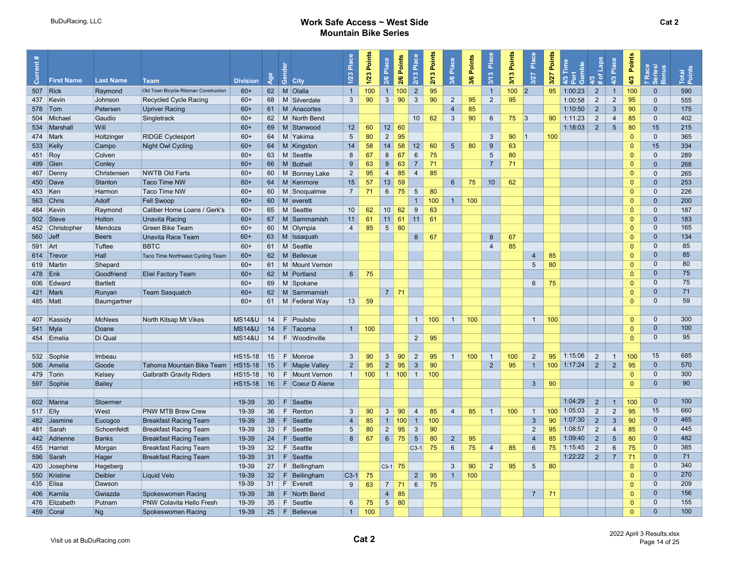BuDuRacing, LLC

# Work Safe Access ~ West Side Mountain Bike Series

**Cat 2**

| Current # | First Name | Last Name | Team | Division | Age | Gender | City | 1/23 Place | 1/23 Points | 2/6 Place | 2/6 Points | 2/13 Place | 2/13 Points | 3/6 Place | 3/6 Points | 3/13 Place | 3/13 Points | 3/27 Place | 3/27 Points | 4/3 Time Port Gamble | 4/3 # of Laps | 4/3 Place | 4/3 Points | 7 Race Series/ Bonus | Total Points |
|---|---|---|---|---|---|---|---|---|---|---|---|---|---|---|---|---|---|---|---|---|---|---|---|---|---|
| 507 | Rick | Raymond | Old Town Bicycle Ritzman Construction | 60+ | 62 | M | Olalla | 1 | 100 | 1 | 100 | 2 | 95 | | | 1 | 100 | 2 | 95 | 1:00:23 | 2 | 1 | 100 | 0 | 590 |
| 437 | Kevin | Johnson | Recycled Cycle Racing | 60+ | 68 | M | Silverdale | 3 | 90 | 3 | 90 | 3 | 90 | 2 | 95 | 2 | 95 | | | 1:00:58 | 2 | 2 | 95 | 0 | 555 |
| 578 | Tom | Petersen | Upriver Racing | 60+ | 61 | M | Anacortes | | | | | | | 4 | 85 | | | | | 1:10:50 | 2 | 3 | 90 | 0 | 175 |
| 504 | Michael | Gaudio | Singletrack | 60+ | 62 | M | North Bend | | | | | 10 | 62 | 3 | 90 | 6 | 75 | 3 | 90 | 1:11:23 | 2 | 4 | 85 | 0 | 402 |
| 534 | Marshall | Will | | 60+ | 69 | M | Stanwood | 12 | 60 | 12 | 60 | | | | | | | | | 1:18:03 | 2 | 5 | 80 | 15 | 215 |
| 474 | Mark | Holtzinger | RIDGE Cyclesport | 60+ | 64 | M | Yakima | 5 | 80 | 2 | 95 | | | | | 3 | 90 | 1 | 100 | | | | 0 | 0 | 365 |
| 533 | Kelly | Campo | Night Owl Cycling | 60+ | 64 | M | Kingston | 14 | 58 | 14 | 58 | 12 | 60 | 5 | 80 | 9 | 63 | | | | | | 0 | 15 | 334 |
| 451 | Roy | Colven | | 60+ | 63 | M | Seattle | 8 | 67 | 8 | 67 | 6 | 75 | | | 5 | 80 | | | | | | 0 | 0 | 289 |
| 499 | Glen | Conley | | 60+ | 66 | M | Bothell | 9 | 63 | 9 | 63 | 7 | 71 | | | 7 | 71 | | | | | | 0 | 0 | 268 |
| 467 | Denny | Christensen | NWTB Old Farts | 60+ | 60 | M | Bonney Lake | 2 | 95 | 4 | 85 | 4 | 85 | | | | | | | | | | 0 | 0 | 265 |
| 450 | Dave | Stanton | Taco Time NW | 60+ | 64 | M | Kenmore | 15 | 57 | 13 | 59 | | | 6 | 75 | 10 | 62 | | | | | | 0 | 0 | 253 |
| 453 | Ken | Harmon | Taco Time NW | 60+ | 60 | M | Snoqualmie | 7 | 71 | 6 | 75 | 5 | 80 | | | | | | | | | | 0 | 0 | 226 |
| 563 | Chris | Adolf | Fell Swoop | 60+ | 60 | M | everett | | | | | 1 | 100 | 1 | 100 | | | | | | | | 0 | 0 | 200 |
| 484 | Kevin | Raymond | Caliber Home Loans / Gerk's | 60+ | 65 | M | Seattle | 10 | 62 | 10 | 62 | 9 | 63 | | | | | | | | | | 0 | 0 | 187 |
| 502 | Steve | Holton | Unavita Racing | 60+ | 67 | M | Sammamish | 11 | 61 | 11 | 61 | 11 | 61 | | | | | | | | | | 0 | 0 | 183 |
| 452 | Christopher | Mendoza | Green Bike Team | 60+ | 60 | M | Olympia | 4 | 85 | 5 | 80 | | | | | | | | | | | | 0 | 0 | 165 |
| 560 | Jeff | Beers | Unavita Race Team | 60+ | 63 | M | Issaquah | | | | | 8 | 67 | | | 8 | 67 | | | | | | 0 | 0 | 134 |
| 591 | Art | Tuftee | BBTC | 60+ | 61 | M | Seattle | | | | | | | | | 4 | 85 | | | | | | 0 | 0 | 85 |
| 614 | Trevor | Hall | Taco Time Northwest Cycling Team | 60+ | 62 | M | Bellevue | | | | | | | | | | | 4 | 85 | | | | 0 | 0 | 85 |
| 619 | Martin | Shepard | | 60+ | 61 | M | Mount Vernon | | | | | | | | | | | 5 | 80 | | | | 0 | 0 | 80 |
| 478 | Erik | Goodfriend | Eliel Factory Team | 60+ | 62 | M | Portland | 6 | 75 | | | | | | | | | | | | | | 0 | 0 | 75 |
| 606 | Edward | Bartlett | | 60+ | 69 | M | Spokane | | | | | | | | | | | 6 | 75 | | | | 0 | 0 | 75 |
| 421 | Mark | Runyan | Team Sasquatch | 60+ | 62 | M | Sammamish | | | 7 | 71 | | | | | | | | | | | | 0 | 0 | 71 |
| 485 | Matt | Baumgartner | | 60+ | 61 | M | Federal Way | 13 | 59 | | | | | | | | | | | | | | 0 | 0 | 59 |
| | | | | | | | | | | | | | | | | | | | | | | | | | |
| 407 | Kassidy | McNees | North Kitsap Mt Vikes | MS14&U | 14 | F | Poulsbo | | | | | 1 | 100 | 1 | 100 | | | 1 | 100 | | | | 0 | 0 | 300 |
| 541 | Myla | Doane | | MS14&U | 14 | F | Tacoma | 1 | 100 | | | | | | | | | | | | | | 0 | 0 | 100 |
| 454 | Emelia | Di Qual | | MS14&U | 14 | F | Woodinville | | | | | 2 | 95 | | | | | | | | | | 0 | 0 | 95 |
| | | | | | | | | | | | | | | | | | | | | | | | | | |
| 532 | Sophie | Imbeau | | HS15-18 | 15 | F | Monroe | 3 | 90 | 3 | 90 | 2 | 95 | 1 | 100 | 1 | 100 | 2 | 95 | 1:15:06 | 2 | 1 | 100 | 15 | 685 |
| 506 | Amelia | Goode | Tahoma Mountain Bike Team | HS15-18 | 15 | F | Maple Valley | 2 | 95 | 2 | 95 | 3 | 90 | | | 2 | 95 | 1 | 100 | 1:17:24 | 2 | 2 | 95 | 0 | 570 |
| 479 | Torin | Kelsey | Galbraith Gravity Riders | HS15-18 | 16 | F | Mount Vernon | 1 | 100 | 1 | 100 | 1 | 100 | | | | | | | | | | 0 | 0 | 300 |
| 597 | Sophie | Bailey | | HS15-18 | 16 | F | Coeur D Alene | | | | | | | | | | | 3 | 90 | | | | 0 | 0 | 90 |
| | | | | | | | | | | | | | | | | | | | | | | | | | |
| 602 | Marina | Stoermer | | 19-39 | 30 | F | Seattle | | | | | | | | | | | | | 1:04:29 | 2 | 1 | 100 | 0 | 100 |
| 517 | Elly | West | PNW MTB Brew Crew | 19-39 | 36 | F | Renton | 3 | 90 | 3 | 90 | 4 | 85 | 4 | 85 | 1 | 100 | 1 | 100 | 1:05:03 | 2 | 2 | 95 | 15 | 660 |
| 482 | Jasmine | Eucogco | Breakfast Racing Team | 19-39 | 38 | F | Seattle | 4 | 85 | 1 | 100 | 1 | 100 | | | | | 3 | 90 | 1:07:30 | 2 | 3 | 90 | 0 | 465 |
| 481 | Sarah | Schoenfeldt | Breakfast Racing Team | 19-39 | 33 | F | Seattle | 5 | 80 | 2 | 95 | 3 | 90 | | | | | 2 | 95 | 1:08:57 | 2 | 4 | 85 | 0 | 445 |
| 442 | Adrienne | Banks | Breakfast Racing Team | 19-39 | 24 | F | Seattle | 8 | 67 | 6 | 75 | 5 | 80 | 2 | 95 | | | 4 | 85 | 1:09:40 | 2 | 5 | 80 | 0 | 482 |
| 455 | Harriet | Morgan | Breakfast Racing Team | 19-39 | 32 | F | Seattle | | | | | C3-1 | 75 | 6 | 75 | 4 | 85 | 6 | 75 | 1:15:45 | 2 | 6 | 75 | 0 | 385 |
| 596 | Sarah | Hager | Breakfast Racing Team | 19-39 | 31 | F | Seattle | | | | | | | | | | | | | 1:22:22 | 2 | 7 | 71 | 0 | 71 |
| 420 | Josephine | Hegeberg | | 19-39 | 27 | F | Bellingham | | | C3-1 | 75 | | | 3 | 90 | 2 | 95 | 5 | 80 | | | | 0 | 0 | 340 |
| 550 | Kristine | Deibler | Liquid Velo | 19-39 | 32 | F | Bellingham | C3-1 | 75 | | | 2 | 95 | 1 | 100 | | | | | | | | 0 | 0 | 270 |
| 435 | Elisa | Dawson | | 19-39 | 31 | F | Everett | 9 | 63 | 7 | 71 | 6 | 75 | | | | | | | | | | 0 | 0 | 209 |
| 406 | Kamila | Gwiazda | Spokeswomen Racing | 19-39 | 38 | F | North Bend | | | 4 | 85 | | | | | | | 7 | 71 | | | | 0 | 0 | 156 |
| 476 | Elizabeth | Putnam | PNW Colavita Hello Fresh | 19-39 | 35 | F | Seattle | 6 | 75 | 5 | 80 | | | | | | | | | | | | 0 | 0 | 155 |
| 459 | Coral | Ng | Spokeswomen Racing | 19-39 | 25 | F | Bellevue | 1 | 100 | | | | | | | | | | | | | | 0 | 0 | 100 |

Visit us at BuDuRacing.com

**Cat 2**

2022 April 3 Results.xlsx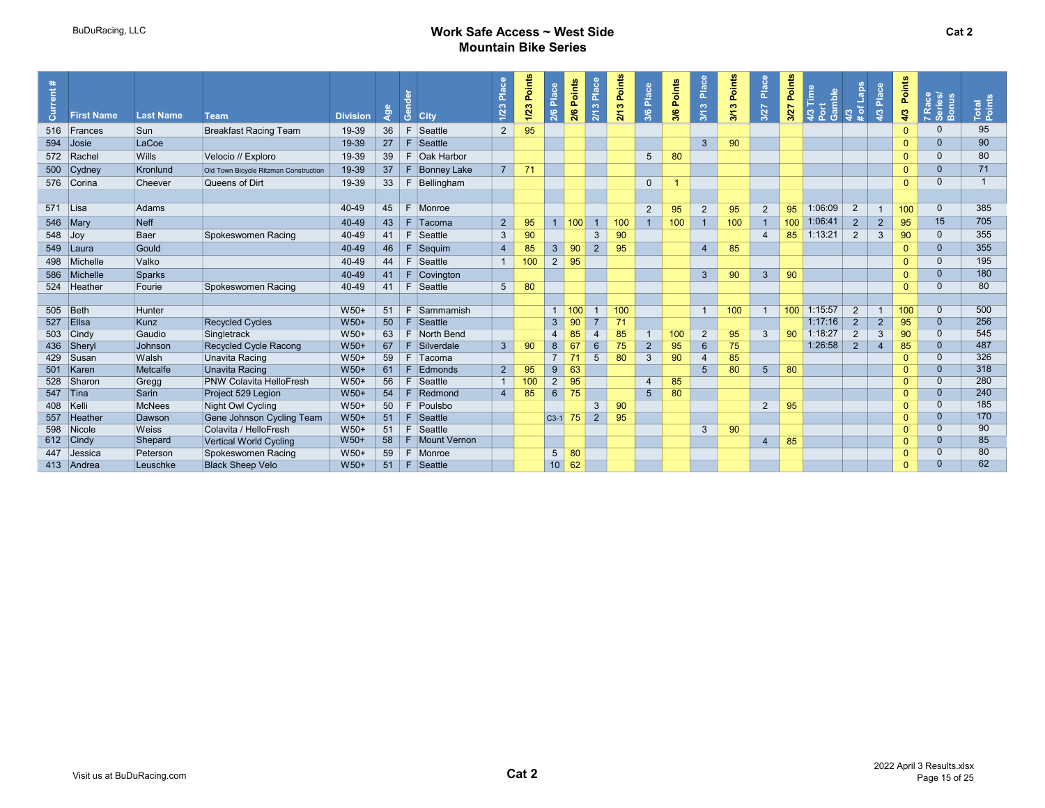BuDuRacing, LLC

# Work Safe Access ~ West Side Mountain Bike Series

Cat 2

| Current # | First Name | Last Name | Team | Division | Age | Gender | City | 1/23 Place | 1/23 Points | 2/6 Place | 2/6 Points | 2/13 Place | 2/13 Points | 3/6 Place | 3/6 Points | 3/13 Place | 3/13 Points | 3/27 Place | 3/27 Points | 4/3 Time Port Gamble | 4/3 # of Laps | 4/3 Place | 4/3 Points | 7 Race Series/ Bonus | Total Points |
|---|---|---|---|---|---|---|---|---|---|---|---|---|---|---|---|---|---|---|---|---|---|---|---|---|---|
| 516 | Frances | Sun | Breakfast Racing Team | 19-39 | 36 | F | Seattle | 2 | 95 | | | | | | | | | | | | | | 0 | 0 | 95 |
| 594 | Josie | LaCoe | | 19-39 | 27 | F | Seattle | | | | | | | | | 3 | 90 | | | | | | 0 | 0 | 90 |
| 572 | Rachel | Wills | Velocio // Exploro | 19-39 | 39 | F | Oak Harbor | | | | | | | 5 | 80 | | | | | | | | 0 | 0 | 80 |
| 500 | Cydney | Kronlund | Old Town Bicycle Ritzman Construction | 19-39 | 37 | F | Bonney Lake | 7 | 71 | | | | | | | | | | | | | | 0 | 0 | 71 |
| 576 | Corina | Cheever | Queens of Dirt | 19-39 | 33 | F | Bellingham | | | | | | | 0 | 1 | | | | | | | | 0 | 0 | 1 |
| | | | | | | | | | | | | | | | | | | | | | | | | | |
| 571 | Lisa | Adams | | 40-49 | 45 | F | Monroe | | | | | | | 2 | 95 | 2 | 95 | 2 | 95 | 1:06:09 | 2 | 1 | 100 | 0 | 385 |
| 546 | Mary | Neff | | 40-49 | 43 | F | Tacoma | 2 | 95 | 1 | 100 | 1 | 100 | 1 | 100 | 1 | 100 | 1 | 100 | 1:06:41 | 2 | 2 | 95 | 15 | 705 |
| 548 | Joy | Baer | Spokeswomen Racing | 40-49 | 41 | F | Seattle | 3 | 90 | | | 3 | 90 | | | | | 4 | 85 | 1:13:21 | 2 | 3 | 90 | 0 | 355 |
| 549 | Laura | Gould | | 40-49 | 46 | F | Sequim | 4 | 85 | 3 | 90 | 2 | 95 | | | 4 | 85 | | | | | | 0 | 0 | 355 |
| 498 | Michelle | Valko | | 40-49 | 44 | F | Seattle | 1 | 100 | 2 | 95 | | | | | | | | | | | | 0 | 0 | 195 |
| 586 | Michelle | Sparks | | 40-49 | 41 | F | Covington | | | | | | | | | 3 | 90 | 3 | 90 | | | | 0 | 0 | 180 |
| 524 | Heather | Fourie | Spokeswomen Racing | 40-49 | 41 | F | Seattle | 5 | 80 | | | | | | | | | | | | | | 0 | 0 | 80 |
| | | | | | | | | | | | | | | | | | | | | | | | | | |
| 505 | Beth | Hunter | | W50+ | 51 | F | Sammamish | | | 1 | 100 | 1 | 100 | | | 1 | 100 | 1 | 100 | 1:15:57 | 2 | 1 | 100 | 0 | 500 |
| 527 | Ellsa | Kunz | Recycled Cycles | W50+ | 50 | F | Seattle | | | 3 | 90 | 7 | 71 | | | | | | | 1:17:16 | 2 | 2 | 95 | 0 | 256 |
| 503 | Cindy | Gaudio | Singletrack | W50+ | 63 | F | North Bend | | | 4 | 85 | 4 | 85 | 1 | 100 | 2 | 95 | 3 | 90 | 1:18:27 | 2 | 3 | 90 | 0 | 545 |
| 436 | Sheryl | Johnson | Recycled Cycle Racong | W50+ | 67 | F | Silverdale | 3 | 90 | 8 | 67 | 6 | 75 | 2 | 95 | 6 | 75 | | | 1:26:58 | 2 | 4 | 85 | 0 | 487 |
| 429 | Susan | Walsh | Unavita Racing | W50+ | 59 | F | Tacoma | | | 7 | 71 | 5 | 80 | 3 | 90 | 4 | 85 | | | | | | 0 | 0 | 326 |
| 501 | Karen | Metcalfe | Unavita Racing | W50+ | 61 | F | Edmonds | 2 | 95 | 9 | 63 | | | | | 5 | 80 | 5 | 80 | | | | 0 | 0 | 318 |
| 528 | Sharon | Gregg | PNW Colavita HelloFresh | W50+ | 56 | F | Seattle | 1 | 100 | 2 | 95 | | | 4 | 85 | | | | | | | | 0 | 0 | 280 |
| 547 | Tina | Sarin | Project 529 Legion | W50+ | 54 | F | Redmond | 4 | 85 | 6 | 75 | | | 5 | 80 | | | | | | | | 0 | 0 | 240 |
| 408 | Kelli | McNees | Night Owl Cycling | W50+ | 50 | F | Poulsbo | | | | | 3 | 90 | | | | | 2 | 95 | | | | 0 | 0 | 185 |
| 557 | Heather | Dawson | Gene Johnson Cycling Team | W50+ | 51 | F | Seattle | | | C3-1 | 75 | 2 | 95 | | | | | | | | | | 0 | 0 | 170 |
| 598 | Nicole | Weiss | Colavita / HelloFresh | W50+ | 51 | F | Seattle | | | | | | | | | 3 | 90 | | | | | | 0 | 0 | 90 |
| 612 | Cindy | Shepard | Vertical World Cycling | W50+ | 58 | F | Mount Vernon | | | | | | | | | | | 4 | 85 | | | | 0 | 0 | 85 |
| 447 | Jessica | Peterson | Spokeswomen Racing | W50+ | 59 | F | Monroe | | | 5 | 80 | | | | | | | | | | | | 0 | 0 | 80 |
| 413 | Andrea | Leuschke | Black Sheep Velo | W50+ | 51 | F | Seattle | | | 10 | 62 | | | | | | | | | | | | 0 | 0 | 62 |

Visit us at BuDuRacing.com

Cat 2

2022 April 3 Results.xlsx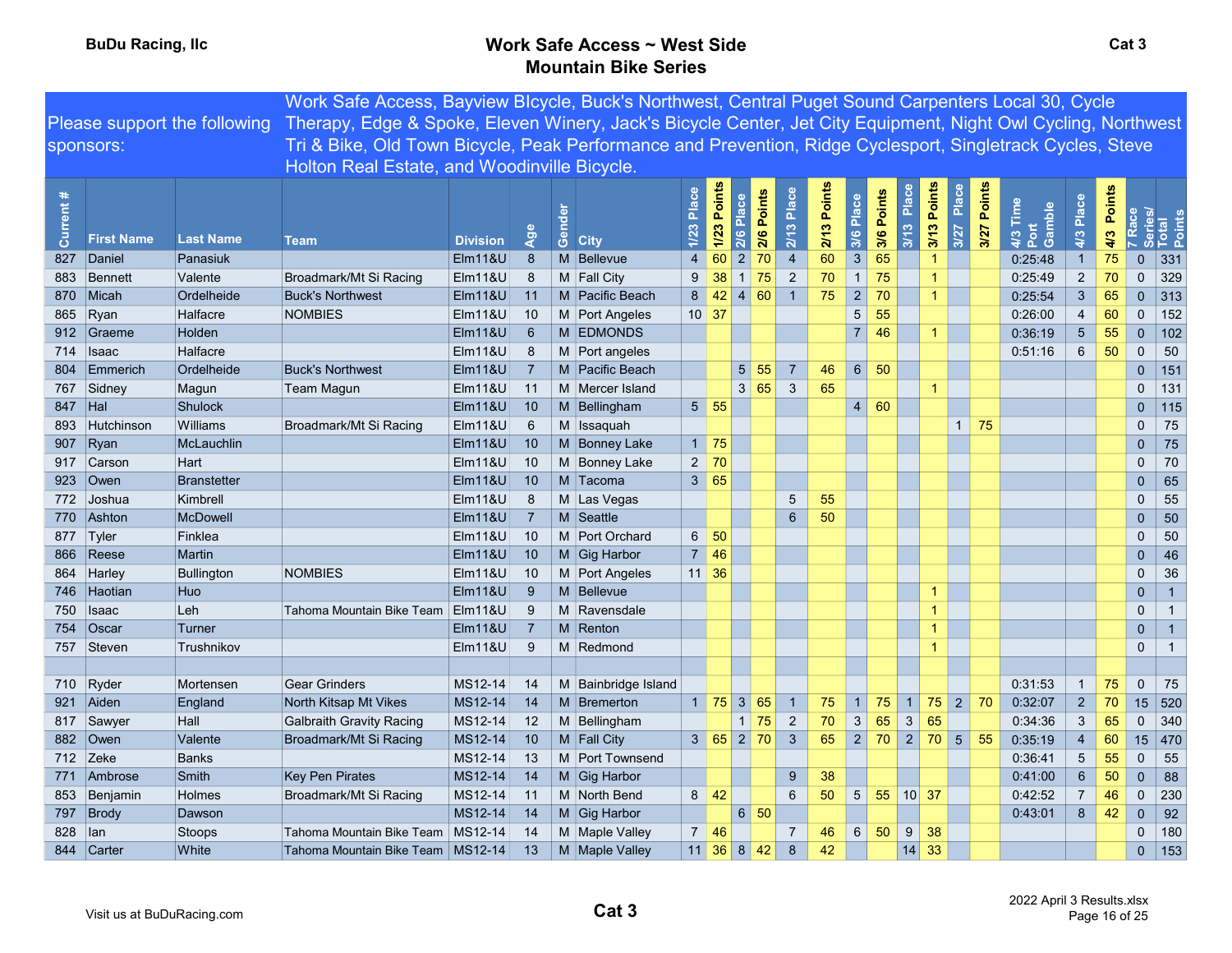BuDu Racing, llc

# Work Safe Access ~ West Side Mountain Bike Series

Cat 3

Please support the following sponsors: Work Safe Access, Bayview BIcycle, Buck's Northwest, Central Puget Sound Carpenters Local 30, Cycle Therapy, Edge & Spoke, Eleven Winery, Jack's Bicycle Center, Jet City Equipment, Night Owl Cycling, Northwest Tri & Bike, Old Town Bicycle, Peak Performance and Prevention, Ridge Cyclesport, Singletrack Cycles, Steve Holton Real Estate, and Woodinville Bicycle.

| Current # | First Name | Last Name | Team | Division | Age | Gender | City | 1/23 Place | 1/23 Points | 2/6 Place | 2/6 Points | 2/13 Place | 2/13 Points | 3/6 Place | 3/6 Points | 3/13 Place | 3/13 Points | 3/27 Place | 3/27 Points | 4/3 Time Port Gamble | 4/3 Place | 4/3 Points | 7 Race Series/ | Total Points |
|---|---|---|---|---|---|---|---|---|---|---|---|---|---|---|---|---|---|---|---|---|---|---|---|---|
| 827 | Daniel | Panasiuk | | Elm11&U | 8 | M | Bellevue | 4 | 60 | 2 | 70 | 4 | 60 | 3 | 65 | | 1 | | | 0:25:48 | 1 | 75 | 0 | 331 |
| 883 | Bennett | Valente | Broadmark/Mt Si Racing | Elm11&U | 8 | M | Fall City | 9 | 38 | 1 | 75 | 2 | 70 | 1 | 75 | | 1 | | | 0:25:49 | 2 | 70 | 0 | 329 |
| 870 | Micah | Ordelheide | Buck's Northwest | Elm11&U | 11 | M | Pacific Beach | 8 | 42 | 4 | 60 | 1 | 75 | 2 | 70 | | 1 | | | 0:25:54 | 3 | 65 | 0 | 313 |
| 865 | Ryan | Halfacre | NOMBIES | Elm11&U | 10 | M | Port Angeles | 10 | 37 | | | | | 5 | 55 | | | | | 0:26:00 | 4 | 60 | 0 | 152 |
| 912 | Graeme | Holden | | Elm11&U | 6 | M | EDMONDS | | | | | | | 7 | 46 | | 1 | | | 0:36:19 | 5 | 55 | 0 | 102 |
| 714 | Isaac | Halfacre | | Elm11&U | 8 | M | Port angeles | | | | | | | | | | | | | 0:51:16 | 6 | 50 | 0 | 50 |
| 804 | Emmerich | Ordelheide | Buck's Northwest | Elm11&U | 7 | M | Pacific Beach | | | 5 | 55 | 7 | 46 | 6 | 50 | | | | | | | | 0 | 151 |
| 767 | Sidney | Magun | Team Magun | Elm11&U | 11 | M | Mercer Island | | | 3 | 65 | 3 | 65 | | | | 1 | | | | | | 0 | 131 |
| 847 | Hal | Shulock | | Elm11&U | 10 | M | Bellingham | 5 | 55 | | | | | 4 | 60 | | | | | | | | 0 | 115 |
| 893 | Hutchinson | Williams | Broadmark/Mt Si Racing | Elm11&U | 6 | M | Issaquah | | | | | | | | | | | 1 | 75 | | | | 0 | 75 |
| 907 | Ryan | McLauchlin | | Elm11&U | 10 | M | Bonney Lake | 1 | 75 | | | | | | | | | | | | | | 0 | 75 |
| 917 | Carson | Hart | | Elm11&U | 10 | M | Bonney Lake | 2 | 70 | | | | | | | | | | | | | | 0 | 70 |
| 923 | Owen | Branstetter | | Elm11&U | 10 | M | Tacoma | 3 | 65 | | | | | | | | | | | | | | 0 | 65 |
| 772 | Joshua | Kimbrell | | Elm11&U | 8 | M | Las Vegas | | | | | 5 | 55 | | | | | | | | | | 0 | 55 |
| 770 | Ashton | McDowell | | Elm11&U | 7 | M | Seattle | | | | | 6 | 50 | | | | | | | | | | 0 | 50 |
| 877 | Tyler | Finklea | | Elm11&U | 10 | M | Port Orchard | 6 | 50 | | | | | | | | | | | | | | 0 | 50 |
| 866 | Reese | Martin | | Elm11&U | 10 | M | Gig Harbor | 7 | 46 | | | | | | | | | | | | | | 0 | 46 |
| 864 | Harley | Bullington | NOMBIES | Elm11&U | 10 | M | Port Angeles | 11 | 36 | | | | | | | | | | | | | | 0 | 36 |
| 746 | Haotian | Huo | | Elm11&U | 9 | M | Bellevue | | | | | | | | | | 1 | | | | | | 0 | 1 |
| 750 | Isaac | Leh | Tahoma Mountain Bike Team | Elm11&U | 9 | M | Ravensdale | | | | | | | | | | 1 | | | | | | 0 | 1 |
| 754 | Oscar | Turner | | Elm11&U | 7 | M | Renton | | | | | | | | | | 1 | | | | | | 0 | 1 |
| 757 | Steven | Trushnikov | | Elm11&U | 9 | M | Redmond | | | | | | | | | | 1 | | | | | | 0 | 1 |
| | | | | | | | | | | | | | | | | | | | | | | | | |
| 710 | Ryder | Mortensen | Gear Grinders | MS12-14 | 14 | M | Bainbridge Island | | | | | | | | | | | | | 0:31:53 | 1 | 75 | 0 | 75 |
| 921 | Aiden | England | North Kitsap Mt Vikes | MS12-14 | 14 | M | Bremerton | 1 | 75 | 3 | 65 | 1 | 75 | 1 | 75 | 1 | 75 | 2 | 70 | 0:32:07 | 2 | 70 | 15 | 520 |
| 817 | Sawyer | Hall | Galbraith Gravity Racing | MS12-14 | 12 | M | Bellingham | | | 1 | 75 | 2 | 70 | 3 | 65 | 3 | 65 | | | 0:34:36 | 3 | 65 | 0 | 340 |
| 882 | Owen | Valente | Broadmark/Mt Si Racing | MS12-14 | 10 | M | Fall City | 3 | 65 | 2 | 70 | 3 | 65 | 2 | 70 | 2 | 70 | 5 | 55 | 0:35:19 | 4 | 60 | 15 | 470 |
| 712 | Zeke | Banks | | MS12-14 | 13 | M | Port Townsend | | | | | | | | | | | | | 0:36:41 | 5 | 55 | 0 | 55 |
| 771 | Ambrose | Smith | Key Pen Pirates | MS12-14 | 14 | M | Gig Harbor | | | | | 9 | 38 | | | | | | | 0:41:00 | 6 | 50 | 0 | 88 |
| 853 | Benjamin | Holmes | Broadmark/Mt Si Racing | MS12-14 | 11 | M | North Bend | 8 | 42 | | | 6 | 50 | 5 | 55 | 10 | 37 | | | 0:42:52 | 7 | 46 | 0 | 230 |
| 797 | Brody | Dawson | | MS12-14 | 14 | M | Gig Harbor | | | 6 | 50 | | | | | | | | | 0:43:01 | 8 | 42 | 0 | 92 |
| 828 | Ian | Stoops | Tahoma Mountain Bike Team | MS12-14 | 14 | M | Maple Valley | 7 | 46 | | | 7 | 46 | 6 | 50 | 9 | 38 | | | | | | 0 | 180 |
| 844 | Carter | White | Tahoma Mountain Bike Team | MS12-14 | 13 | M | Maple Valley | 11 | 36 | 8 | 42 | 8 | 42 | | | 14 | 33 | | | | | | 0 | 153 |

Visit us at BuDuRacing.com

Cat 3

2022 April 3 Results.xlsx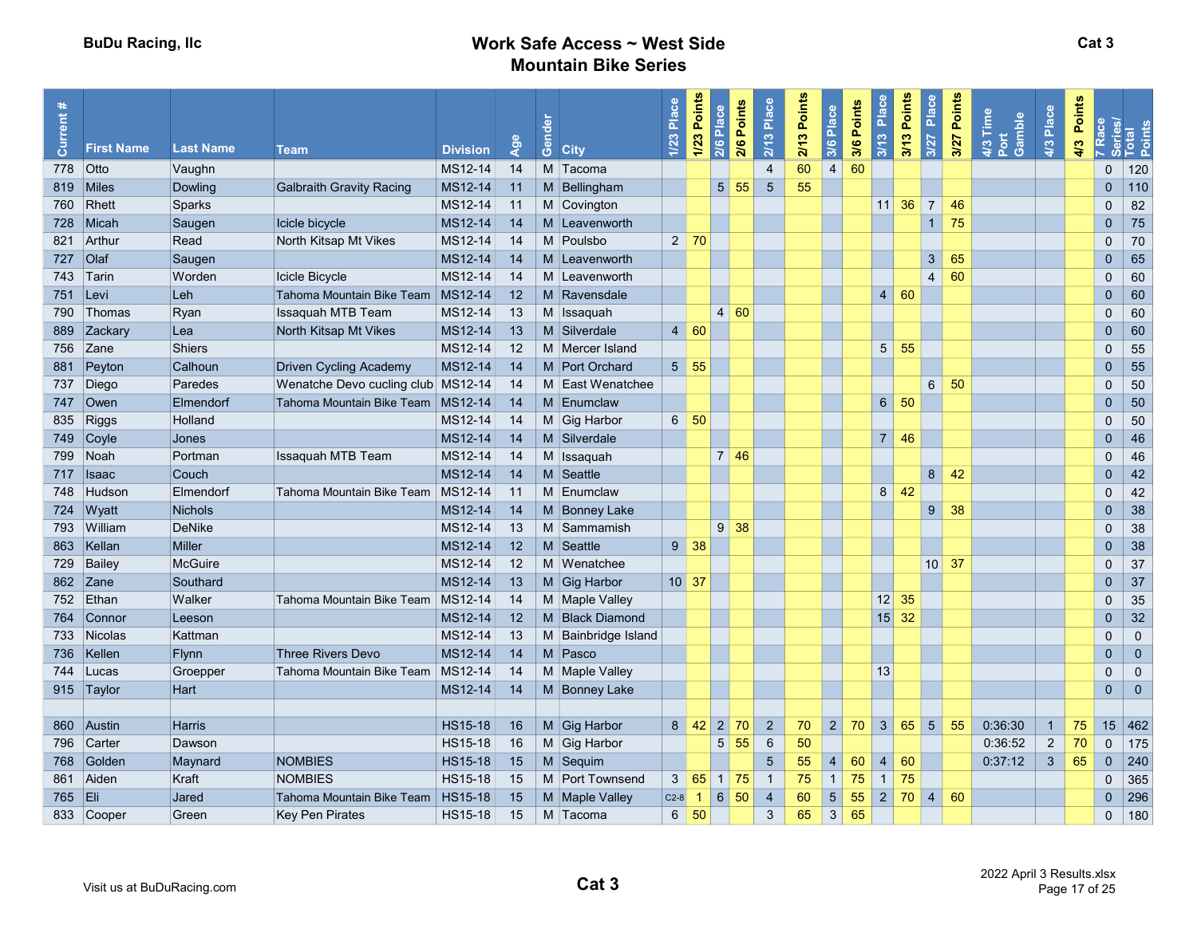**BuDu Racing, llc**

# Work Safe Access ~ West Side Mountain Bike Series

**Cat 3**

| Current # | First Name | Last Name | Team | Division | Age | Gender | City | 1/23 Place | 1/23 Points | 2/6 Place | 2/6 Points | 2/13 Place | 2/13 Points | 3/6 Place | 3/6 Points | 3/13 Place | 3/13 Points | 3/27 Place | 3/27 Points | 4/3 Time Port Gamble | 4/3 Place | 4/3 Points | 7 Race Series/ | Total Points |
|---|---|---|---|---|---|---|---|---|---|---|---|---|---|---|---|---|---|---|---|---|---|---|---|---|
| 778 | Otto | Vaughn | | MS12-14 | 14 | M | Tacoma | | | | | 4 | 60 | 4 | 60 | | | | | | | | 0 | 120 |
| 819 | Miles | Dowling | Galbraith Gravity Racing | MS12-14 | 11 | M | Bellingham | | | 5 | 55 | 5 | 55 | | | | | | | | | | 0 | 110 |
| 760 | Rhett | Sparks | | MS12-14 | 11 | M | Covington | | | | | | | | | 11 | 36 | 7 | 46 | | | | 0 | 82 |
| 728 | Micah | Saugen | Icicle bicycle | MS12-14 | 14 | M | Leavenworth | | | | | | | | | | | 1 | 75 | | | | 0 | 75 |
| 821 | Arthur | Read | North Kitsap Mt Vikes | MS12-14 | 14 | M | Poulsbo | 2 | 70 | | | | | | | | | | | | | | 0 | 70 |
| 727 | Olaf | Saugen | | MS12-14 | 14 | M | Leavenworth | | | | | | | | | | | 3 | 65 | | | | 0 | 65 |
| 743 | Tarin | Worden | Icicle Bicycle | MS12-14 | 14 | M | Leavenworth | | | | | | | | | | | 4 | 60 | | | | 0 | 60 |
| 751 | Levi | Leh | Tahoma Mountain Bike Team | MS12-14 | 12 | M | Ravensdale | | | | | | | | | 4 | 60 | | | | | | 0 | 60 |
| 790 | Thomas | Ryan | Issaquah MTB Team | MS12-14 | 13 | M | Issaquah | | | 4 | 60 | | | | | | | | | | | | 0 | 60 |
| 889 | Zackary | Lea | North Kitsap Mt Vikes | MS12-14 | 13 | M | Silverdale | 4 | 60 | | | | | | | | | | | | | | 0 | 60 |
| 756 | Zane | Shiers | | MS12-14 | 12 | M | Mercer Island | | | | | | | | | 5 | 55 | | | | | | 0 | 55 |
| 881 | Peyton | Calhoun | Driven Cycling Academy | MS12-14 | 14 | M | Port Orchard | 5 | 55 | | | | | | | | | | | | | | 0 | 55 |
| 737 | Diego | Paredes | Wenatche Devo cucling club | MS12-14 | 14 | M | East Wenatchee | | | | | | | | | | | 6 | 50 | | | | 0 | 50 |
| 747 | Owen | Elmendorf | Tahoma Mountain Bike Team | MS12-14 | 14 | M | Enumclaw | | | | | | | | | 6 | 50 | | | | | | 0 | 50 |
| 835 | Riggs | Holland | | MS12-14 | 14 | M | Gig Harbor | 6 | 50 | | | | | | | | | | | | | | 0 | 50 |
| 749 | Coyle | Jones | | MS12-14 | 14 | M | Silverdale | | | | | | | | | 7 | 46 | | | | | | 0 | 46 |
| 799 | Noah | Portman | Issaquah MTB Team | MS12-14 | 14 | M | Issaquah | | | 7 | 46 | | | | | | | | | | | | 0 | 46 |
| 717 | Isaac | Couch | | MS12-14 | 14 | M | Seattle | | | | | | | | | | | 8 | 42 | | | | 0 | 42 |
| 748 | Hudson | Elmendorf | Tahoma Mountain Bike Team | MS12-14 | 11 | M | Enumclaw | | | | | | | | | 8 | 42 | | | | | | 0 | 42 |
| 724 | Wyatt | Nichols | | MS12-14 | 14 | M | Bonney Lake | | | | | | | | | | | 9 | 38 | | | | 0 | 38 |
| 793 | William | DeNike | | MS12-14 | 13 | M | Sammamish | | | 9 | 38 | | | | | | | | | | | | 0 | 38 |
| 863 | Kellan | Miller | | MS12-14 | 12 | M | Seattle | 9 | 38 | | | | | | | | | | | | | | 0 | 38 |
| 729 | Bailey | McGuire | | MS12-14 | 12 | M | Wenatchee | | | | | | | | | | | 10 | 37 | | | | 0 | 37 |
| 862 | Zane | Southard | | MS12-14 | 13 | M | Gig Harbor | 10 | 37 | | | | | | | | | | | | | | 0 | 37 |
| 752 | Ethan | Walker | Tahoma Mountain Bike Team | MS12-14 | 14 | M | Maple Valley | | | | | | | | | 12 | 35 | | | | | | 0 | 35 |
| 764 | Connor | Leeson | | MS12-14 | 12 | M | Black Diamond | | | | | | | | | 15 | 32 | | | | | | 0 | 32 |
| 733 | Nicolas | Kattman | | MS12-14 | 13 | M | Bainbridge Island | | | | | | | | | | | | | | | | 0 | 0 |
| 736 | Kellen | Flynn | Three Rivers Devo | MS12-14 | 14 | M | Pasco | | | | | | | | | | | | | | | | 0 | 0 |
| 744 | Lucas | Groepper | Tahoma Mountain Bike Team | MS12-14 | 14 | M | Maple Valley | | | | | | | | | 13 | | | | | | | 0 | 0 |
| 915 | Taylor | Hart | | MS12-14 | 14 | M | Bonney Lake | | | | | | | | | | | | | | | | 0 | 0 |
| | | | | | | | | | | | | | | | | | | | | | | | | |
| 860 | Austin | Harris | | HS15-18 | 16 | M | Gig Harbor | 8 | 42 | 2 | 70 | 2 | 70 | 2 | 70 | 3 | 65 | 5 | 55 | 0:36:30 | 1 | 75 | 15 | 462 |
| 796 | Carter | Dawson | | HS15-18 | 16 | M | Gig Harbor | | | 5 | 55 | 6 | 50 | | | | | | | 0:36:52 | 2 | 70 | 0 | 175 |
| 768 | Golden | Maynard | NOMBIES | HS15-18 | 15 | M | Sequim | | | | | 5 | 55 | 4 | 60 | 4 | 60 | | | 0:37:12 | 3 | 65 | 0 | 240 |
| 861 | Aiden | Kraft | NOMBIES | HS15-18 | 15 | M | Port Townsend | 3 | 65 | 1 | 75 | 1 | 75 | 1 | 75 | 1 | 75 | | | | | | 0 | 365 |
| 765 | Eli | Jared | Tahoma Mountain Bike Team | HS15-18 | 15 | M | Maple Valley | C2-8 | 1 | 6 | 50 | 4 | 60 | 5 | 55 | 2 | 70 | 4 | 60 | | | | 0 | 296 |
| 833 | Cooper | Green | Key Pen Pirates | HS15-18 | 15 | M | Tacoma | 6 | 50 | | | 3 | 65 | 3 | 65 | | | | | | | | 0 | 180 |

Visit us at BuDuRacing.com

**Cat 3**

2022 April 3 Results.xlsx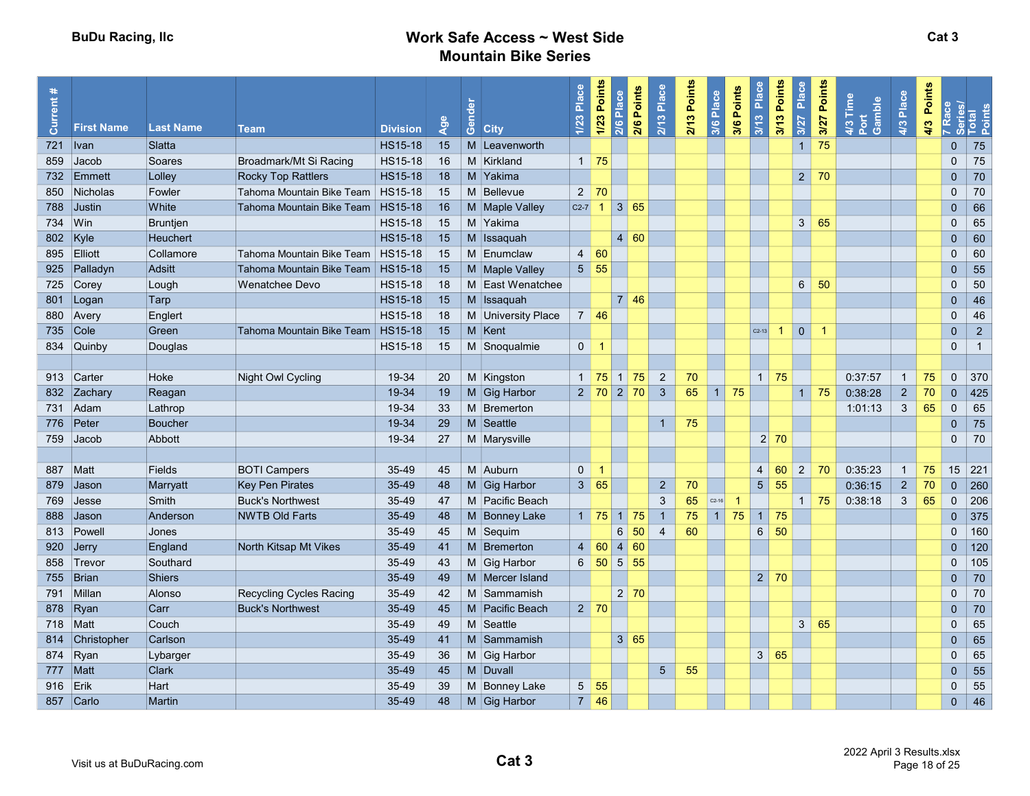BuDu Racing, llc

# Work Safe Access ~ West Side Mountain Bike Series

Cat 3

| Current # | First Name | Last Name | Team | Division | Age | Gender | City | 1/23 Place | 1/23 Points | 2/6 Place | 2/6 Points | 2/13 Place | 2/13 Points | 3/6 Place | 3/6 Points | 3/13 Place | 3/13 Points | 3/27 Place | 3/27 Points | 4/3 Time Port Gamble | 4/3 Place | 4/3 Points | 7 Race Series/ | Total Points |
|---|---|---|---|---|---|---|---|---|---|---|---|---|---|---|---|---|---|---|---|---|---|---|---|---|
| 721 | Ivan | Slatta | | HS15-18 | 15 | M | Leavenworth | | | | | | | | | | | 1 | 75 | | | | 0 | 75 |
| 859 | Jacob | Soares | Broadmark/Mt Si Racing | HS15-18 | 16 | M | Kirkland | 1 | 75 | | | | | | | | | | | | | | 0 | 75 |
| 732 | Emmett | Lolley | Rocky Top Rattlers | HS15-18 | 18 | M | Yakima | | | | | | | | | | | 2 | 70 | | | | 0 | 70 |
| 850 | Nicholas | Fowler | Tahoma Mountain Bike Team | HS15-18 | 15 | M | Bellevue | 2 | 70 | | | | | | | | | | | | | | 0 | 70 |
| 788 | Justin | White | Tahoma Mountain Bike Team | HS15-18 | 16 | M | Maple Valley | C2-7 | 1 | 3 | 65 | | | | | | | | | | | | 0 | 66 |
| 734 | Win | Bruntjen | | HS15-18 | 15 | M | Yakima | | | | | | | | | | | 3 | 65 | | | | 0 | 65 |
| 802 | Kyle | Heuchert | | HS15-18 | 15 | M | Issaquah | | | 4 | 60 | | | | | | | | | | | | 0 | 60 |
| 895 | Elliott | Collamore | Tahoma Mountain Bike Team | HS15-18 | 15 | M | Enumclaw | 4 | 60 | | | | | | | | | | | | | | 0 | 60 |
| 925 | Palladyn | Adsitt | Tahoma Mountain Bike Team | HS15-18 | 15 | M | Maple Valley | 5 | 55 | | | | | | | | | | | | | | 0 | 55 |
| 725 | Corey | Lough | Wenatchee Devo | HS15-18 | 18 | M | East Wenatchee | | | | | | | | | | | 6 | 50 | | | | 0 | 50 |
| 801 | Logan | Tarp | | HS15-18 | 15 | M | Issaquah | | | 7 | 46 | | | | | | | | | | | | 0 | 46 |
| 880 | Avery | Englert | | HS15-18 | 18 | M | University Place | 7 | 46 | | | | | | | | | | | | | | 0 | 46 |
| 735 | Cole | Green | Tahoma Mountain Bike Team | HS15-18 | 15 | M | Kent | | | | | | | | | C2-13 | 1 | 0 | 1 | | | | 0 | 2 |
| 834 | Quinby | Douglas | | HS15-18 | 15 | M | Snoqualmie | 0 | 1 | | | | | | | | | | | | | | 0 | 1 |
| | | | | | | | | | | | | | | | | | | | | | | | | |
| 913 | Carter | Hoke | Night Owl Cycling | 19-34 | 20 | M | Kingston | 1 | 75 | 1 | 75 | 2 | 70 | | | 1 | 75 | | | 0:37:57 | 1 | 75 | 0 | 370 |
| 832 | Zachary | Reagan | | 19-34 | 19 | M | Gig Harbor | 2 | 70 | 2 | 70 | 3 | 65 | 1 | 75 | | | 1 | 75 | 0:38:28 | 2 | 70 | 0 | 425 |
| 731 | Adam | Lathrop | | 19-34 | 33 | M | Bremerton | | | | | | | | | | | | | 1:01:13 | 3 | 65 | 0 | 65 |
| 776 | Peter | Boucher | | 19-34 | 29 | M | Seattle | | | | | 1 | 75 | | | | | | | | | | 0 | 75 |
| 759 | Jacob | Abbott | | 19-34 | 27 | M | Marysville | | | | | | | | | 2 | 70 | | | | | | 0 | 70 |
| | | | | | | | | | | | | | | | | | | | | | | | | |
| 887 | Matt | Fields | BOTI Campers | 35-49 | 45 | M | Auburn | 0 | 1 | | | | | | | 4 | 60 | 2 | 70 | 0:35:23 | 1 | 75 | 15 | 221 |
| 879 | Jason | Marryatt | Key Pen Pirates | 35-49 | 48 | M | Gig Harbor | 3 | 65 | | | 2 | 70 | | | 5 | 55 | | | 0:36:15 | 2 | 70 | 0 | 260 |
| 769 | Jesse | Smith | Buck's Northwest | 35-49 | 47 | M | Pacific Beach | | | | | 3 | 65 | C2-16 | 1 | | | 1 | 75 | 0:38:18 | 3 | 65 | 0 | 206 |
| 888 | Jason | Anderson | NWTB Old Farts | 35-49 | 48 | M | Bonney Lake | 1 | 75 | 1 | 75 | 1 | 75 | 1 | 75 | 1 | 75 | | | | | | 0 | 375 |
| 813 | Powell | Jones | | 35-49 | 45 | M | Sequim | | | 6 | 50 | 4 | 60 | | | 6 | 50 | | | | | | 0 | 160 |
| 920 | Jerry | England | North Kitsap Mt Vikes | 35-49 | 41 | M | Bremerton | 4 | 60 | 4 | 60 | | | | | | | | | | | | 0 | 120 |
| 858 | Trevor | Southard | | 35-49 | 43 | M | Gig Harbor | 6 | 50 | 5 | 55 | | | | | | | | | | | | 0 | 105 |
| 755 | Brian | Shiers | | 35-49 | 49 | M | Mercer Island | | | | | | | | | 2 | 70 | | | | | | 0 | 70 |
| 791 | Millan | Alonso | Recycling Cycles Racing | 35-49 | 42 | M | Sammamish | | | 2 | 70 | | | | | | | | | | | | 0 | 70 |
| 878 | Ryan | Carr | Buck's Northwest | 35-49 | 45 | M | Pacific Beach | 2 | 70 | | | | | | | | | | | | | | 0 | 70 |
| 718 | Matt | Couch | | 35-49 | 49 | M | Seattle | | | | | | | | | | | 3 | 65 | | | | 0 | 65 |
| 814 | Christopher | Carlson | | 35-49 | 41 | M | Sammamish | | | 3 | 65 | | | | | | | | | | | | 0 | 65 |
| 874 | Ryan | Lybarger | | 35-49 | 36 | M | Gig Harbor | | | | | | | | | 3 | 65 | | | | | | 0 | 65 |
| 777 | Matt | Clark | | 35-49 | 45 | M | Duvall | | | | | 5 | 55 | | | | | | | | | | 0 | 55 |
| 916 | Erik | Hart | | 35-49 | 39 | M | Bonney Lake | 5 | 55 | | | | | | | | | | | | | | 0 | 55 |
| 857 | Carlo | Martin | | 35-49 | 48 | M | Gig Harbor | 7 | 46 | | | | | | | | | | | | | | 0 | 46 |

Visit us at BuDuRacing.com

Cat 3

2022 April 3 Results.xlsx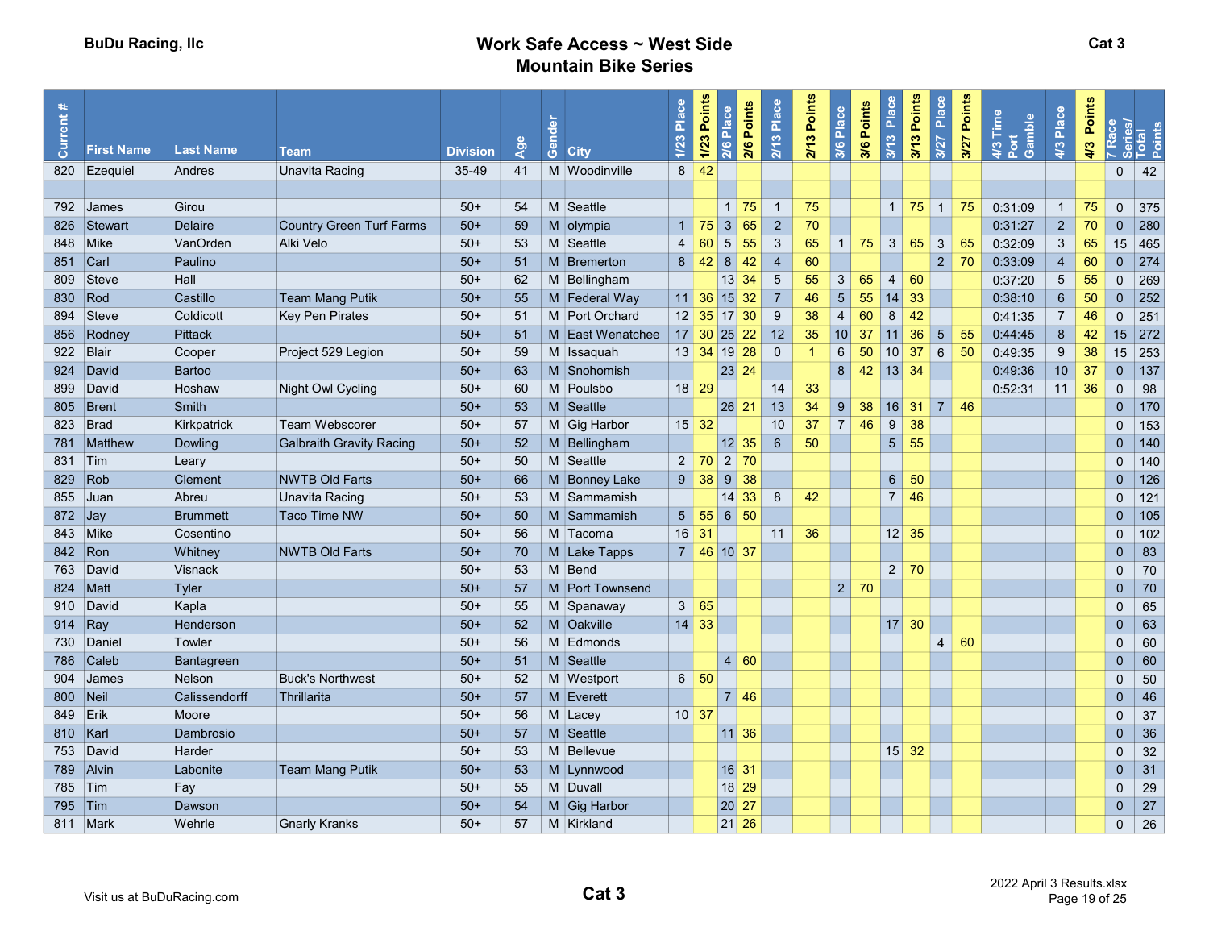**BuDu Racing, llc**

# Work Safe Access ~ West Side Mountain Bike Series

**Cat 3**

| Current # | First Name | Last Name | Team | Division | Age | Gender | City | 1/23 Place | 1/23 Points | 2/6 Place | 2/6 Points | 2/13 Place | 2/13 Points | 3/6 Place | 3/6 Points | 3/13 Place | 3/13 Points | 3/27 Place | 3/27 Points | 4/3 Time Port Gamble | 4/3 Place | 4/3 Points | 7 Race Series/ | Total Points |
|---|---|---|---|---|---|---|---|---|---|---|---|---|---|---|---|---|---|---|---|---|---|---|---|---|
| 820 | Ezequiel | Andres | Unavita Racing | 35-49 | 41 | M | Woodinville | 8 | 42 | | | | | | | | | | | | | | 0 | 42 |
| | | | | | | | | | | | | | | | | | | | | | | | | |
| 792 | James | Girou | | 50+ | 54 | M | Seattle | | | 1 | 75 | 1 | 75 | | | 1 | 75 | 1 | 75 | 0:31:09 | 1 | 75 | 0 | 375 |
| 826 | Stewart | Delaire | Country Green Turf Farms | 50+ | 59 | M | olympia | 1 | 75 | 3 | 65 | 2 | 70 | | | | | | | 0:31:27 | 2 | 70 | 0 | 280 |
| 848 | Mike | VanOrden | Alki Velo | 50+ | 53 | M | Seattle | 4 | 60 | 5 | 55 | 3 | 65 | 1 | 75 | 3 | 65 | 3 | 65 | 0:32:09 | 3 | 65 | 15 | 465 |
| 851 | Carl | Paulino | | 50+ | 51 | M | Bremerton | 8 | 42 | 8 | 42 | 4 | 60 | | | | | 2 | 70 | 0:33:09 | 4 | 60 | 0 | 274 |
| 809 | Steve | Hall | | 50+ | 62 | M | Bellingham | | | 13 | 34 | 5 | 55 | 3 | 65 | 4 | 60 | | | 0:37:20 | 5 | 55 | 0 | 269 |
| 830 | Rod | Castillo | Team Mang Putik | 50+ | 55 | M | Federal Way | 11 | 36 | 15 | 32 | 7 | 46 | 5 | 55 | 14 | 33 | | | 0:38:10 | 6 | 50 | 0 | 252 |
| 894 | Steve | Coldicott | Key Pen Pirates | 50+ | 51 | M | Port Orchard | 12 | 35 | 17 | 30 | 9 | 38 | 4 | 60 | 8 | 42 | | | 0:41:35 | 7 | 46 | 0 | 251 |
| 856 | Rodney | Pittack | | 50+ | 51 | M | East Wenatchee | 17 | 30 | 25 | 22 | 12 | 35 | 10 | 37 | 11 | 36 | 5 | 55 | 0:44:45 | 8 | 42 | 15 | 272 |
| 922 | Blair | Cooper | Project 529 Legion | 50+ | 59 | M | Issaquah | 13 | 34 | 19 | 28 | 0 | 1 | 6 | 50 | 10 | 37 | 6 | 50 | 0:49:35 | 9 | 38 | 15 | 253 |
| 924 | David | Bartoo | | 50+ | 63 | M | Snohomish | | | 23 | 24 | | | 8 | 42 | 13 | 34 | | | 0:49:36 | 10 | 37 | 0 | 137 |
| 899 | David | Hoshaw | Night Owl Cycling | 50+ | 60 | M | Poulsbo | 18 | 29 | | | 14 | 33 | | | | | | | 0:52:31 | 11 | 36 | 0 | 98 |
| 805 | Brent | Smith | | 50+ | 53 | M | Seattle | | | 26 | 21 | 13 | 34 | 9 | 38 | 16 | 31 | 7 | 46 | | | | 0 | 170 |
| 823 | Brad | Kirkpatrick | Team Webscorer | 50+ | 57 | M | Gig Harbor | 15 | 32 | | | 10 | 37 | 7 | 46 | 9 | 38 | | | | | | 0 | 153 |
| 781 | Matthew | Dowling | Galbraith Gravity Racing | 50+ | 52 | M | Bellingham | | | 12 | 35 | 6 | 50 | | | 5 | 55 | | | | | | 0 | 140 |
| 831 | Tim | Leary | | 50+ | 50 | M | Seattle | 2 | 70 | 2 | 70 | | | | | | | | | | | | 0 | 140 |
| 829 | Rob | Clement | NWTB Old Farts | 50+ | 66 | M | Bonney Lake | 9 | 38 | 9 | 38 | | | | | 6 | 50 | | | | | | 0 | 126 |
| 855 | Juan | Abreu | Unavita Racing | 50+ | 53 | M | Sammamish | | | 14 | 33 | 8 | 42 | | | 7 | 46 | | | | | | 0 | 121 |
| 872 | Jay | Brummett | Taco Time NW | 50+ | 50 | M | Sammamish | 5 | 55 | 6 | 50 | | | | | | | | | | | | 0 | 105 |
| 843 | Mike | Cosentino | | 50+ | 56 | M | Tacoma | 16 | 31 | | | 11 | 36 | | | 12 | 35 | | | | | | 0 | 102 |
| 842 | Ron | Whitney | NWTB Old Farts | 50+ | 70 | M | Lake Tapps | 7 | 46 | 10 | 37 | | | | | | | | | | | | 0 | 83 |
| 763 | David | Visnack | | 50+ | 53 | M | Bend | | | | | | | | | 2 | 70 | | | | | | 0 | 70 |
| 824 | Matt | Tyler | | 50+ | 57 | M | Port Townsend | | | | | | | 2 | 70 | | | | | | | | 0 | 70 |
| 910 | David | Kapla | | 50+ | 55 | M | Spanaway | 3 | 65 | | | | | | | | | | | | | | 0 | 65 |
| 914 | Ray | Henderson | | 50+ | 52 | M | Oakville | 14 | 33 | | | | | | | 17 | 30 | | | | | | 0 | 63 |
| 730 | Daniel | Towler | | 50+ | 56 | M | Edmonds | | | | | | | | | | | 4 | 60 | | | | 0 | 60 |
| 786 | Caleb | Bantagreen | | 50+ | 51 | M | Seattle | | | 4 | 60 | | | | | | | | | | | | 0 | 60 |
| 904 | James | Nelson | Buck's Northwest | 50+ | 52 | M | Westport | 6 | 50 | | | | | | | | | | | | | | 0 | 50 |
| 800 | Neil | Calissendorff | Thrillarita | 50+ | 57 | M | Everett | | | 7 | 46 | | | | | | | | | | | | 0 | 46 |
| 849 | Erik | Moore | | 50+ | 56 | M | Lacey | 10 | 37 | | | | | | | | | | | | | | 0 | 37 |
| 810 | Karl | Dambrosio | | 50+ | 57 | M | Seattle | | | 11 | 36 | | | | | | | | | | | | 0 | 36 |
| 753 | David | Harder | | 50+ | 53 | M | Bellevue | | | | | | | | | 15 | 32 | | | | | | 0 | 32 |
| 789 | Alvin | Labonite | Team Mang Putik | 50+ | 53 | M | Lynnwood | | | 16 | 31 | | | | | | | | | | | | 0 | 31 |
| 785 | Tim | Fay | | 50+ | 55 | M | Duvall | | | 18 | 29 | | | | | | | | | | | | 0 | 29 |
| 795 | Tim | Dawson | | 50+ | 54 | M | Gig Harbor | | | 20 | 27 | | | | | | | | | | | | 0 | 27 |
| 811 | Mark | Wehrle | Gnarly Kranks | 50+ | 57 | M | Kirkland | | | 21 | 26 | | | | | | | | | | | | 0 | 26 |

Visit us at BuDuRacing.com

**Cat 3**

2022 April 3 Results.xlsx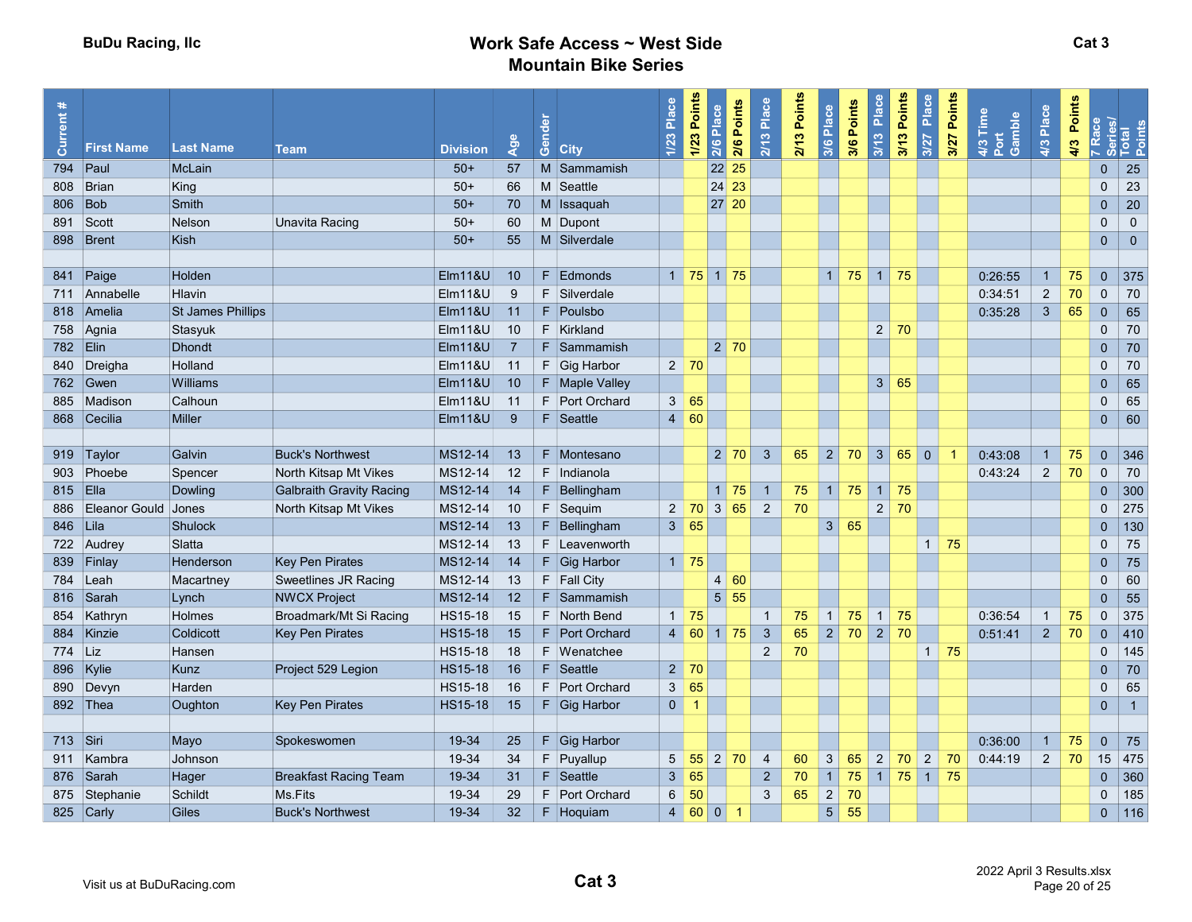BuDu Racing, llc

# Work Safe Access ~ West Side Mountain Bike Series

Cat 3

| Current # | First Name | Last Name | Team | Division | Age | Gender | City | 1/23 Place | 1/23 Points | 2/6 Place | 2/6 Points | 2/13 Place | 2/13 Points | 3/6 Place | 3/6 Points | 3/13 Place | 3/13 Points | 3/27 Place | 3/27 Points | 4/3 Time Port Gamble | 4/3 Place | 4/3 Points | 7 Race Series/ | Total Points |
|---|---|---|---|---|---|---|---|---|---|---|---|---|---|---|---|---|---|---|---|---|---|---|---|---|
| 794 | Paul | McLain | | 50+ | 57 | M | Sammamish | | | 22 | 25 | | | | | | | | | | | | 0 | 25 |
| 808 | Brian | King | | 50+ | 66 | M | Seattle | | | 24 | 23 | | | | | | | | | | | | 0 | 23 |
| 806 | Bob | Smith | | 50+ | 70 | M | Issaquah | | | 27 | 20 | | | | | | | | | | | | 0 | 20 |
| 891 | Scott | Nelson | Unavita Racing | 50+ | 60 | M | Dupont | | | | | | | | | | | | | | | | 0 | 0 |
| 898 | Brent | Kish | | 50+ | 55 | M | Silverdale | | | | | | | | | | | | | | | | 0 | 0 |
| | | | | | | | | | | | | | | | | | | | | | | | | |
| 841 | Paige | Holden | | Elm11&U | 10 | F | Edmonds | 1 | 75 | 1 | 75 | | | 1 | 75 | 1 | 75 | | | 0:26:55 | 1 | 75 | 0 | 375 |
| 711 | Annabelle | Hlavin | | Elm11&U | 9 | F | Silverdale | | | | | | | | | | | | | 0:34:51 | 2 | 70 | 0 | 70 |
| 818 | Amelia | St James Phillips | | Elm11&U | 11 | F | Poulsbo | | | | | | | | | | | | | 0:35:28 | 3 | 65 | 0 | 65 |
| 758 | Agnia | Stasyuk | | Elm11&U | 10 | F | Kirkland | | | | | | | | | 2 | 70 | | | | | | 0 | 70 |
| 782 | Elin | Dhondt | | Elm11&U | 7 | F | Sammamish | | | 2 | 70 | | | | | | | | | | | | 0 | 70 |
| 840 | Dreigha | Holland | | Elm11&U | 11 | F | Gig Harbor | 2 | 70 | | | | | | | | | | | | | | 0 | 70 |
| 762 | Gwen | Williams | | Elm11&U | 10 | F | Maple Valley | | | | | | | | | 3 | 65 | | | | | | 0 | 65 |
| 885 | Madison | Calhoun | | Elm11&U | 11 | F | Port Orchard | 3 | 65 | | | | | | | | | | | | | | 0 | 65 |
| 868 | Cecilia | Miller | | Elm11&U | 9 | F | Seattle | 4 | 60 | | | | | | | | | | | | | | 0 | 60 |
| | | | | | | | | | | | | | | | | | | | | | | | | |
| 919 | Taylor | Galvin | Buck's Northwest | MS12-14 | 13 | F | Montesano | | | 2 | 70 | 3 | 65 | 2 | 70 | 3 | 65 | 0 | 1 | 0:43:08 | 1 | 75 | 0 | 346 |
| 903 | Phoebe | Spencer | North Kitsap Mt Vikes | MS12-14 | 12 | F | Indianola | | | | | | | | | | | | | 0:43:24 | 2 | 70 | 0 | 70 |
| 815 | Ella | Dowling | Galbraith Gravity Racing | MS12-14 | 14 | F | Bellingham | | | 1 | 75 | 1 | 75 | 1 | 75 | 1 | 75 | | | | | | 0 | 300 |
| 886 | Eleanor Gould | Jones | North Kitsap Mt Vikes | MS12-14 | 10 | F | Sequim | 2 | 70 | 3 | 65 | 2 | 70 | | | 2 | 70 | | | | | | 0 | 275 |
| 846 | Lila | Shulock | | MS12-14 | 13 | F | Bellingham | 3 | 65 | | | | | 3 | 65 | | | | | | | | 0 | 130 |
| 722 | Audrey | Slatta | | MS12-14 | 13 | F | Leavenworth | | | | | | | | | | | 1 | 75 | | | | 0 | 75 |
| 839 | Finlay | Henderson | Key Pen Pirates | MS12-14 | 14 | F | Gig Harbor | 1 | 75 | | | | | | | | | | | | | | 0 | 75 |
| 784 | Leah | Macartney | Sweetlines JR Racing | MS12-14 | 13 | F | Fall City | | | 4 | 60 | | | | | | | | | | | | 0 | 60 |
| 816 | Sarah | Lynch | NWCX Project | MS12-14 | 12 | F | Sammamish | | | 5 | 55 | | | | | | | | | | | | 0 | 55 |
| 854 | Kathryn | Holmes | Broadmark/Mt Si Racing | HS15-18 | 15 | F | North Bend | 1 | 75 | | | 1 | 75 | 1 | 75 | 1 | 75 | | | 0:36:54 | 1 | 75 | 0 | 375 |
| 884 | Kinzie | Coldicott | Key Pen Pirates | HS15-18 | 15 | F | Port Orchard | 4 | 60 | 1 | 75 | 3 | 65 | 2 | 70 | 2 | 70 | | | 0:51:41 | 2 | 70 | 0 | 410 |
| 774 | Liz | Hansen | | HS15-18 | 18 | F | Wenatchee | | | | | 2 | 70 | | | | | 1 | 75 | | | | 0 | 145 |
| 896 | Kylie | Kunz | Project 529 Legion | HS15-18 | 16 | F | Seattle | 2 | 70 | | | | | | | | | | | | | | 0 | 70 |
| 890 | Devyn | Harden | | HS15-18 | 16 | F | Port Orchard | 3 | 65 | | | | | | | | | | | | | | 0 | 65 |
| 892 | Thea | Oughton | Key Pen Pirates | HS15-18 | 15 | F | Gig Harbor | 0 | 1 | | | | | | | | | | | | | | 0 | 1 |
| | | | | | | | | | | | | | | | | | | | | | | | | |
| 713 | Siri | Mayo | Spokeswomen | 19-34 | 25 | F | Gig Harbor | | | | | | | | | | | | | 0:36:00 | 1 | 75 | 0 | 75 |
| 911 | Kambra | Johnson | | 19-34 | 34 | F | Puyallup | 5 | 55 | 2 | 70 | 4 | 60 | 3 | 65 | 2 | 70 | 2 | 70 | 0:44:19 | 2 | 70 | 15 | 475 |
| 876 | Sarah | Hager | Breakfast Racing Team | 19-34 | 31 | F | Seattle | 3 | 65 | | | 2 | 70 | 1 | 75 | 1 | 75 | 1 | 75 | | | | 0 | 360 |
| 875 | Stephanie | Schildt | Ms.Fits | 19-34 | 29 | F | Port Orchard | 6 | 50 | | | 3 | 65 | 2 | 70 | | | | | | | | 0 | 185 |
| 825 | Carly | Giles | Buck's Northwest | 19-34 | 32 | F | Hoquiam | 4 | 60 | 0 | 1 | | | 5 | 55 | | | | | | | | 0 | 116 |

Visit us at BuDuRacing.com

Cat 3

2022 April 3 Results.xlsx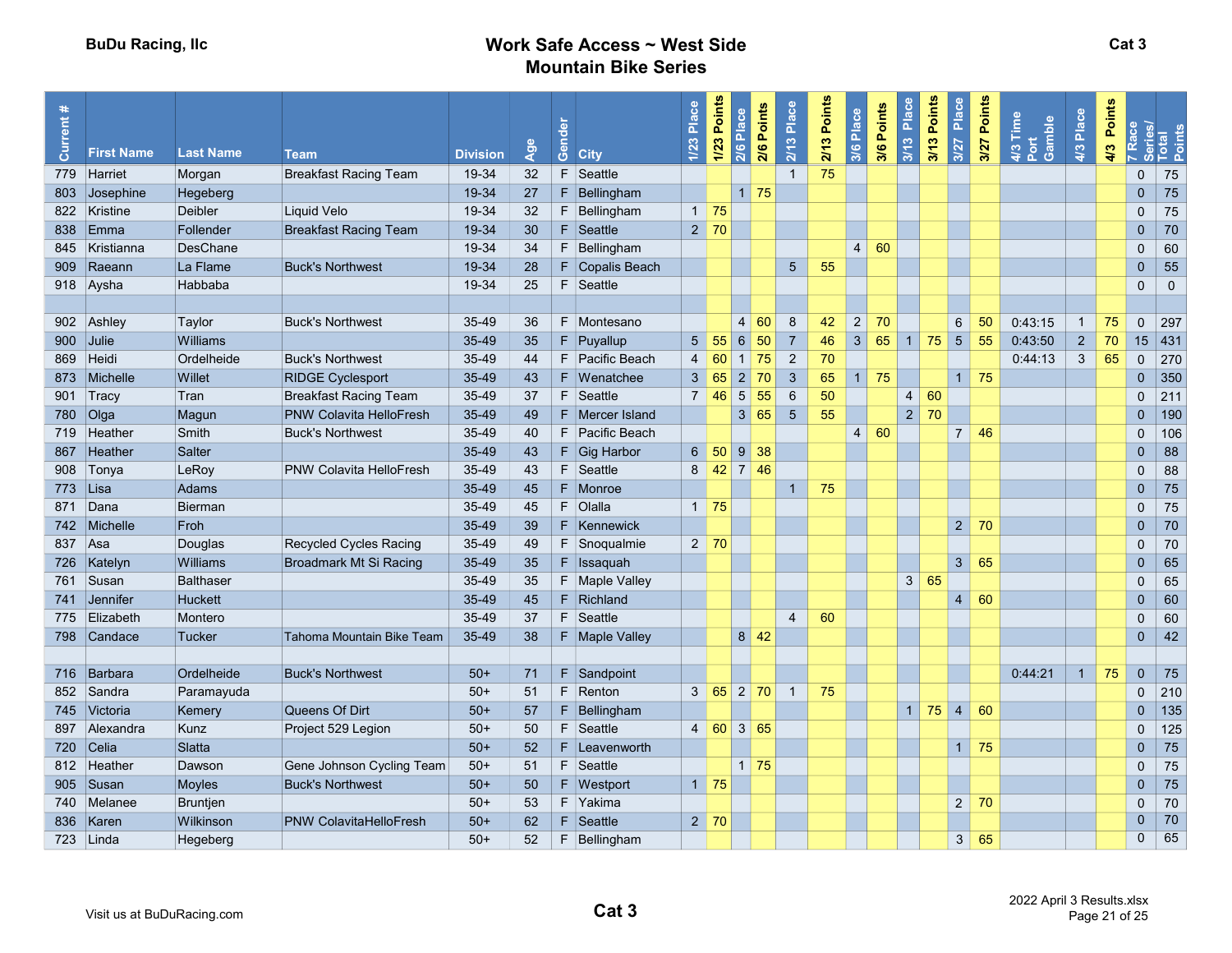**BuDu Racing, llc**

# Work Safe Access ~ West Side Mountain Bike Series

**Cat 3**

| Current # | First Name | Last Name | Team | Division | Age | Gender | City | 1/23 Place | 1/23 Points | 2/6 Place | 2/6 Points | 2/13 Place | 2/13 Points | 3/6 Place | 3/6 Points | 3/13 Place | 3/13 Points | 3/27 Place | 3/27 Points | 4/3 Time Port Gamble | 4/3 Place | 4/3 Points | 7 Race Series/ | Total Points |
|---|---|---|---|---|---|---|---|---|---|---|---|---|---|---|---|---|---|---|---|---|---|---|---|---|
| 779 | Harriet | Morgan | Breakfast Racing Team | 19-34 | 32 | F | Seattle | | | | | 1 | 75 | | | | | | | | | | 0 | 75 |
| 803 | Josephine | Hegeberg | | 19-34 | 27 | F | Bellingham | | | 1 | 75 | | | | | | | | | | | | 0 | 75 |
| 822 | Kristine | Deibler | Liquid Velo | 19-34 | 32 | F | Bellingham | 1 | 75 | | | | | | | | | | | | | | 0 | 75 |
| 838 | Emma | Follender | Breakfast Racing Team | 19-34 | 30 | F | Seattle | 2 | 70 | | | | | | | | | | | | | | 0 | 70 |
| 845 | Kristianna | DesChane | | 19-34 | 34 | F | Bellingham | | | | | | | 4 | 60 | | | | | | | | 0 | 60 |
| 909 | Raeann | La Flame | Buck's Northwest | 19-34 | 28 | F | Copalis Beach | | | | | 5 | 55 | | | | | | | | | | 0 | 55 |
| 918 | Aysha | Habbaba | | 19-34 | 25 | F | Seattle | | | | | | | | | | | | | | | | 0 | 0 |
| | | | | | | | | | | | | | | | | | | | | | | | | |
| 902 | Ashley | Taylor | Buck's Northwest | 35-49 | 36 | F | Montesano | | | 4 | 60 | 8 | 42 | 2 | 70 | | | 6 | 50 | 0:43:15 | 1 | 75 | 0 | 297 |
| 900 | Julie | Williams | | 35-49 | 35 | F | Puyallup | 5 | 55 | 6 | 50 | 7 | 46 | 3 | 65 | 1 | 75 | 5 | 55 | 0:43:50 | 2 | 70 | 15 | 431 |
| 869 | Heidi | Ordelheide | Buck's Northwest | 35-49 | 44 | F | Pacific Beach | 4 | 60 | 1 | 75 | 2 | 70 | | | | | | | 0:44:13 | 3 | 65 | 0 | 270 |
| 873 | Michelle | Willet | RIDGE Cyclesport | 35-49 | 43 | F | Wenatchee | 3 | 65 | 2 | 70 | 3 | 65 | 1 | 75 | | | 1 | 75 | | | | 0 | 350 |
| 901 | Tracy | Tran | Breakfast Racing Team | 35-49 | 37 | F | Seattle | 7 | 46 | 5 | 55 | 6 | 50 | | | 4 | 60 | | | | | | 0 | 211 |
| 780 | Olga | Magun | PNW Colavita HelloFresh | 35-49 | 49 | F | Mercer Island | | | 3 | 65 | 5 | 55 | | | 2 | 70 | | | | | | 0 | 190 |
| 719 | Heather | Smith | Buck's Northwest | 35-49 | 40 | F | Pacific Beach | | | | | | | 4 | 60 | | | 7 | 46 | | | | 0 | 106 |
| 867 | Heather | Salter | | 35-49 | 43 | F | Gig Harbor | 6 | 50 | 9 | 38 | | | | | | | | | | | | 0 | 88 |
| 908 | Tonya | LeRoy | PNW Colavita HelloFresh | 35-49 | 43 | F | Seattle | 8 | 42 | 7 | 46 | | | | | | | | | | | | 0 | 88 |
| 773 | Lisa | Adams | | 35-49 | 45 | F | Monroe | | | | | 1 | 75 | | | | | | | | | | 0 | 75 |
| 871 | Dana | Bierman | | 35-49 | 45 | F | Olalla | 1 | 75 | | | | | | | | | | | | | | 0 | 75 |
| 742 | Michelle | Froh | | 35-49 | 39 | F | Kennewick | | | | | | | | | | | 2 | 70 | | | | 0 | 70 |
| 837 | Asa | Douglas | Recycled Cycles Racing | 35-49 | 49 | F | Snoqualmie | 2 | 70 | | | | | | | | | | | | | | 0 | 70 |
| 726 | Katelyn | Williams | Broadmark Mt Si Racing | 35-49 | 35 | F | Issaquah | | | | | | | | | | | 3 | 65 | | | | 0 | 65 |
| 761 | Susan | Balthaser | | 35-49 | 35 | F | Maple Valley | | | | | | | | | 3 | 65 | | | | | | 0 | 65 |
| 741 | Jennifer | Huckett | | 35-49 | 45 | F | Richland | | | | | | | | | | | 4 | 60 | | | | 0 | 60 |
| 775 | Elizabeth | Montero | | 35-49 | 37 | F | Seattle | | | | | 4 | 60 | | | | | | | | | | 0 | 60 |
| 798 | Candace | Tucker | Tahoma Mountain Bike Team | 35-49 | 38 | F | Maple Valley | | | 8 | 42 | | | | | | | | | | | | 0 | 42 |
| | | | | | | | | | | | | | | | | | | | | | | | | |
| 716 | Barbara | Ordelheide | Buck's Northwest | 50+ | 71 | F | Sandpoint | | | | | | | | | | | | | 0:44:21 | 1 | 75 | 0 | 75 |
| 852 | Sandra | Paramayuda | | 50+ | 51 | F | Renton | 3 | 65 | 2 | 70 | 1 | 75 | | | | | | | | | | 0 | 210 |
| 745 | Victoria | Kemery | Queens Of Dirt | 50+ | 57 | F | Bellingham | | | | | | | | | 1 | 75 | 4 | 60 | | | | 0 | 135 |
| 897 | Alexandra | Kunz | Project 529 Legion | 50+ | 50 | F | Seattle | 4 | 60 | 3 | 65 | | | | | | | | | | | | 0 | 125 |
| 720 | Celia | Slatta | | 50+ | 52 | F | Leavenworth | | | | | | | | | | | 1 | 75 | | | | 0 | 75 |
| 812 | Heather | Dawson | Gene Johnson Cycling Team | 50+ | 51 | F | Seattle | | | 1 | 75 | | | | | | | | | | | | 0 | 75 |
| 905 | Susan | Moyles | Buck's Northwest | 50+ | 50 | F | Westport | 1 | 75 | | | | | | | | | | | | | | 0 | 75 |
| 740 | Melanee | Bruntjen | | 50+ | 53 | F | Yakima | | | | | | | | | | | 2 | 70 | | | | 0 | 70 |
| 836 | Karen | Wilkinson | PNW ColavitaHelloFresh | 50+ | 62 | F | Seattle | 2 | 70 | | | | | | | | | | | | | | 0 | 70 |
| 723 | Linda | Hegeberg | | 50+ | 52 | F | Bellingham | | | | | | | | | | | 3 | 65 | | | | 0 | 65 |

Visit us at BuDuRacing.com

**Cat 3**

2022 April 3 Results.xlsx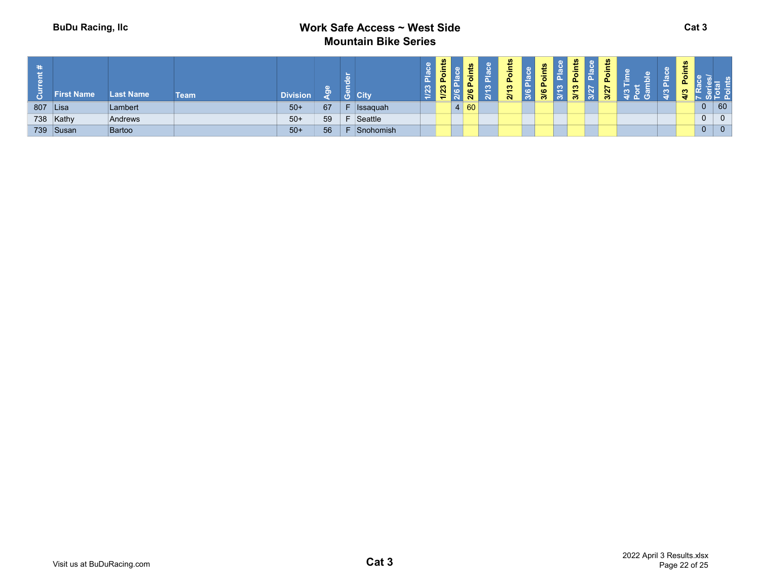BuDu Racing, llc

# Work Safe Access ~ West Side Mountain Bike Series

Cat 3

| Current # | First Name | Last Name | Team | Division | Age | Gender | City | 1/23 Place | 1/23 Points | 2/6 Place | 2/6 Points | 2/13 Place | 2/13 Points | 3/6 Place | 3/6 Points | 3/13 Place | 3/13 Points | 3/27 Place | 3/27 Points | 4/3 Time Port Gamble | 4/3 Place | 4/3 Points | 7 Race Series/ | Total Points |
|---|---|---|---|---|---|---|---|---|---|---|---|---|---|---|---|---|---|---|---|---|---|---|---|---|
| 807 | Lisa | Lambert | | 50+ | 67 | F | Issaquah | | | 4 | 60 | | | | | | | | | | | | 0 | 60 |
| 738 | Kathy | Andrews | | 50+ | 59 | F | Seattle | | | | | | | | | | | | | | | | 0 | 0 |
| 739 | Susan | Bartoo | | 50+ | 56 | F | Snohomish | | | | | | | | | | | | | | | | 0 | 0 |

Visit us at BuDuRacing.com

Cat 3

2022 April 3 Results.xlsx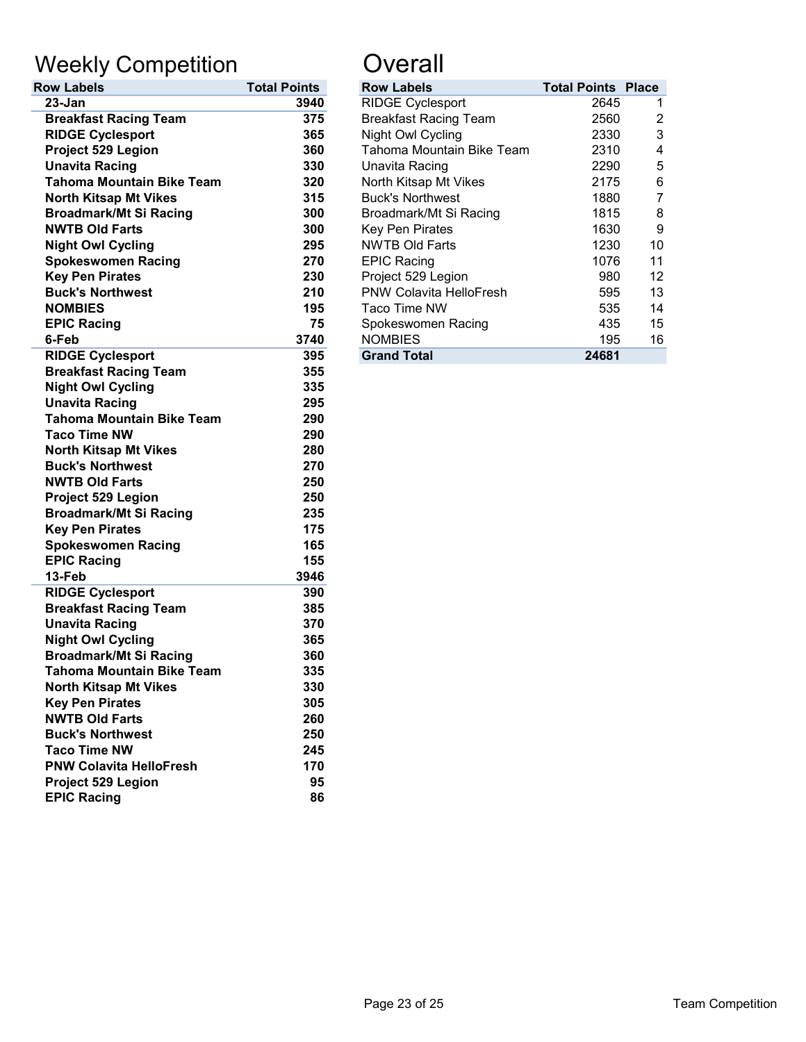# Weekly Competition

| Row Labels | Total Points |
|---|---|
| **23-Jan** | **3940** |
| **Breakfast Racing Team** | **375** |
| **RIDGE Cyclesport** | **365** |
| **Project 529 Legion** | **360** |
| **Unavita Racing** | **330** |
| **Tahoma Mountain Bike Team** | **320** |
| **North Kitsap Mt Vikes** | **315** |
| **Broadmark/Mt Si Racing** | **300** |
| **NWTB Old Farts** | **300** |
| **Night Owl Cycling** | **295** |
| **Spokeswomen Racing** | **270** |
| **Key Pen Pirates** | **230** |
| **Buck's Northwest** | **210** |
| **NOMBIES** | **195** |
| **EPIC Racing** | **75** |
| **6-Feb** | **3740** |
| **RIDGE Cyclesport** | **395** |
| **Breakfast Racing Team** | **355** |
| **Night Owl Cycling** | **335** |
| **Unavita Racing** | **295** |
| **Tahoma Mountain Bike Team** | **290** |
| **Taco Time NW** | **290** |
| **North Kitsap Mt Vikes** | **280** |
| **Buck's Northwest** | **270** |
| **NWTB Old Farts** | **250** |
| **Project 529 Legion** | **250** |
| **Broadmark/Mt Si Racing** | **235** |
| **Key Pen Pirates** | **175** |
| **Spokeswomen Racing** | **165** |
| **EPIC Racing** | **155** |
| **13-Feb** | **3946** |
| **RIDGE Cyclesport** | **390** |
| **Breakfast Racing Team** | **385** |
| **Unavita Racing** | **370** |
| **Night Owl Cycling** | **365** |
| **Broadmark/Mt Si Racing** | **360** |
| **Tahoma Mountain Bike Team** | **335** |
| **North Kitsap Mt Vikes** | **330** |
| **Key Pen Pirates** | **305** |
| **NWTB Old Farts** | **260** |
| **Buck's Northwest** | **250** |
| **Taco Time NW** | **245** |
| **PNW Colavita HelloFresh** | **170** |
| **Project 529 Legion** | **95** |
| **EPIC Racing** | **86** |

# Overall

| Row Labels | Total Points | Place |
|---|---|---|
| RIDGE Cyclesport | 2645 | 1 |
| Breakfast Racing Team | 2560 | 2 |
| Night Owl Cycling | 2330 | 3 |
| Tahoma Mountain Bike Team | 2310 | 4 |
| Unavita Racing | 2290 | 5 |
| North Kitsap Mt Vikes | 2175 | 6 |
| Buck's Northwest | 1880 | 7 |
| Broadmark/Mt Si Racing | 1815 | 8 |
| Key Pen Pirates | 1630 | 9 |
| NWTB Old Farts | 1230 | 10 |
| EPIC Racing | 1076 | 11 |
| Project 529 Legion | 980 | 12 |
| PNW Colavita HelloFresh | 595 | 13 |
| Taco Time NW | 535 | 14 |
| Spokeswomen Racing | 435 | 15 |
| NOMBIES | 195 | 16 |
| **Grand Total** | **24681** | |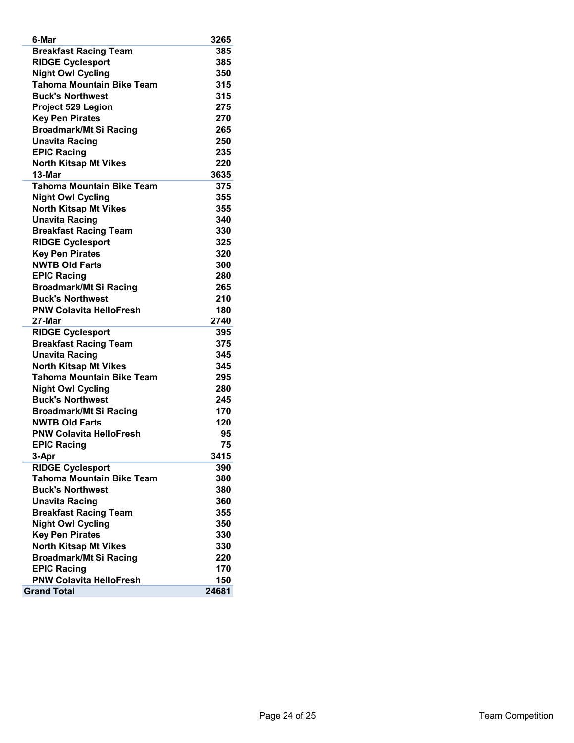| | |
|---|---|
| **6-Mar** | **3265** |
| Breakfast Racing Team | 385 |
| RIDGE Cyclesport | 385 |
| Night Owl Cycling | 350 |
| Tahoma Mountain Bike Team | 315 |
| Buck's Northwest | 315 |
| Project 529 Legion | 275 |
| Key Pen Pirates | 270 |
| Broadmark/Mt Si Racing | 265 |
| Unavita Racing | 250 |
| EPIC Racing | 235 |
| North Kitsap Mt Vikes | 220 |
| **13-Mar** | **3635** |
| Tahoma Mountain Bike Team | 375 |
| Night Owl Cycling | 355 |
| North Kitsap Mt Vikes | 355 |
| Unavita Racing | 340 |
| Breakfast Racing Team | 330 |
| RIDGE Cyclesport | 325 |
| Key Pen Pirates | 320 |
| NWTB Old Farts | 300 |
| EPIC Racing | 280 |
| Broadmark/Mt Si Racing | 265 |
| Buck's Northwest | 210 |
| PNW Colavita HelloFresh | 180 |
| **27-Mar** | **2740** |
| RIDGE Cyclesport | 395 |
| Breakfast Racing Team | 375 |
| Unavita Racing | 345 |
| North Kitsap Mt Vikes | 345 |
| Tahoma Mountain Bike Team | 295 |
| Night Owl Cycling | 280 |
| Buck's Northwest | 245 |
| Broadmark/Mt Si Racing | 170 |
| NWTB Old Farts | 120 |
| PNW Colavita HelloFresh | 95 |
| EPIC Racing | 75 |
| **3-Apr** | **3415** |
| RIDGE Cyclesport | 390 |
| Tahoma Mountain Bike Team | 380 |
| Buck's Northwest | 380 |
| Unavita Racing | 360 |
| Breakfast Racing Team | 355 |
| Night Owl Cycling | 350 |
| Key Pen Pirates | 330 |
| North Kitsap Mt Vikes | 330 |
| Broadmark/Mt Si Racing | 220 |
| EPIC Racing | 170 |
| PNW Colavita HelloFresh | 150 |
| **Grand Total** | **24681** |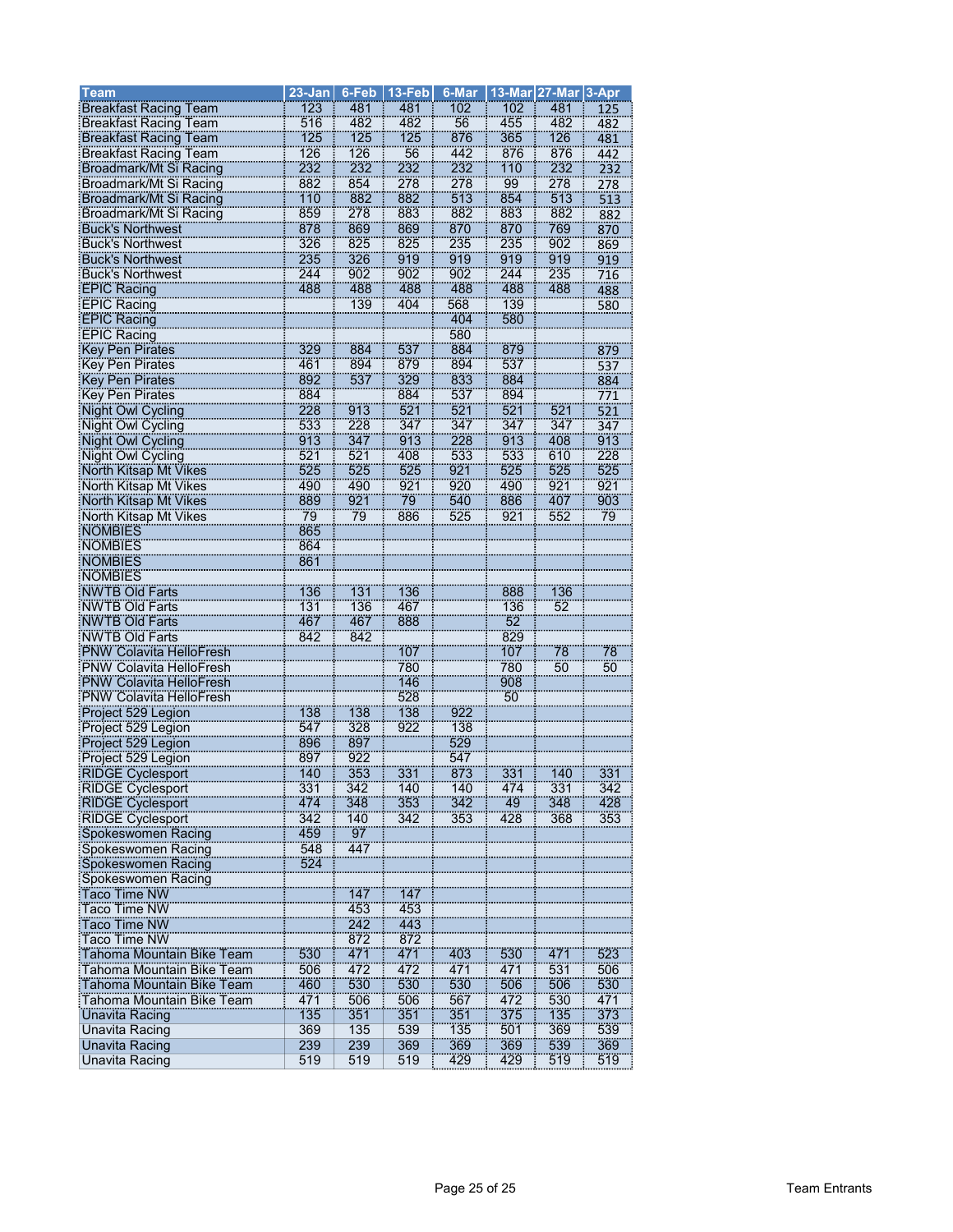| Team | 23-Jan | 6-Feb | 13-Feb | 6-Mar | 13-Mar | 27-Mar | 3-Apr |
|---|---|---|---|---|---|---|---|
| Breakfast Racing Team | 123 | 481 | 481 | 102 | 102 | 481 | 125 |
| Breakfast Racing Team | 516 | 482 | 482 | 56 | 455 | 482 | 482 |
| Breakfast Racing Team | 125 | 125 | 125 | 876 | 365 | 126 | 481 |
| Breakfast Racing Team | 126 | 126 | 56 | 442 | 876 | 876 | 442 |
| Broadmark/Mt Si Racing | 232 | 232 | 232 | 232 | 110 | 232 | 232 |
| Broadmark/Mt Si Racing | 882 | 854 | 278 | 278 | 99 | 278 | 278 |
| Broadmark/Mt Si Racing | 110 | 882 | 882 | 513 | 854 | 513 | 513 |
| Broadmark/Mt Si Racing | 859 | 278 | 883 | 882 | 883 | 882 | 882 |
| Buck's Northwest | 878 | 869 | 869 | 870 | 870 | 769 | 870 |
| Buck's Northwest | 326 | 825 | 825 | 235 | 235 | 902 | 869 |
| Buck's Northwest | 235 | 326 | 919 | 919 | 919 | 919 | 919 |
| Buck's Northwest | 244 | 902 | 902 | 902 | 244 | 235 | 716 |
| EPIC Racing | 488 | 488 | 488 | 488 | 488 | 488 | 488 |
| EPIC Racing | | 139 | 404 | 568 | 139 | | 580 |
| EPIC Racing | | | | 404 | 580 | | |
| EPIC Racing | | | | 580 | | | |
| Key Pen Pirates | 329 | 884 | 537 | 884 | 879 | | 879 |
| Key Pen Pirates | 461 | 894 | 879 | 894 | 537 | | 537 |
| Key Pen Pirates | 892 | 537 | 329 | 833 | 884 | | 884 |
| Key Pen Pirates | 884 | | 884 | 537 | 894 | | 771 |
| Night Owl Cycling | 228 | 913 | 521 | 521 | 521 | 521 | 521 |
| Night Owl Cycling | 533 | 228 | 347 | 347 | 347 | 347 | 347 |
| Night Owl Cycling | 913 | 347 | 913 | 228 | 913 | 408 | 913 |
| Night Owl Cycling | 521 | 521 | 408 | 533 | 533 | 610 | 228 |
| North Kitsap Mt Vikes | 525 | 525 | 525 | 921 | 525 | 525 | 525 |
| North Kitsap Mt Vikes | 490 | 490 | 921 | 920 | 490 | 921 | 921 |
| North Kitsap Mt Vikes | 889 | 921 | 79 | 540 | 886 | 407 | 903 |
| North Kitsap Mt Vikes | 79 | 79 | 886 | 525 | 921 | 552 | 79 |
| NOMBIES | 865 | | | | | | |
| NOMBIES | 864 | | | | | | |
| NOMBIES | 861 | | | | | | |
| NOMBIES | | | | | | | |
| NWTB Old Farts | 136 | 131 | 136 | | 888 | 136 | |
| NWTB Old Farts | 131 | 136 | 467 | | 136 | 52 | |
| NWTB Old Farts | 467 | 467 | 888 | | 52 | | |
| NWTB Old Farts | 842 | 842 | | | 829 | | |
| PNW Colavita HelloFresh | | | 107 | | 107 | 78 | 78 |
| PNW Colavita HelloFresh | | | 780 | | 780 | 50 | 50 |
| PNW Colavita HelloFresh | | | 146 | | 908 | | |
| PNW Colavita HelloFresh | | | 528 | | 50 | | |
| Project 529 Legion | 138 | 138 | 138 | 922 | | | |
| Project 529 Legion | 547 | 328 | 922 | 138 | | | |
| Project 529 Legion | 896 | 897 | | 529 | | | |
| Project 529 Legion | 897 | 922 | | 547 | | | |
| RIDGE Cyclesport | 140 | 353 | 331 | 873 | 331 | 140 | 331 |
| RIDGE Cyclesport | 331 | 342 | 140 | 140 | 474 | 331 | 342 |
| RIDGE Cyclesport | 474 | 348 | 353 | 342 | 49 | 348 | 428 |
| RIDGE Cyclesport | 342 | 140 | 342 | 353 | 428 | 368 | 353 |
| Spokeswomen Racing | 459 | 97 | | | | | |
| Spokeswomen Racing | 548 | 447 | | | | | |
| Spokeswomen Racing | 524 | | | | | | |
| Spokeswomen Racing | | | | | | | |
| Taco Time NW | | 147 | 147 | | | | |
| Taco Time NW | | 453 | 453 | | | | |
| Taco Time NW | | 242 | 443 | | | | |
| Taco Time NW | | 872 | 872 | | | | |
| Tahoma Mountain Bike Team | 530 | 471 | 471 | 403 | 530 | 471 | 523 |
| Tahoma Mountain Bike Team | 506 | 472 | 472 | 471 | 471 | 531 | 506 |
| Tahoma Mountain Bike Team | 460 | 530 | 530 | 530 | 506 | 506 | 530 |
| Tahoma Mountain Bike Team | 471 | 506 | 506 | 567 | 472 | 530 | 471 |
| Unavita Racing | 135 | 351 | 351 | 351 | 375 | 135 | 373 |
| Unavita Racing | 369 | 135 | 539 | 135 | 501 | 369 | 539 |
| Unavita Racing | 239 | 239 | 369 | 369 | 369 | 539 | 369 |
| Unavita Racing | 519 | 519 | 519 | 429 | 429 | 519 | 519 |